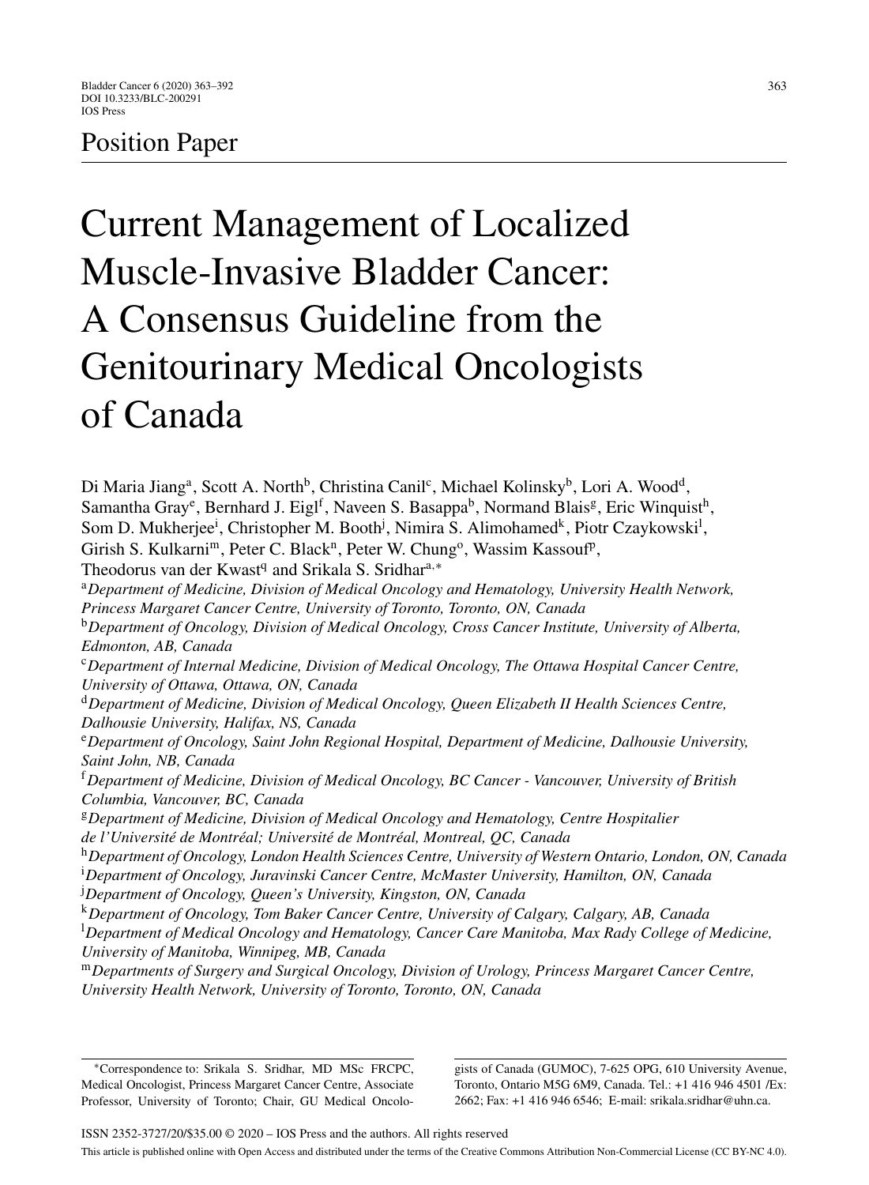Position Paper

# Current Management of Localized Muscle-Invasive Bladder Cancer: A Consensus Guideline from the Genitourinary Medical Oncologists of Canada

Di Maria Jiang[a], Scott A. North[b], Christina Canil[c], Michael Kolinsky[b], Lori A. Wood[d], Samantha Gray[e], Bernhard J. Eigl[f], Naveen S. Basappa[b], Normand Blais[g], Eric Winquist[h], Som D. Mukherjee[i], Christopher M. Booth[j], Nimira S. Alimohamed[k], Piotr Czaykowski[l], Girish S. Kulkarni[m], Peter C. Black[n], Peter W. Chung[o], Wassim Kassouf[p], Theodorus van der Kwast[q] and Srikala S. Sridhar[a,*]

[a] *Department of Medicine, Division of Medical Oncology and Hematology, University Health Network, Princess Margaret Cancer Centre, University of Toronto, Toronto, ON, Canada*

[b] *Department of Oncology, Division of Medical Oncology, Cross Cancer Institute, University of Alberta, Edmonton, AB, Canada*

[c] *Department of Internal Medicine, Division of Medical Oncology, The Ottawa Hospital Cancer Centre, University of Ottawa, Ottawa, ON, Canada*

[d] *Department of Medicine, Division of Medical Oncology, Queen Elizabeth II Health Sciences Centre, Dalhousie University, Halifax, NS, Canada*

[e] *Department of Oncology, Saint John Regional Hospital, Department of Medicine, Dalhousie University, Saint John, NB, Canada*

[f] *Department of Medicine, Division of Medical Oncology, BC Cancer - Vancouver, University of British Columbia, Vancouver, BC, Canada*

[g] *Department of Medicine, Division of Medical Oncology and Hematology, Centre Hospitalier de l'Université de Montréal; Université de Montréal, Montreal, QC, Canada*

[h] *Department of Oncology, London Health Sciences Centre, University of Western Ontario, London, ON, Canada*

[i] *Department of Oncology, Juravinski Cancer Centre, McMaster University, Hamilton, ON, Canada*

[j] *Department of Oncology, Queen's University, Kingston, ON, Canada*

[k] *Department of Oncology, Tom Baker Cancer Centre, University of Calgary, Calgary, AB, Canada*

[l] *Department of Medical Oncology and Hematology, Cancer Care Manitoba, Max Rady College of Medicine, University of Manitoba, Winnipeg, MB, Canada*

[m] *Departments of Surgery and Surgical Oncology, Division of Urology, Princess Margaret Cancer Centre, University Health Network, University of Toronto, Toronto, ON, Canada*

*Correspondence to: Srikala S. Sridhar, MD MSc FRCPC, Medical Oncologist, Princess Margaret Cancer Centre, Associate Professor, University of Toronto; Chair, GU Medical Oncologists of Canada (GUMOC), 7-625 OPG, 610 University Avenue, Toronto, Ontario M5G 6M9, Canada. Tel.: +1 416 946 4501 /Ex: 2662; Fax: +1 416 946 6546; E-mail: srikala.sridhar@uhn.ca.

ISSN 2352-3727/20/$35.00 © 2020 – IOS Press and the authors. All rights reserved

This article is published online with Open Access and distributed under the terms of the Creative Commons Attribution Non-Commercial License (CC BY-NC 4.0).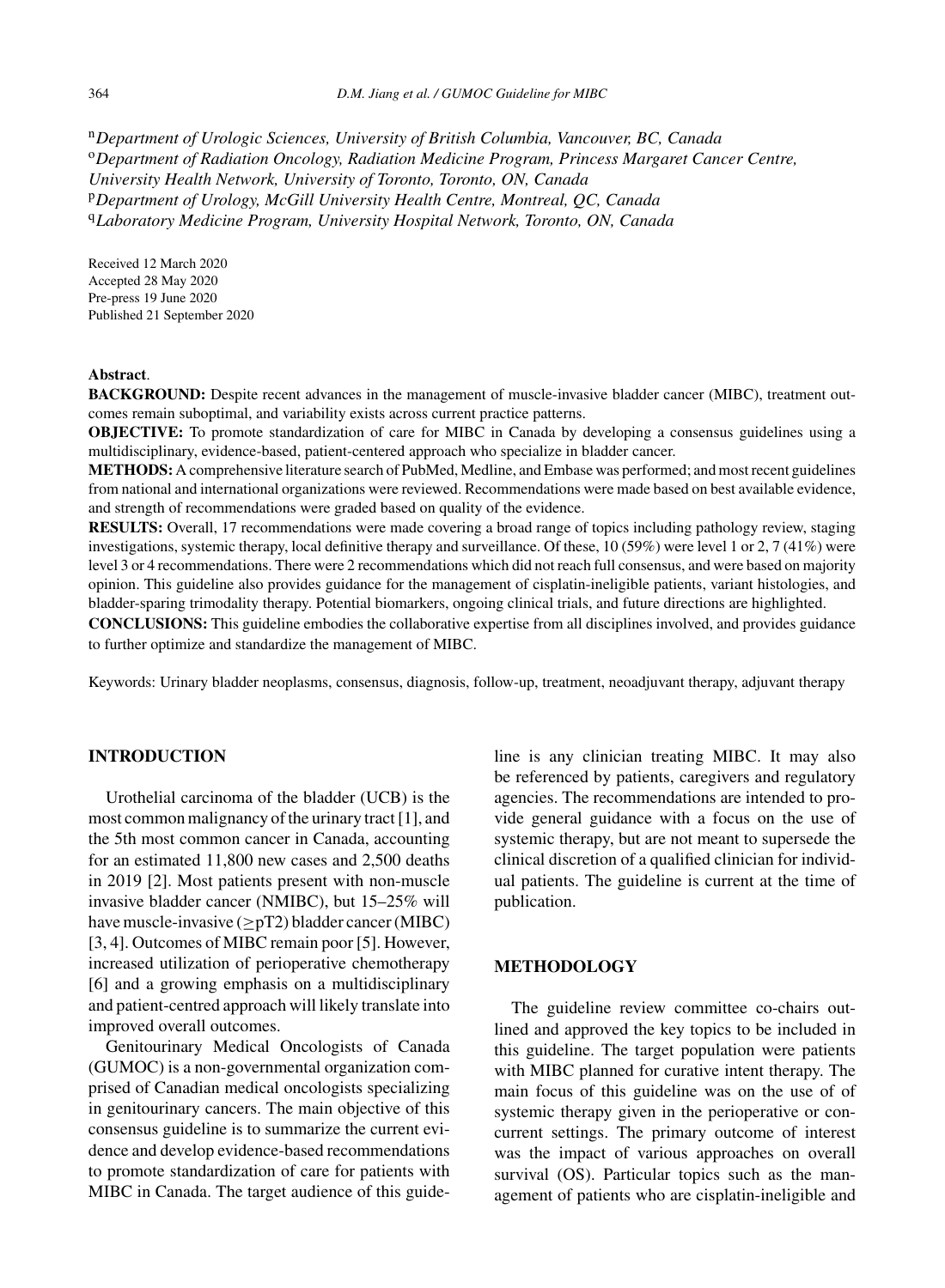[n]*Department of Urologic Sciences, University of British Columbia, Vancouver, BC, Canada*
[o]*Department of Radiation Oncology, Radiation Medicine Program, Princess Margaret Cancer Centre, University Health Network, University of Toronto, Toronto, ON, Canada*
[p]*Department of Urology, McGill University Health Centre, Montreal, QC, Canada*
[q]*Laboratory Medicine Program, University Hospital Network, Toronto, ON, Canada*

Received 12 March 2020
Accepted 28 May 2020
Pre-press 19 June 2020
Published 21 September 2020

**Abstract**.

**BACKGROUND:** Despite recent advances in the management of muscle-invasive bladder cancer (MIBC), treatment outcomes remain suboptimal, and variability exists across current practice patterns.

**OBJECTIVE:** To promote standardization of care for MIBC in Canada by developing a consensus guidelines using a multidisciplinary, evidence-based, patient-centered approach who specialize in bladder cancer.

**METHODS:** A comprehensive literature search of PubMed, Medline, and Embase was performed; and most recent guidelines from national and international organizations were reviewed. Recommendations were made based on best available evidence, and strength of recommendations were graded based on quality of the evidence.

**RESULTS:** Overall, 17 recommendations were made covering a broad range of topics including pathology review, staging investigations, systemic therapy, local definitive therapy and surveillance. Of these, 10 (59%) were level 1 or 2, 7 (41%) were level 3 or 4 recommendations. There were 2 recommendations which did not reach full consensus, and were based on majority opinion. This guideline also provides guidance for the management of cisplatin-ineligible patients, variant histologies, and bladder-sparing trimodality therapy. Potential biomarkers, ongoing clinical trials, and future directions are highlighted.

**CONCLUSIONS:** This guideline embodies the collaborative expertise from all disciplines involved, and provides guidance to further optimize and standardize the management of MIBC.

Keywords: Urinary bladder neoplasms, consensus, diagnosis, follow-up, treatment, neoadjuvant therapy, adjuvant therapy

## INTRODUCTION

Urothelial carcinoma of the bladder (UCB) is the most common malignancy of the urinary tract [1], and the 5th most common cancer in Canada, accounting for an estimated 11,800 new cases and 2,500 deaths in 2019 [2]. Most patients present with non-muscle invasive bladder cancer (NMIBC), but 15–25% will have muscle-invasive ($\geq$pT2) bladder cancer (MIBC) [3, 4]. Outcomes of MIBC remain poor [5]. However, increased utilization of perioperative chemotherapy [6] and a growing emphasis on a multidisciplinary and patient-centred approach will likely translate into improved overall outcomes.

Genitourinary Medical Oncologists of Canada (GUMOC) is a non-governmental organization comprised of Canadian medical oncologists specializing in genitourinary cancers. The main objective of this consensus guideline is to summarize the current evidence and develop evidence-based recommendations to promote standardization of care for patients with MIBC in Canada. The target audience of this guideline is any clinician treating MIBC. It may also be referenced by patients, caregivers and regulatory agencies. The recommendations are intended to provide general guidance with a focus on the use of systemic therapy, but are not meant to supersede the clinical discretion of a qualified clinician for individual patients. The guideline is current at the time of publication.

## METHODOLOGY

The guideline review committee co-chairs outlined and approved the key topics to be included in this guideline. The target population were patients with MIBC planned for curative intent therapy. The main focus of this guideline was on the use of of systemic therapy given in the perioperative or concurrent settings. The primary outcome of interest was the impact of various approaches on overall survival (OS). Particular topics such as the management of patients who are cisplatin-ineligible and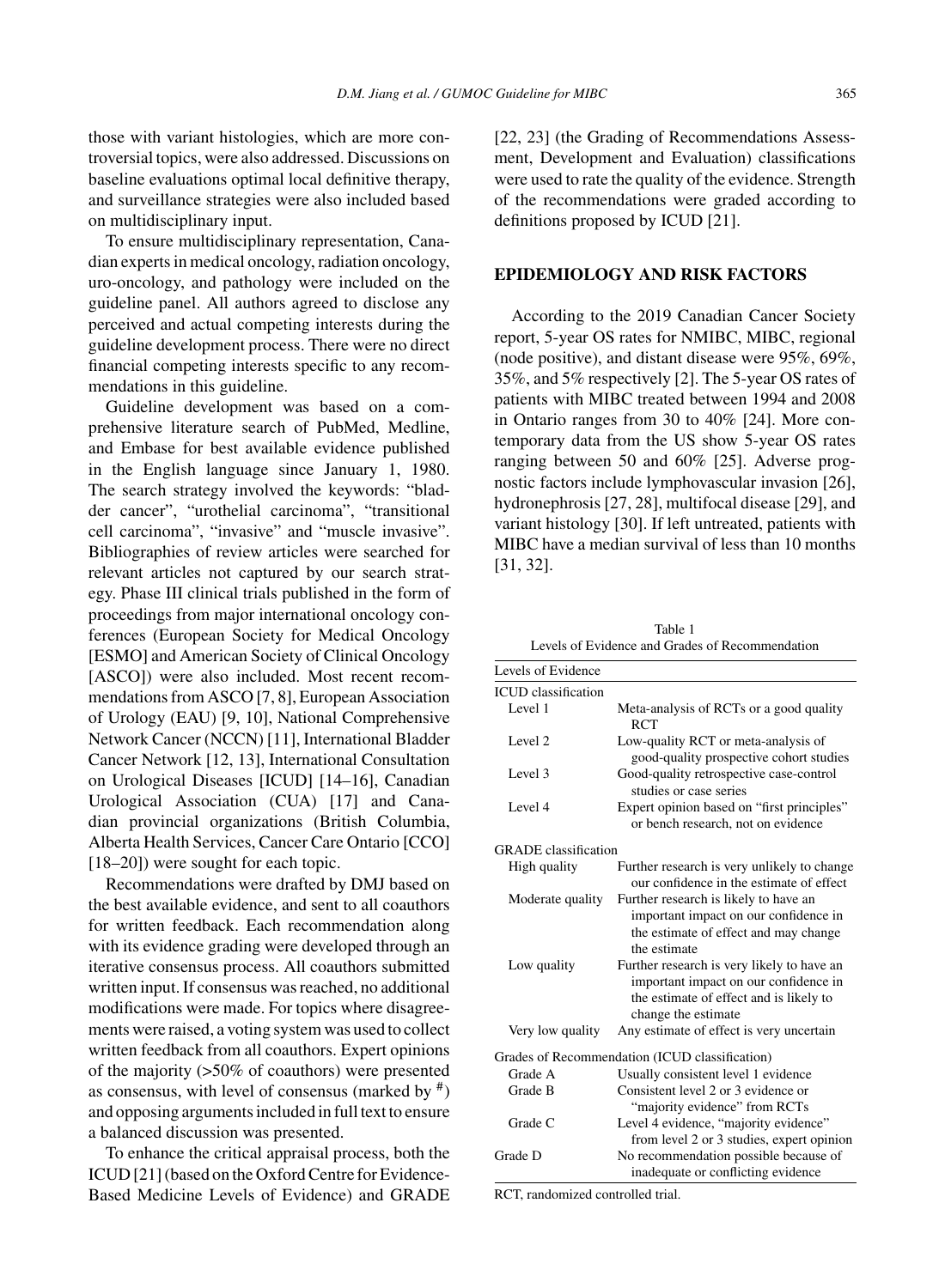those with variant histologies, which are more controversial topics, were also addressed. Discussions on baseline evaluations optimal local definitive therapy, and surveillance strategies were also included based on multidisciplinary input.

To ensure multidisciplinary representation, Canadian experts in medical oncology, radiation oncology, uro-oncology, and pathology were included on the guideline panel. All authors agreed to disclose any perceived and actual competing interests during the guideline development process. There were no direct financial competing interests specific to any recommendations in this guideline.

Guideline development was based on a comprehensive literature search of PubMed, Medline, and Embase for best available evidence published in the English language since January 1, 1980. The search strategy involved the keywords: "bladder cancer", "urothelial carcinoma", "transitional cell carcinoma", "invasive" and "muscle invasive". Bibliographies of review articles were searched for relevant articles not captured by our search strategy. Phase III clinical trials published in the form of proceedings from major international oncology conferences (European Society for Medical Oncology [ESMO] and American Society of Clinical Oncology [ASCO]) were also included. Most recent recommendations from ASCO [7, 8], European Association of Urology (EAU) [9, 10], National Comprehensive Network Cancer (NCCN) [11], International Bladder Cancer Network [12, 13], International Consultation on Urological Diseases [ICUD] [14–16], Canadian Urological Association (CUA) [17] and Canadian provincial organizations (British Columbia, Alberta Health Services, Cancer Care Ontario [CCO] [18–20]) were sought for each topic.

Recommendations were drafted by DMJ based on the best available evidence, and sent to all coauthors for written feedback. Each recommendation along with its evidence grading were developed through an iterative consensus process. All coauthors submitted written input. If consensus was reached, no additional modifications were made. For topics where disagreements were raised, a voting system was used to collect written feedback from all coauthors. Expert opinions of the majority (>50% of coauthors) were presented as consensus, with level of consensus (marked by #) and opposing arguments included in full text to ensure a balanced discussion was presented.

To enhance the critical appraisal process, both the ICUD [21] (based on the Oxford Centre for Evidence-Based Medicine Levels of Evidence) and GRADE [22, 23] (the Grading of Recommendations Assessment, Development and Evaluation) classifications were used to rate the quality of the evidence. Strength of the recommendations were graded according to definitions proposed by ICUD [21].

## EPIDEMIOLOGY AND RISK FACTORS

According to the 2019 Canadian Cancer Society report, 5-year OS rates for NMIBC, MIBC, regional (node positive), and distant disease were 95%, 69%, 35%, and 5% respectively [2]. The 5-year OS rates of patients with MIBC treated between 1994 and 2008 in Ontario ranges from 30 to 40% [24]. More contemporary data from the US show 5-year OS rates ranging between 50 and 60% [25]. Adverse prognostic factors include lymphovascular invasion [26], hydronephrosis [27, 28], multifocal disease [29], and variant histology [30]. If left untreated, patients with MIBC have a median survival of less than 10 months [31, 32].

Table 1
Levels of Evidence and Grades of Recommendation

| Levels of Evidence | |
|---|---|
| ICUD classification | |
| Level 1 | Meta-analysis of RCTs or a good quality RCT |
| Level 2 | Low-quality RCT or meta-analysis of good-quality prospective cohort studies |
| Level 3 | Good-quality retrospective case-control studies or case series |
| Level 4 | Expert opinion based on "first principles" or bench research, not on evidence |
| GRADE classification | |
| High quality | Further research is very unlikely to change our confidence in the estimate of effect |
| Moderate quality | Further research is likely to have an important impact on our confidence in the estimate of effect and may change the estimate |
| Low quality | Further research is very likely to have an important impact on our confidence in the estimate of effect and is likely to change the estimate |
| Very low quality | Any estimate of effect is very uncertain |
| Grades of Recommendation (ICUD classification) | |
| Grade A | Usually consistent level 1 evidence |
| Grade B | Consistent level 2 or 3 evidence or "majority evidence" from RCTs |
| Grade C | Level 4 evidence, "majority evidence" from level 2 or 3 studies, expert opinion |
| Grade D | No recommendation possible because of inadequate or conflicting evidence |

RCT, randomized controlled trial.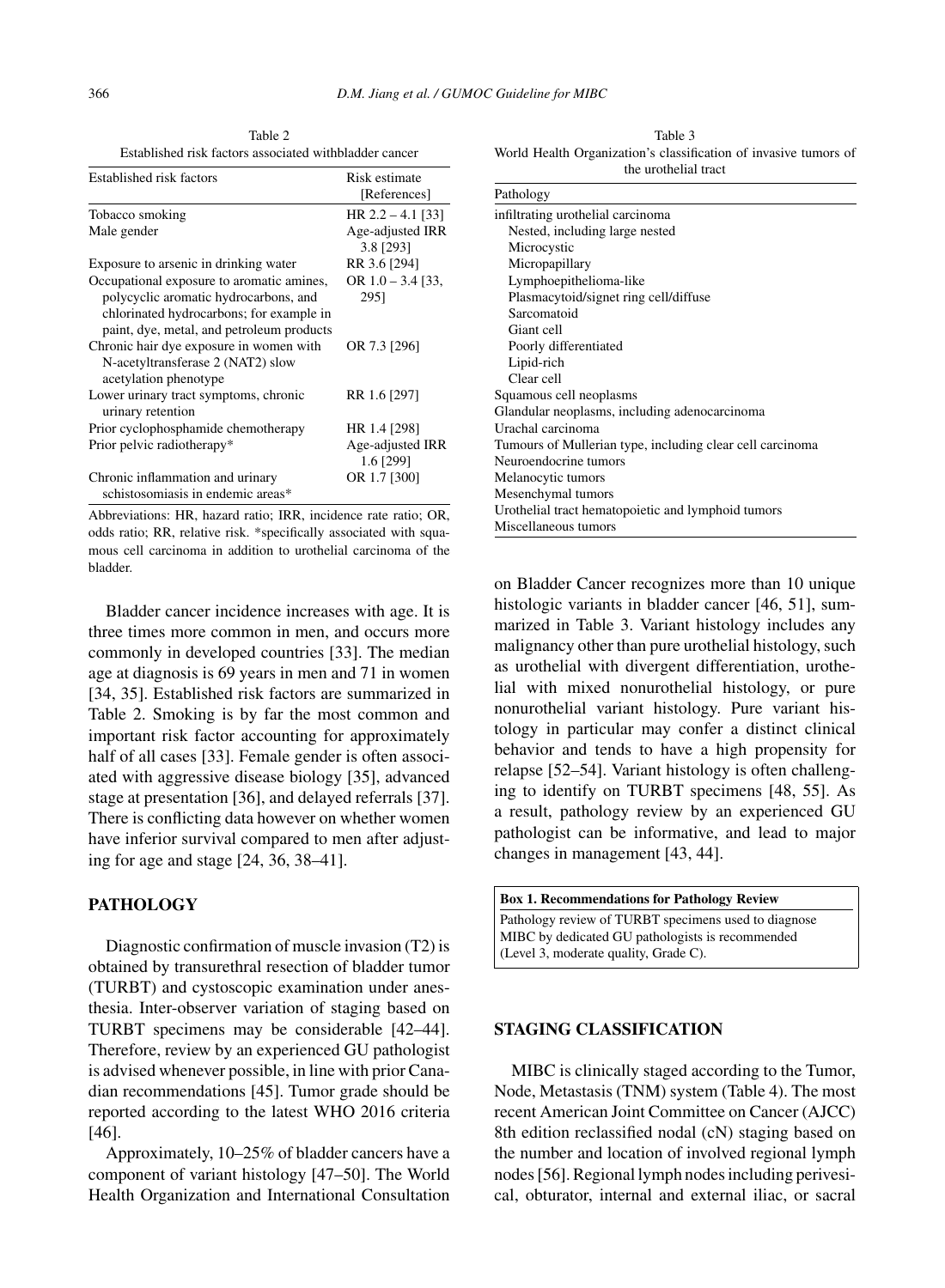Table 2
Established risk factors associated withbladder cancer

| Established risk factors | Risk estimate [References] |
|---|---|
| Tobacco smoking | HR 2.2 – 4.1 [33] |
| Male gender | Age-adjusted IRR 3.8 [293] |
| Exposure to arsenic in drinking water | RR 3.6 [294] |
| Occupational exposure to aromatic amines, polycyclic aromatic hydrocarbons, and chlorinated hydrocarbons; for example in paint, dye, metal, and petroleum products | OR 1.0 – 3.4 [33, 295] |
| Chronic hair dye exposure in women with N-acetyltransferase 2 (NAT2) slow acetylation phenotype | OR 7.3 [296] |
| Lower urinary tract symptoms, chronic urinary retention | RR 1.6 [297] |
| Prior cyclophosphamide chemotherapy | HR 1.4 [298] |
| Prior pelvic radiotherapy* | Age-adjusted IRR 1.6 [299] |
| Chronic inflammation and urinary schistosomiasis in endemic areas* | OR 1.7 [300] |

Abbreviations: HR, hazard ratio; IRR, incidence rate ratio; OR, odds ratio; RR, relative risk. *specifically associated with squamous cell carcinoma in addition to urothelial carcinoma of the bladder.

Bladder cancer incidence increases with age. It is three times more common in men, and occurs more commonly in developed countries [33]. The median age at diagnosis is 69 years in men and 71 in women [34, 35]. Established risk factors are summarized in Table 2. Smoking is by far the most common and important risk factor accounting for approximately half of all cases [33]. Female gender is often associated with aggressive disease biology [35], advanced stage at presentation [36], and delayed referrals [37]. There is conflicting data however on whether women have inferior survival compared to men after adjusting for age and stage [24, 36, 38–41].

## PATHOLOGY

Diagnostic confirmation of muscle invasion (T2) is obtained by transurethral resection of bladder tumor (TURBT) and cystoscopic examination under anesthesia. Inter-observer variation of staging based on TURBT specimens may be considerable [42–44]. Therefore, review by an experienced GU pathologist is advised whenever possible, in line with prior Canadian recommendations [45]. Tumor grade should be reported according to the latest WHO 2016 criteria [46].

Approximately, 10–25% of bladder cancers have a component of variant histology [47–50]. The World Health Organization and International Consultation on Bladder Cancer recognizes more than 10 unique histologic variants in bladder cancer [46, 51], summarized in Table 3. Variant histology includes any malignancy other than pure urothelial histology, such as urothelial with divergent differentiation, urothelial with mixed nonurothelial histology, or pure nonurothelial variant histology. Pure variant histology in particular may confer a distinct clinical behavior and tends to have a high propensity for relapse [52–54]. Variant histology is often challenging to identify on TURBT specimens [48, 55]. As a result, pathology review by an experienced GU pathologist can be informative, and lead to major changes in management [43, 44].

Table 3
World Health Organization's classification of invasive tumors of the urothelial tract

| Pathology |
|---|
| infiltrating urothelial carcinoma |
| Nested, including large nested |
| Microcystic |
| Micropapillary |
| Lymphoepithelioma-like |
| Plasmacytoid/signet ring cell/diffuse |
| Sarcomatoid |
| Giant cell |
| Poorly differentiated |
| Lipid-rich |
| Clear cell |
| Squamous cell neoplasms |
| Glandular neoplasms, including adenocarcinoma |
| Urachal carcinoma |
| Tumours of Mullerian type, including clear cell carcinoma |
| Neuroendocrine tumors |
| Melanocytic tumors |
| Mesenchymal tumors |
| Urothelial tract hematopoietic and lymphoid tumors |
| Miscellaneous tumors |

**Box 1. Recommendations for Pathology Review**

Pathology review of TURBT specimens used to diagnose MIBC by dedicated GU pathologists is recommended (Level 3, moderate quality, Grade C).

## STAGING CLASSIFICATION

MIBC is clinically staged according to the Tumor, Node, Metastasis (TNM) system (Table 4). The most recent American Joint Committee on Cancer (AJCC) 8th edition reclassified nodal (cN) staging based on the number and location of involved regional lymph nodes [56]. Regional lymph nodes including perivesical, obturator, internal and external iliac, or sacral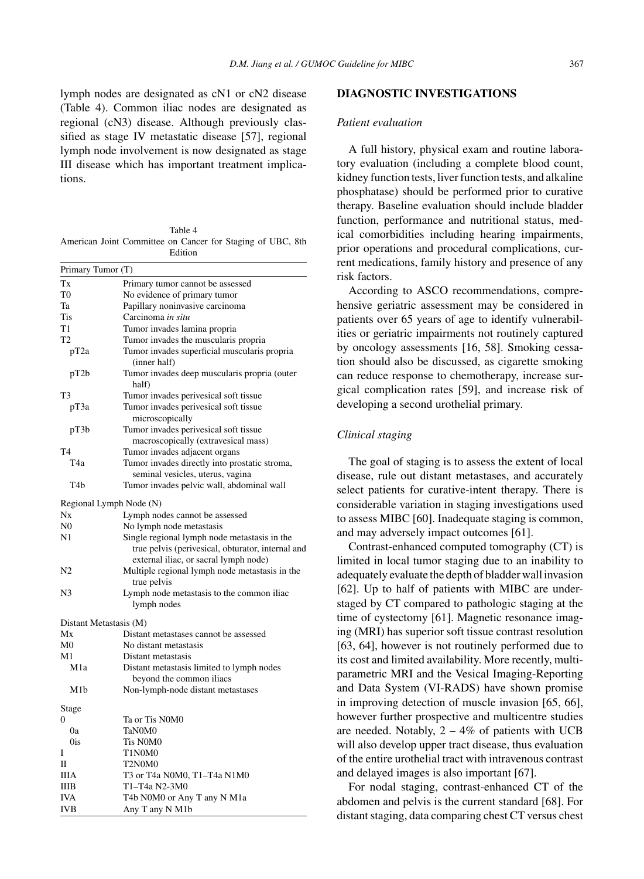lymph nodes are designated as cN1 or cN2 disease (Table 4). Common iliac nodes are designated as regional (cN3) disease. Although previously classified as stage IV metastatic disease [57], regional lymph node involvement is now designated as stage III disease which has important treatment implications.

Table 4
American Joint Committee on Cancer for Staging of UBC, 8th Edition

| Primary Tumor (T) | |
|---|---|
| Tx | Primary tumor cannot be assessed |
| T0 | No evidence of primary tumor |
| Ta | Papillary noninvasive carcinoma |
| Tis | Carcinoma *in situ* |
| T1 | Tumor invades lamina propria |
| T2 | Tumor invades the muscularis propria |
| pT2a | Tumor invades superficial muscularis propria (inner half) |
| pT2b | Tumor invades deep muscularis propria (outer half) |
| T3 | Tumor invades perivesical soft tissue |
| pT3a | Tumor invades perivesical soft tissue microscopically |
| pT3b | Tumor invades perivesical soft tissue macroscopically (extravesical mass) |
| T4 | Tumor invades adjacent organs |
| T4a | Tumor invades directly into prostatic stroma, seminal vesicles, uterus, vagina |
| T4b | Tumor invades pelvic wall, abdominal wall |
| **Regional Lymph Node (N)** | |
| Nx | Lymph nodes cannot be assessed |
| N0 | No lymph node metastasis |
| N1 | Single regional lymph node metastasis in the true pelvis (perivesical, obturator, internal and external iliac, or sacral lymph node) |
| N2 | Multiple regional lymph node metastasis in the true pelvis |
| N3 | Lymph node metastasis to the common iliac lymph nodes |
| **Distant Metastasis (M)** | |
| Mx | Distant metastases cannot be assessed |
| M0 | No distant metastasis |
| M1 | Distant metastasis |
| M1a | Distant metastasis limited to lymph nodes beyond the common iliacs |
| M1b | Non-lymph-node distant metastases |
| **Stage** | |
| 0 | Ta or Tis N0M0 |
| 0a | TaN0M0 |
| 0is | Tis N0M0 |
| I | T1N0M0 |
| II | T2N0M0 |
| IIIA | T3 or T4a N0M0, T1–T4a N1M0 |
| IIIB | T1–T4a N2-3M0 |
| IVA | T4b N0M0 or Any T any N M1a |
| IVB | Any T any N M1b |

## DIAGNOSTIC INVESTIGATIONS

### *Patient evaluation*

A full history, physical exam and routine laboratory evaluation (including a complete blood count, kidney function tests, liver function tests, and alkaline phosphatase) should be performed prior to curative therapy. Baseline evaluation should include bladder function, performance and nutritional status, medical comorbidities including hearing impairments, prior operations and procedural complications, current medications, family history and presence of any risk factors.

According to ASCO recommendations, comprehensive geriatric assessment may be considered in patients over 65 years of age to identify vulnerabilities or geriatric impairments not routinely captured by oncology assessments [16, 58]. Smoking cessation should also be discussed, as cigarette smoking can reduce response to chemotherapy, increase surgical complication rates [59], and increase risk of developing a second urothelial primary.

### *Clinical staging*

The goal of staging is to assess the extent of local disease, rule out distant metastases, and accurately select patients for curative-intent therapy. There is considerable variation in staging investigations used to assess MIBC [60]. Inadequate staging is common, and may adversely impact outcomes [61].

Contrast-enhanced computed tomography (CT) is limited in local tumor staging due to an inability to adequately evaluate the depth of bladder wall invasion [62]. Up to half of patients with MIBC are understaged by CT compared to pathologic staging at the time of cystectomy [61]. Magnetic resonance imaging (MRI) has superior soft tissue contrast resolution [63, 64], however is not routinely performed due to its cost and limited availability. More recently, multiparametric MRI and the Vesical Imaging-Reporting and Data System (VI-RADS) have shown promise in improving detection of muscle invasion [65, 66], however further prospective and multicentre studies are needed. Notably, 2 – 4% of patients with UCB will also develop upper tract disease, thus evaluation of the entire urothelial tract with intravenous contrast and delayed images is also important [67].

For nodal staging, contrast-enhanced CT of the abdomen and pelvis is the current standard [68]. For distant staging, data comparing chest CT versus chest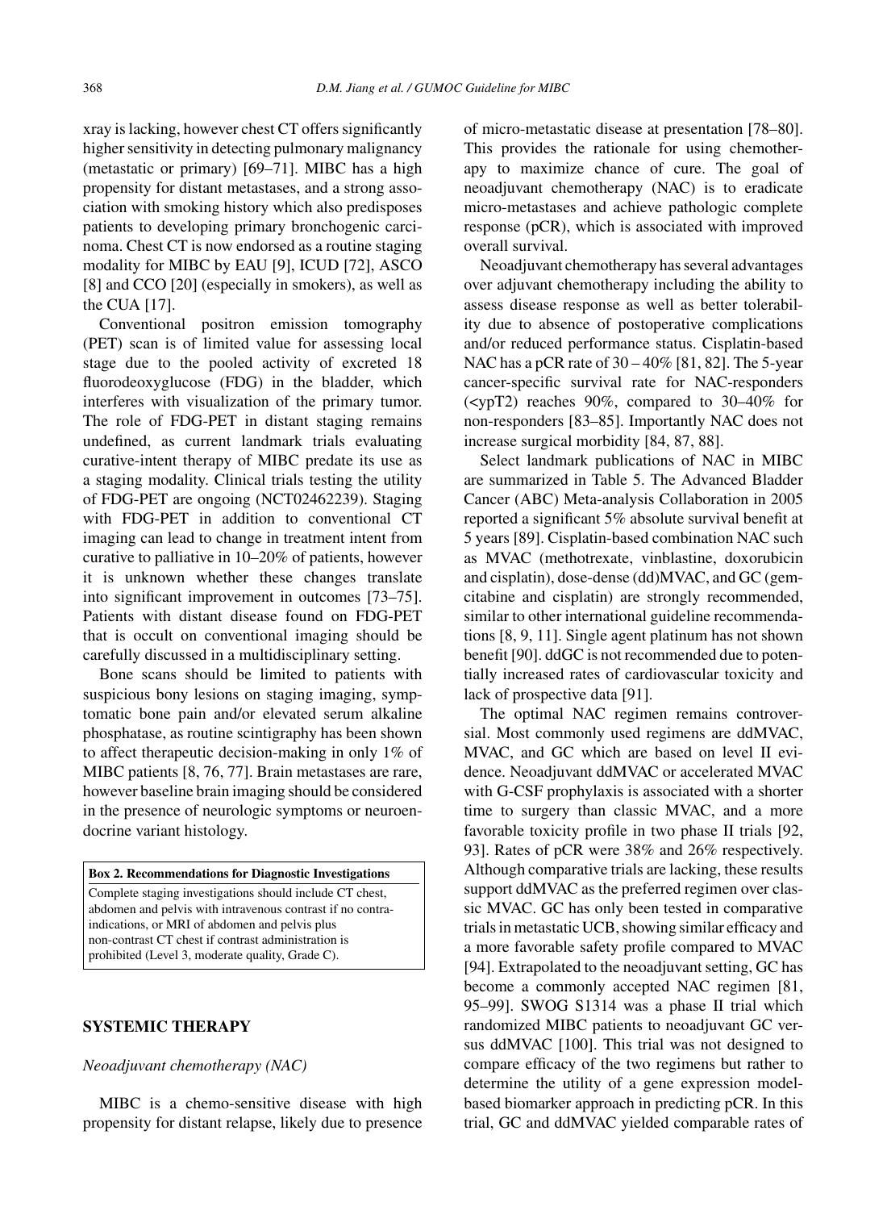xray is lacking, however chest CT offers significantly higher sensitivity in detecting pulmonary malignancy (metastatic or primary) [69–71]. MIBC has a high propensity for distant metastases, and a strong association with smoking history which also predisposes patients to developing primary bronchogenic carcinoma. Chest CT is now endorsed as a routine staging modality for MIBC by EAU [9], ICUD [72], ASCO [8] and CCO [20] (especially in smokers), as well as the CUA [17].

Conventional positron emission tomography (PET) scan is of limited value for assessing local stage due to the pooled activity of excreted 18 fluorodeoxyglucose (FDG) in the bladder, which interferes with visualization of the primary tumor. The role of FDG-PET in distant staging remains undefined, as current landmark trials evaluating curative-intent therapy of MIBC predate its use as a staging modality. Clinical trials testing the utility of FDG-PET are ongoing (NCT02462239). Staging with FDG-PET in addition to conventional CT imaging can lead to change in treatment intent from curative to palliative in 10–20% of patients, however it is unknown whether these changes translate into significant improvement in outcomes [73–75]. Patients with distant disease found on FDG-PET that is occult on conventional imaging should be carefully discussed in a multidisciplinary setting.

Bone scans should be limited to patients with suspicious bony lesions on staging imaging, symptomatic bone pain and/or elevated serum alkaline phosphatase, as routine scintigraphy has been shown to affect therapeutic decision-making in only 1% of MIBC patients [8, 76, 77]. Brain metastases are rare, however baseline brain imaging should be considered in the presence of neurologic symptoms or neuroendocrine variant histology.

| **Box 2. Recommendations for Diagnostic Investigations** |
|---|
| Complete staging investigations should include CT chest, abdomen and pelvis with intravenous contrast if no contra-indications, or MRI of abdomen and pelvis plus non-contrast CT chest if contrast administration is prohibited (Level 3, moderate quality, Grade C). |

## SYSTEMIC THERAPY

### *Neoadjuvant chemotherapy (NAC)*

MIBC is a chemo-sensitive disease with high propensity for distant relapse, likely due to presence of micro-metastatic disease at presentation [78–80]. This provides the rationale for using chemotherapy to maximize chance of cure. The goal of neoadjuvant chemotherapy (NAC) is to eradicate micro-metastases and achieve pathologic complete response (pCR), which is associated with improved overall survival.

Neoadjuvant chemotherapy has several advantages over adjuvant chemotherapy including the ability to assess disease response as well as better tolerability due to absence of postoperative complications and/or reduced performance status. Cisplatin-based NAC has a pCR rate of 30 – 40% [81, 82]. The 5-year cancer-specific survival rate for NAC-responders (<ypT2) reaches 90%, compared to 30–40% for non-responders [83–85]. Importantly NAC does not increase surgical morbidity [84, 87, 88].

Select landmark publications of NAC in MIBC are summarized in Table 5. The Advanced Bladder Cancer (ABC) Meta-analysis Collaboration in 2005 reported a significant 5% absolute survival benefit at 5 years [89]. Cisplatin-based combination NAC such as MVAC (methotrexate, vinblastine, doxorubicin and cisplatin), dose-dense (dd)MVAC, and GC (gemcitabine and cisplatin) are strongly recommended, similar to other international guideline recommendations [8, 9, 11]. Single agent platinum has not shown benefit [90]. ddGC is not recommended due to potentially increased rates of cardiovascular toxicity and lack of prospective data [91].

The optimal NAC regimen remains controversial. Most commonly used regimens are ddMVAC, MVAC, and GC which are based on level II evidence. Neoadjuvant ddMVAC or accelerated MVAC with G-CSF prophylaxis is associated with a shorter time to surgery than classic MVAC, and a more favorable toxicity profile in two phase II trials [92, 93]. Rates of pCR were 38% and 26% respectively. Although comparative trials are lacking, these results support ddMVAC as the preferred regimen over classic MVAC. GC has only been tested in comparative trials in metastatic UCB, showing similar efficacy and a more favorable safety profile compared to MVAC [94]. Extrapolated to the neoadjuvant setting, GC has become a commonly accepted NAC regimen [81, 95–99]. SWOG S1314 was a phase II trial which randomized MIBC patients to neoadjuvant GC versus ddMVAC [100]. This trial was not designed to compare efficacy of the two regimens but rather to determine the utility of a gene expression model-based biomarker approach in predicting pCR. In this trial, GC and ddMVAC yielded comparable rates of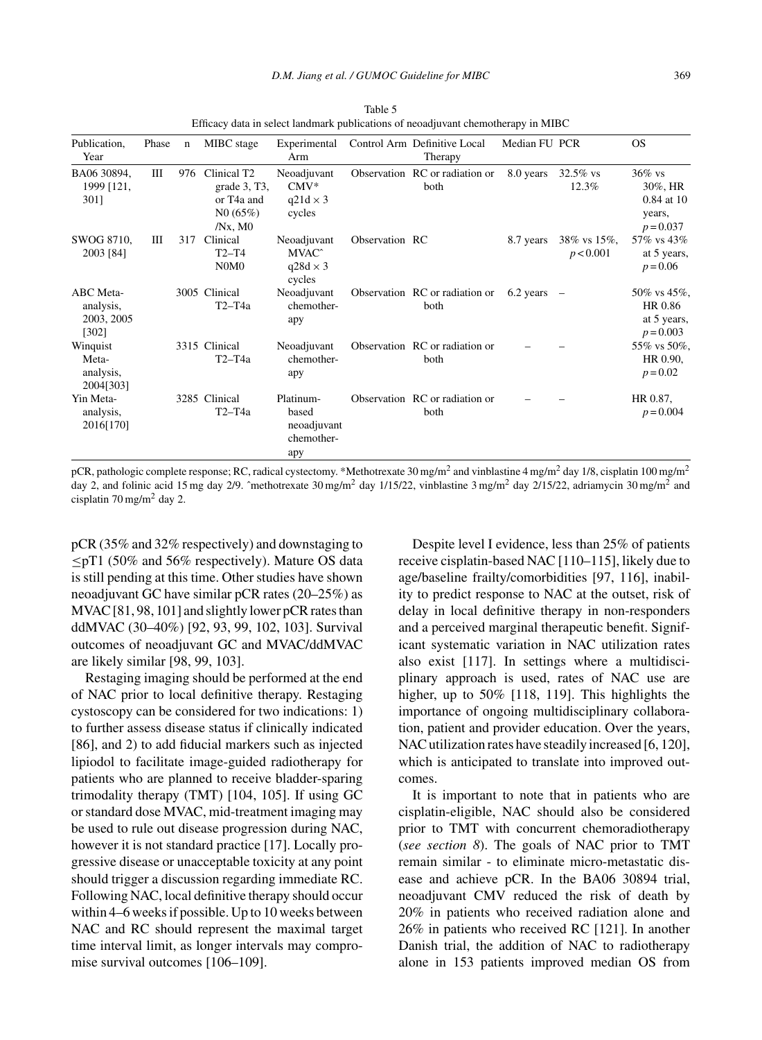Table 5
Efficacy data in select landmark publications of neoadjuvant chemotherapy in MIBC

| Publication, Year | Phase | n | MIBC stage | Experimental Arm | Control Arm | Definitive Local Therapy | Median FU | PCR | OS |
|---|---|---|---|---|---|---|---|---|---|
| BA06 30894, 1999 [121, 301] | III | 976 | Clinical T2 grade 3, T3, or T4a and N0 (65%) /Nx, M0 | Neoadjuvant CMV* q21d × 3 cycles | Observation | RC or radiation or both | 8.0 years | 32.5% vs 12.3% | 36% vs 30%, HR 0.84 at 10 years, $p = 0.037$ |
| SWOG 8710, 2003 [84] | III | 317 | Clinical T2–T4 N0M0 | Neoadjuvant MVAC^ q28d × 3 cycles | Observation | RC | 8.7 years | 38% vs 15%, $p < 0.001$ | 57% vs 43% at 5 years, $p = 0.06$ |
| ABC Meta-analysis, 2003, 2005 [302] | | 3005 | Clinical T2–T4a | Neoadjuvant chemotherapy | Observation | RC or radiation or both | 6.2 years | – | 50% vs 45%, HR 0.86 at 5 years, $p = 0.003$ |
| Winquist Meta-analysis, 2004[303] | | 3315 | Clinical T2–T4a | Neoadjuvant chemotherapy | Observation | RC or radiation or both | – | – | 55% vs 50%, HR 0.90, $p = 0.02$ |
| Yin Meta-analysis, 2016[170] | | 3285 | Clinical T2–T4a | Platinum-based neoadjuvant chemotherapy | Observation | RC or radiation or both | – | – | HR 0.87, $p = 0.004$ |

pCR, pathologic complete response; RC, radical cystectomy. *Methotrexate 30 mg/m$^2$ and vinblastine 4 mg/m$^2$ day 1/8, cisplatin 100 mg/m$^2$ day 2, and folinic acid 15 mg day 2/9. ^methotrexate 30 mg/m$^2$ day 1/15/22, vinblastine 3 mg/m$^2$ day 2/15/22, adriamycin 30 mg/m$^2$ and cisplatin 70 mg/m$^2$ day 2.

pCR (35% and 32% respectively) and downstaging to ≤pT1 (50% and 56% respectively). Mature OS data is still pending at this time. Other studies have shown neoadjuvant GC have similar pCR rates (20–25%) as MVAC [81, 98, 101] and slightly lower pCR rates than ddMVAC (30–40%) [92, 93, 99, 102, 103]. Survival outcomes of neoadjuvant GC and MVAC/ddMVAC are likely similar [98, 99, 103].

Restaging imaging should be performed at the end of NAC prior to local definitive therapy. Restaging cystoscopy can be considered for two indications: 1) to further assess disease status if clinically indicated [86], and 2) to add fiducial markers such as injected lipiodol to facilitate image-guided radiotherapy for patients who are planned to receive bladder-sparing trimodality therapy (TMT) [104, 105]. If using GC or standard dose MVAC, mid-treatment imaging may be used to rule out disease progression during NAC, however it is not standard practice [17]. Locally progressive disease or unacceptable toxicity at any point should trigger a discussion regarding immediate RC. Following NAC, local definitive therapy should occur within 4–6 weeks if possible. Up to 10 weeks between NAC and RC should represent the maximal target time interval limit, as longer intervals may compromise survival outcomes [106–109].

Despite level I evidence, less than 25% of patients receive cisplatin-based NAC [110–115], likely due to age/baseline frailty/comorbidities [97, 116], inability to predict response to NAC at the outset, risk of delay in local definitive therapy in non-responders and a perceived marginal therapeutic benefit. Significant systematic variation in NAC utilization rates also exist [117]. In settings where a multidisciplinary approach is used, rates of NAC use are higher, up to 50% [118, 119]. This highlights the importance of ongoing multidisciplinary collaboration, patient and provider education. Over the years, NAC utilization rates have steadily increased [6, 120], which is anticipated to translate into improved outcomes.

It is important to note that in patients who are cisplatin-eligible, NAC should also be considered prior to TMT with concurrent chemoradiotherapy (*see section 8*). The goals of NAC prior to TMT remain similar - to eliminate micro-metastatic disease and achieve pCR. In the BA06 30894 trial, neoadjuvant CMV reduced the risk of death by 20% in patients who received radiation alone and 26% in patients who received RC [121]. In another Danish trial, the addition of NAC to radiotherapy alone in 153 patients improved median OS from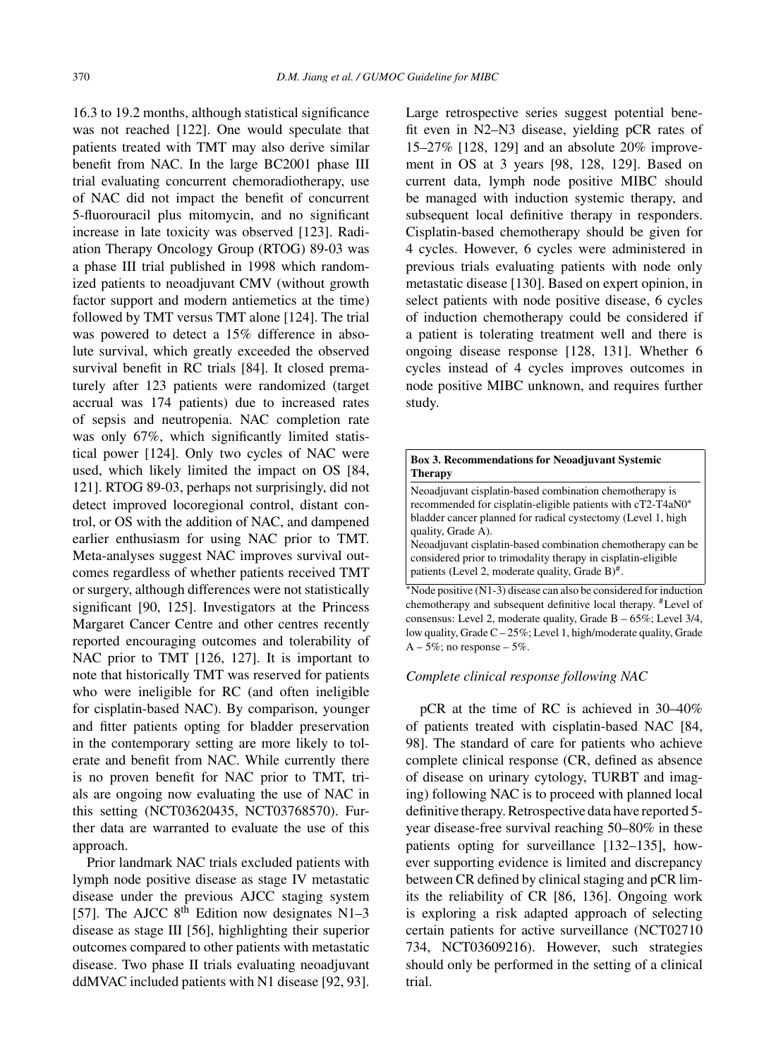16.3 to 19.2 months, although statistical significance was not reached [122]. One would speculate that patients treated with TMT may also derive similar benefit from NAC. In the large BC2001 phase III trial evaluating concurrent chemoradiotherapy, use of NAC did not impact the benefit of concurrent 5-fluorouracil plus mitomycin, and no significant increase in late toxicity was observed [123]. Radiation Therapy Oncology Group (RTOG) 89-03 was a phase III trial published in 1998 which randomized patients to neoadjuvant CMV (without growth factor support and modern antiemetics at the time) followed by TMT versus TMT alone [124]. The trial was powered to detect a 15% difference in absolute survival, which greatly exceeded the observed survival benefit in RC trials [84]. It closed prematurely after 123 patients were randomized (target accrual was 174 patients) due to increased rates of sepsis and neutropenia. NAC completion rate was only 67%, which significantly limited statistical power [124]. Only two cycles of NAC were used, which likely limited the impact on OS [84, 121]. RTOG 89-03, perhaps not surprisingly, did not detect improved locoregional control, distant control, or OS with the addition of NAC, and dampened earlier enthusiasm for using NAC prior to TMT. Meta-analyses suggest NAC improves survival outcomes regardless of whether patients received TMT or surgery, although differences were not statistically significant [90, 125]. Investigators at the Princess Margaret Cancer Centre and other centres recently reported encouraging outcomes and tolerability of NAC prior to TMT [126, 127]. It is important to note that historically TMT was reserved for patients who were ineligible for RC (and often ineligible for cisplatin-based NAC). By comparison, younger and fitter patients opting for bladder preservation in the contemporary setting are more likely to tolerate and benefit from NAC. While currently there is no proven benefit for NAC prior to TMT, trials are ongoing now evaluating the use of NAC in this setting (NCT03620435, NCT03768570). Further data are warranted to evaluate the use of this approach.

Prior landmark NAC trials excluded patients with lymph node positive disease as stage IV metastatic disease under the previous AJCC staging system [57]. The AJCC 8th Edition now designates N1–3 disease as stage III [56], highlighting their superior outcomes compared to other patients with metastatic disease. Two phase II trials evaluating neoadjuvant ddMVAC included patients with N1 disease [92, 93]. Large retrospective series suggest potential benefit even in N2–N3 disease, yielding pCR rates of 15–27% [128, 129] and an absolute 20% improvement in OS at 3 years [98, 128, 129]. Based on current data, lymph node positive MIBC should be managed with induction systemic therapy, and subsequent local definitive therapy in responders. Cisplatin-based chemotherapy should be given for 4 cycles. However, 6 cycles were administered in previous trials evaluating patients with node only metastatic disease [130]. Based on expert opinion, in select patients with node positive disease, 6 cycles of induction chemotherapy could be considered if a patient is tolerating treatment well and there is ongoing disease response [128, 131]. Whether 6 cycles instead of 4 cycles improves outcomes in node positive MIBC unknown, and requires further study.

**Box 3. Recommendations for Neoadjuvant Systemic Therapy**

Neoadjuvant cisplatin-based combination chemotherapy is recommended for cisplatin-eligible patients with cT2-T4aN0* bladder cancer planned for radical cystectomy (Level 1, high quality, Grade A).

Neoadjuvant cisplatin-based combination chemotherapy can be considered prior to trimodality therapy in cisplatin-eligible patients (Level 2, moderate quality, Grade B)#.

*Node positive (N1-3) disease can also be considered for induction chemotherapy and subsequent definitive local therapy. #Level of consensus: Level 2, moderate quality, Grade B – 65%; Level 3/4, low quality, Grade C – 25%; Level 1, high/moderate quality, Grade A – 5%; no response – 5%.

### *Complete clinical response following NAC*

pCR at the time of RC is achieved in 30–40% of patients treated with cisplatin-based NAC [84, 98]. The standard of care for patients who achieve complete clinical response (CR, defined as absence of disease on urinary cytology, TURBT and imaging) following NAC is to proceed with planned local definitive therapy. Retrospective data have reported 5-year disease-free survival reaching 50–80% in these patients opting for surveillance [132–135], however supporting evidence is limited and discrepancy between CR defined by clinical staging and pCR limits the reliability of CR [86, 136]. Ongoing work is exploring a risk adapted approach of selecting certain patients for active surveillance (NCT02710734, NCT03609216). However, such strategies should only be performed in the setting of a clinical trial.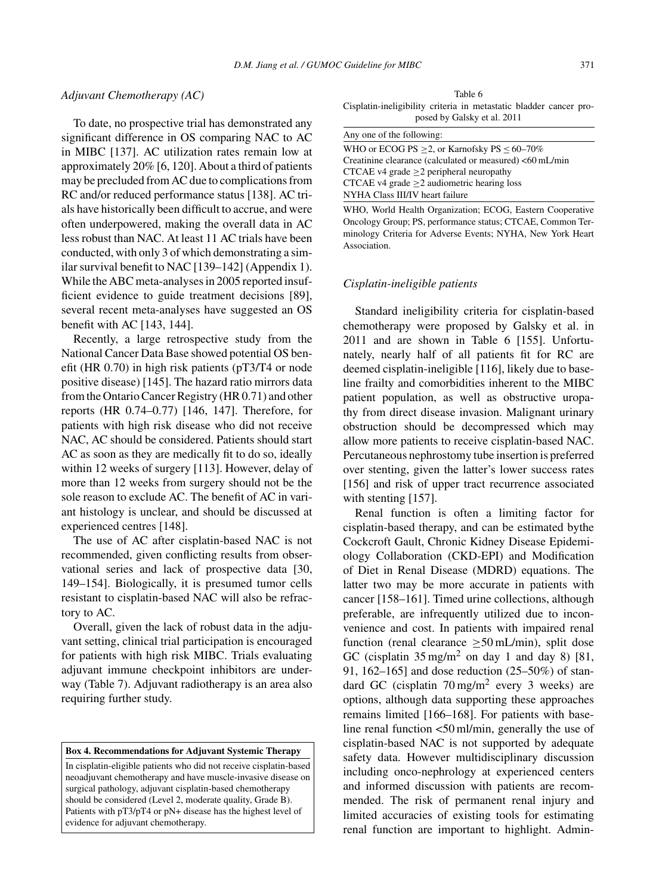### *Adjuvant Chemotherapy (AC)*

To date, no prospective trial has demonstrated any significant difference in OS comparing NAC to AC in MIBC [137]. AC utilization rates remain low at approximately 20% [6, 120]. About a third of patients may be precluded from AC due to complications from RC and/or reduced performance status [138]. AC trials have historically been difficult to accrue, and were often underpowered, making the overall data in AC less robust than NAC. At least 11 AC trials have been conducted, with only 3 of which demonstrating a similar survival benefit to NAC [139–142] (Appendix 1). While the ABC meta-analyses in 2005 reported insufficient evidence to guide treatment decisions [89], several recent meta-analyses have suggested an OS benefit with AC [143, 144].

Recently, a large retrospective study from the National Cancer Data Base showed potential OS benefit (HR 0.70) in high risk patients (pT3/T4 or node positive disease) [145]. The hazard ratio mirrors data from the Ontario Cancer Registry (HR 0.71) and other reports (HR 0.74–0.77) [146, 147]. Therefore, for patients with high risk disease who did not receive NAC, AC should be considered. Patients should start AC as soon as they are medically fit to do so, ideally within 12 weeks of surgery [113]. However, delay of more than 12 weeks from surgery should not be the sole reason to exclude AC. The benefit of AC in variant histology is unclear, and should be discussed at experienced centres [148].

The use of AC after cisplatin-based NAC is not recommended, given conflicting results from observational series and lack of prospective data [30, 149–154]. Biologically, it is presumed tumor cells resistant to cisplatin-based NAC will also be refractory to AC.

Overall, given the lack of robust data in the adjuvant setting, clinical trial participation is encouraged for patients with high risk MIBC. Trials evaluating adjuvant immune checkpoint inhibitors are underway (Table 7). Adjuvant radiotherapy is an area also requiring further study.

**Box 4. Recommendations for Adjuvant Systemic Therapy**

In cisplatin-eligible patients who did not receive cisplatin-based neoadjuvant chemotherapy and have muscle-invasive disease on surgical pathology, adjuvant cisplatin-based chemotherapy should be considered (Level 2, moderate quality, Grade B). Patients with pT3/pT4 or pN+ disease has the highest level of evidence for adjuvant chemotherapy.

Table 6
Cisplatin-ineligibility criteria in metastatic bladder cancer proposed by Galsky et al. 2011

| Any one of the following: |
|---|
| WHO or ECOG PS ≥2, or Karnofsky PS ≤ 60–70% |
| Creatinine clearance (calculated or measured) <60 mL/min |
| CTCAE v4 grade ≥2 peripheral neuropathy |
| CTCAE v4 grade ≥2 audiometric hearing loss |
| NYHA Class III/IV heart failure |

WHO, World Health Organization; ECOG, Eastern Cooperative Oncology Group; PS, performance status; CTCAE, Common Terminology Criteria for Adverse Events; NYHA, New York Heart Association.

### *Cisplatin-ineligible patients*

Standard ineligibility criteria for cisplatin-based chemotherapy were proposed by Galsky et al. in 2011 and are shown in Table 6 [155]. Unfortunately, nearly half of all patients fit for RC are deemed cisplatin-ineligible [116], likely due to baseline frailty and comorbidities inherent to the MIBC patient population, as well as obstructive uropathy from direct disease invasion. Malignant urinary obstruction should be decompressed which may allow more patients to receive cisplatin-based NAC. Percutaneous nephrostomy tube insertion is preferred over stenting, given the latter's lower success rates [156] and risk of upper tract recurrence associated with stenting [157].

Renal function is often a limiting factor for cisplatin-based therapy, and can be estimated bythe Cockcroft Gault, Chronic Kidney Disease Epidemiology Collaboration (CKD-EPI) and Modification of Diet in Renal Disease (MDRD) equations. The latter two may be more accurate in patients with cancer [158–161]. Timed urine collections, although preferable, are infrequently utilized due to inconvenience and cost. In patients with impaired renal function (renal clearance ≥50 mL/min), split dose GC (cisplatin 35 mg/m$^2$ on day 1 and day 8) [81, 91, 162–165] and dose reduction (25–50%) of standard GC (cisplatin 70 mg/m$^2$ every 3 weeks) are options, although data supporting these approaches remains limited [166–168]. For patients with baseline renal function <50 ml/min, generally the use of cisplatin-based NAC is not supported by adequate safety data. However multidisciplinary discussion including onco-nephrology at experienced centers and informed discussion with patients are recommended. The risk of permanent renal injury and limited accuracies of existing tools for estimating renal function are important to highlight. Admin-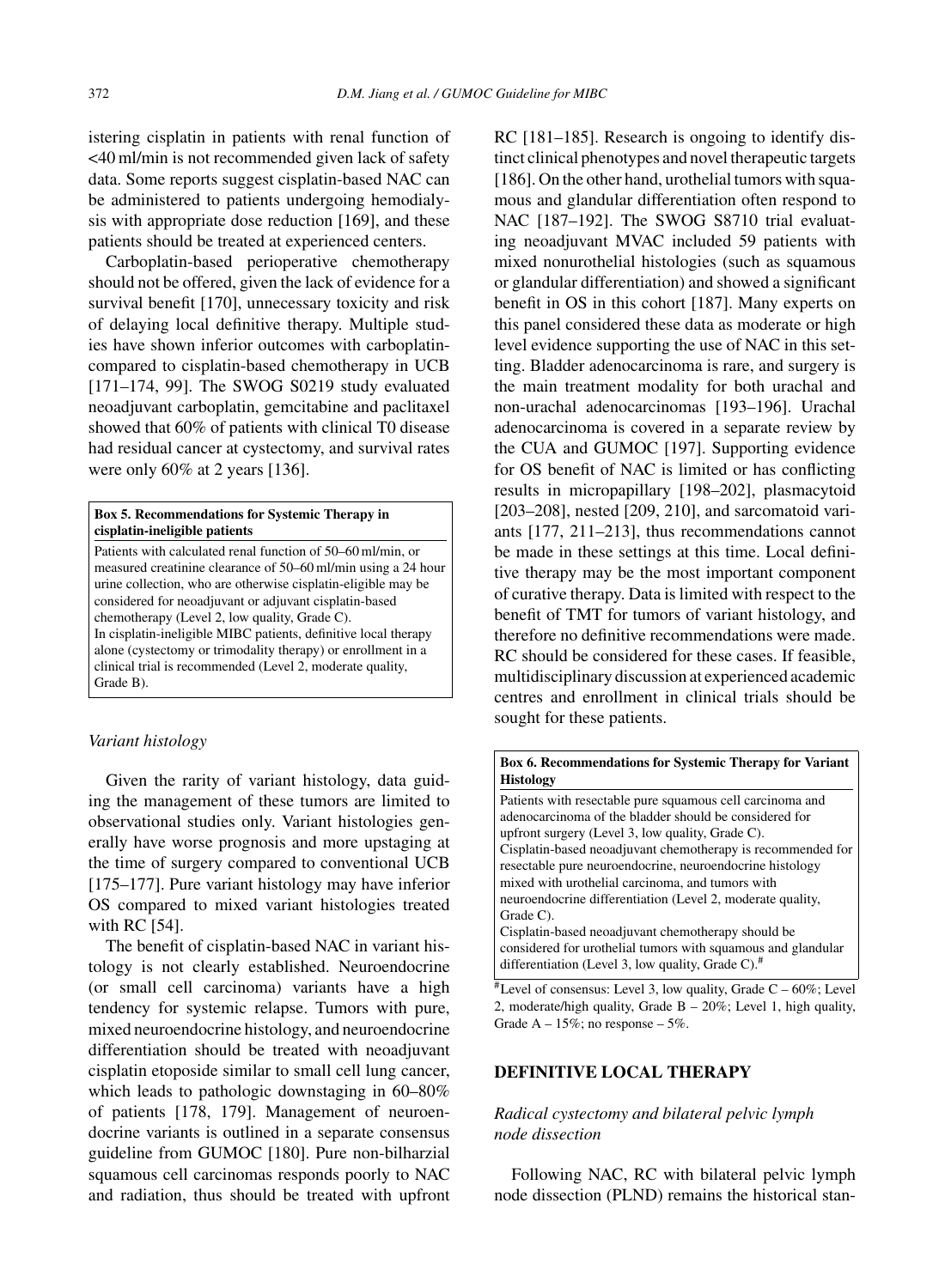istering cisplatin in patients with renal function of <40 ml/min is not recommended given lack of safety data. Some reports suggest cisplatin-based NAC can be administered to patients undergoing hemodialysis with appropriate dose reduction [169], and these patients should be treated at experienced centers.

Carboplatin-based perioperative chemotherapy should not be offered, given the lack of evidence for a survival benefit [170], unnecessary toxicity and risk of delaying local definitive therapy. Multiple studies have shown inferior outcomes with carboplatin- compared to cisplatin-based chemotherapy in UCB [171–174, 99]. The SWOG S0219 study evaluated neoadjuvant carboplatin, gemcitabine and paclitaxel showed that 60% of patients with clinical T0 disease had residual cancer at cystectomy, and survival rates were only 60% at 2 years [136].

> **Box 5. Recommendations for Systemic Therapy in cisplatin-ineligible patients**
>
> Patients with calculated renal function of 50–60 ml/min, or measured creatinine clearance of 50–60 ml/min using a 24 hour urine collection, who are otherwise cisplatin-eligible may be considered for neoadjuvant or adjuvant cisplatin-based chemotherapy (Level 2, low quality, Grade C).
> In cisplatin-ineligible MIBC patients, definitive local therapy alone (cystectomy or trimodality therapy) or enrollment in a clinical trial is recommended (Level 2, moderate quality, Grade B).

### *Variant histology*

Given the rarity of variant histology, data guiding the management of these tumors are limited to observational studies only. Variant histologies generally have worse prognosis and more upstaging at the time of surgery compared to conventional UCB [175–177]. Pure variant histology may have inferior OS compared to mixed variant histologies treated with RC [54].

The benefit of cisplatin-based NAC in variant histology is not clearly established. Neuroendocrine (or small cell carcinoma) variants have a high tendency for systemic relapse. Tumors with pure, mixed neuroendocrine histology, and neuroendocrine differentiation should be treated with neoadjuvant cisplatin etoposide similar to small cell lung cancer, which leads to pathologic downstaging in 60–80% of patients [178, 179]. Management of neuroendocrine variants is outlined in a separate consensus guideline from GUMOC [180]. Pure non-bilharzial squamous cell carcinomas responds poorly to NAC and radiation, thus should be treated with upfront RC [181–185]. Research is ongoing to identify distinct clinical phenotypes and novel therapeutic targets [186]. On the other hand, urothelial tumors with squamous and glandular differentiation often respond to NAC [187–192]. The SWOG S8710 trial evaluating neoadjuvant MVAC included 59 patients with mixed nonurothelial histologies (such as squamous or glandular differentiation) and showed a significant benefit in OS in this cohort [187]. Many experts on this panel considered these data as moderate or high level evidence supporting the use of NAC in this setting. Bladder adenocarcinoma is rare, and surgery is the main treatment modality for both urachal and non-urachal adenocarcinomas [193–196]. Urachal adenocarcinoma is covered in a separate review by the CUA and GUMOC [197]. Supporting evidence for OS benefit of NAC is limited or has conflicting results in micropapillary [198–202], plasmacytoid [203–208], nested [209, 210], and sarcomatoid variants [177, 211–213], thus recommendations cannot be made in these settings at this time. Local definitive therapy may be the most important component of curative therapy. Data is limited with respect to the benefit of TMT for tumors of variant histology, and therefore no definitive recommendations were made. RC should be considered for these cases. If feasible, multidisciplinary discussion at experienced academic centres and enrollment in clinical trials should be sought for these patients.

> **Box 6. Recommendations for Systemic Therapy for Variant Histology**
>
> Patients with resectable pure squamous cell carcinoma and adenocarcinoma of the bladder should be considered for upfront surgery (Level 3, low quality, Grade C).
> Cisplatin-based neoadjuvant chemotherapy is recommended for resectable pure neuroendocrine, neuroendocrine histology mixed with urothelial carcinoma, and tumors with neuroendocrine differentiation (Level 2, moderate quality, Grade C).
> Cisplatin-based neoadjuvant chemotherapy should be considered for urothelial tumors with squamous and glandular differentiation (Level 3, low quality, Grade C).#

#Level of consensus: Level 3, low quality, Grade C – 60%; Level 2, moderate/high quality, Grade B – 20%; Level 1, high quality, Grade A – 15%; no response – 5%.

## DEFINITIVE LOCAL THERAPY

### *Radical cystectomy and bilateral pelvic lymph node dissection*

Following NAC, RC with bilateral pelvic lymph node dissection (PLND) remains the historical stan-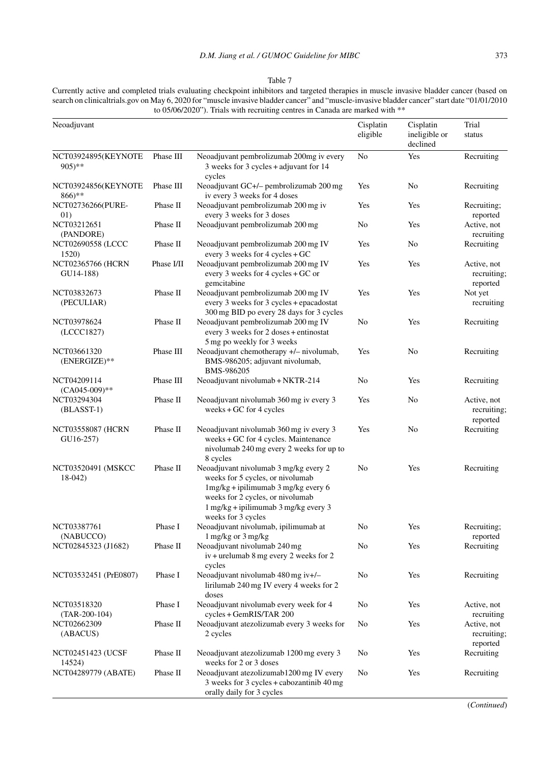Table 7

Currently active and completed trials evaluating checkpoint inhibitors and targeted therapies in muscle invasive bladder cancer (based on search on clinicaltrials.gov on May 6, 2020 for "muscle invasive bladder cancer" and "muscle-invasive bladder cancer" start date "01/01/2010 to 05/06/2020"). Trials with recruiting centres in Canada are marked with **

| Neoadjuvant | | | Cisplatin eligible | Cisplatin ineligible or declined | Trial status |
|---|---|---|---|---|---|
| NCT03924895(KEYNOTE 905)** | Phase III | Neoadjuvant pembrolizumab 200mg iv every 3 weeks for 3 cycles + adjuvant for 14 cycles | No | Yes | Recruiting |
| NCT03924856(KEYNOTE 866)** | Phase III | Neoadjuvant GC+/– pembrolizumab 200 mg iv every 3 weeks for 4 doses | Yes | No | Recruiting |
| NCT02736266(PURE-01) | Phase II | Neoadjuvant pembrolizumab 200 mg iv every 3 weeks for 3 doses | Yes | Yes | Recruiting; reported |
| NCT03212651 (PANDORE) | Phase II | Neoadjuvant pembrolizumab 200 mg | No | Yes | Active, not recruiting |
| NCT02690558 (LCCC 1520) | Phase II | Neoadjuvant pembrolizumab 200 mg IV every 3 weeks for 4 cycles + GC | Yes | No | Recruiting |
| NCT02365766 (HCRN GU14-188) | Phase I/II | Neoadjuvant pembrolizumab 200 mg IV every 3 weeks for 4 cycles + GC or gemcitabine | Yes | Yes | Active, not recruiting; reported |
| NCT03832673 (PECULIAR) | Phase II | Neoadjuvant pembrolizumab 200 mg IV every 3 weeks for 3 cycles + epacadostat 300 mg BID po every 28 days for 3 cycles | Yes | Yes | Not yet recruiting |
| NCT03978624 (LCCC1827) | Phase II | Neoadjuvant pembrolizumab 200 mg IV every 3 weeks for 2 doses + entinostat 5 mg po weekly for 3 weeks | No | Yes | Recruiting |
| NCT03661320 (ENERGIZE)** | Phase III | Neoadjuvant chemotherapy +/– nivolumab, BMS-986205; adjuvant nivolumab, BMS-986205 | Yes | No | Recruiting |
| NCT04209114 (CA045-009)** | Phase III | Neoadjuvant nivolumab + NKTR-214 | No | Yes | Recruiting |
| NCT03294304 (BLASST-1) | Phase II | Neoadjuvant nivolumab 360 mg iv every 3 weeks + GC for 4 cycles | Yes | No | Active, not recruiting; reported |
| NCT03558087 (HCRN GU16-257) | Phase II | Neoadjuvant nivolumab 360 mg iv every 3 weeks + GC for 4 cycles. Maintenance nivolumab 240 mg every 2 weeks for up to 8 cycles | Yes | No | Recruiting |
| NCT03520491 (MSKCC 18-042) | Phase II | Neoadjuvant nivolumab 3 mg/kg every 2 weeks for 5 cycles, or nivolumab 1mg/kg + ipilimumab 3 mg/kg every 6 weeks for 2 cycles, or nivolumab 1 mg/kg + ipilimumab 3 mg/kg every 3 weeks for 3 cycles | No | Yes | Recruiting |
| NCT03387761 (NABUCCO) | Phase I | Neoadjuvant nivolumab, ipilimumab at 1 mg/kg or 3 mg/kg | No | Yes | Recruiting; reported |
| NCT02845323 (J1682) | Phase II | Neoadjuvant nivolumab 240 mg iv + urelumab 8 mg every 2 weeks for 2 cycles | No | Yes | Recruiting |
| NCT03532451 (PrE0807) | Phase I | Neoadjuvant nivolumab 480 mg iv+/– lirilumab 240 mg IV every 4 weeks for 2 doses | No | Yes | Recruiting |
| NCT03518320 (TAR-200-104) | Phase I | Neoadjuvant nivolumab every week for 4 cycles + GemRIS/TAR 200 | No | Yes | Active, not recruiting |
| NCT02662309 (ABACUS) | Phase II | Neoadjuvant atezolizumab every 3 weeks for 2 cycles | No | Yes | Active, not recruiting; reported |
| NCT02451423 (UCSF 14524) | Phase II | Neoadjuvant atezolizumab 1200 mg every 3 weeks for 2 or 3 doses | No | Yes | Recruiting |
| NCT04289779 (ABATE) | Phase II | Neoadjuvant atezolizumab1200 mg IV every 3 weeks for 3 cycles + cabozantinib 40 mg orally daily for 3 cycles | No | Yes | Recruiting |

(*Continued*)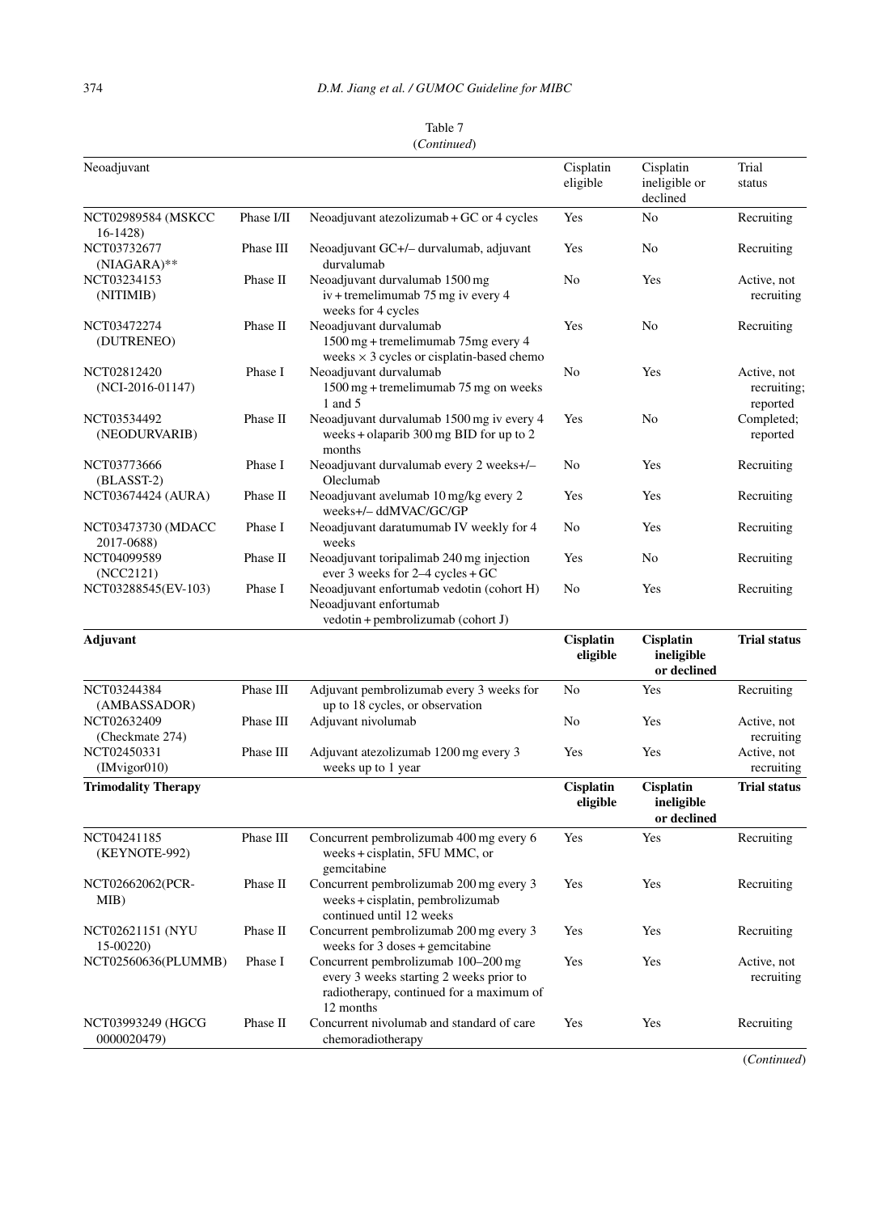Table 7
(*Continued*)

| Neoadjuvant | | | Cisplatin eligible | Cisplatin ineligible or declined | Trial status |
|---|---|---|---|---|---|
| NCT02989584 (MSKCC 16-1428) | Phase I/II | Neoadjuvant atezolizumab + GC or 4 cycles | Yes | No | Recruiting |
| NCT03732677 (NIAGARA)** | Phase III | Neoadjuvant GC+/– durvalumab, adjuvant durvalumab | Yes | No | Recruiting |
| NCT03234153 (NITIMIB) | Phase II | Neoadjuvant durvalumab 1500 mg iv + tremelimumab 75 mg iv every 4 weeks for 4 cycles | No | Yes | Active, not recruiting |
| NCT03472274 (DUTRENEO) | Phase II | Neoadjuvant durvalumab 1500 mg + tremelimumab 75mg every 4 weeks × 3 cycles or cisplatin-based chemo | Yes | No | Recruiting |
| NCT02812420 (NCI-2016-01147) | Phase I | Neoadjuvant durvalumab 1500 mg + tremelimumab 75 mg on weeks 1 and 5 | No | Yes | Active, not recruiting; reported |
| NCT03534492 (NEODURVARIB) | Phase II | Neoadjuvant durvalumab 1500 mg iv every 4 weeks + olaparib 300 mg BID for up to 2 months | Yes | No | Completed; reported |
| NCT03773666 (BLASST-2) | Phase I | Neoadjuvant durvalumab every 2 weeks+/– Oleclumab | No | Yes | Recruiting |
| NCT03674424 (AURA) | Phase II | Neoadjuvant avelumab 10 mg/kg every 2 weeks+/– ddMVAC/GC/GP | Yes | Yes | Recruiting |
| NCT03473730 (MDACC 2017-0688) | Phase I | Neoadjuvant daratumumab IV weekly for 4 weeks | No | Yes | Recruiting |
| NCT04099589 (NCC2121) | Phase II | Neoadjuvant toripalimab 240 mg injection ever 3 weeks for 2–4 cycles + GC | Yes | No | Recruiting |
| NCT03288545(EV-103) | Phase I | Neoadjuvant enfortumab vedotin (cohort H) Neoadjuvant enfortumab vedotin + pembrolizumab (cohort J) | No | Yes | Recruiting |
| **Adjuvant** | | | **Cisplatin eligible** | **Cisplatin ineligible or declined** | **Trial status** |
| NCT03244384 (AMBASSADOR) | Phase III | Adjuvant pembrolizumab every 3 weeks for up to 18 cycles, or observation | No | Yes | Recruiting |
| NCT02632409 (Checkmate 274) | Phase III | Adjuvant nivolumab | No | Yes | Active, not recruiting |
| NCT02450331 (IMvigor010) | Phase III | Adjuvant atezolizumab 1200 mg every 3 weeks up to 1 year | Yes | Yes | Active, not recruiting |
| **Trimodality Therapy** | | | **Cisplatin eligible** | **Cisplatin ineligible or declined** | **Trial status** |
| NCT04241185 (KEYNOTE-992) | Phase III | Concurrent pembrolizumab 400 mg every 6 weeks + cisplatin, 5FU MMC, or gemcitabine | Yes | Yes | Recruiting |
| NCT02662062(PCR-MIB) | Phase II | Concurrent pembrolizumab 200 mg every 3 weeks + cisplatin, pembrolizumab continued until 12 weeks | Yes | Yes | Recruiting |
| NCT02621151 (NYU 15-00220) | Phase II | Concurrent pembrolizumab 200 mg every 3 weeks for 3 doses + gemcitabine | Yes | Yes | Recruiting |
| NCT02560636(PLUMMB) | Phase I | Concurrent pembrolizumab 100–200 mg every 3 weeks starting 2 weeks prior to radiotherapy, continued for a maximum of 12 months | Yes | Yes | Active, not recruiting |
| NCT03993249 (HGCG 0000020479) | Phase II | Concurrent nivolumab and standard of care chemoradiotherapy | Yes | Yes | Recruiting |

(*Continued*)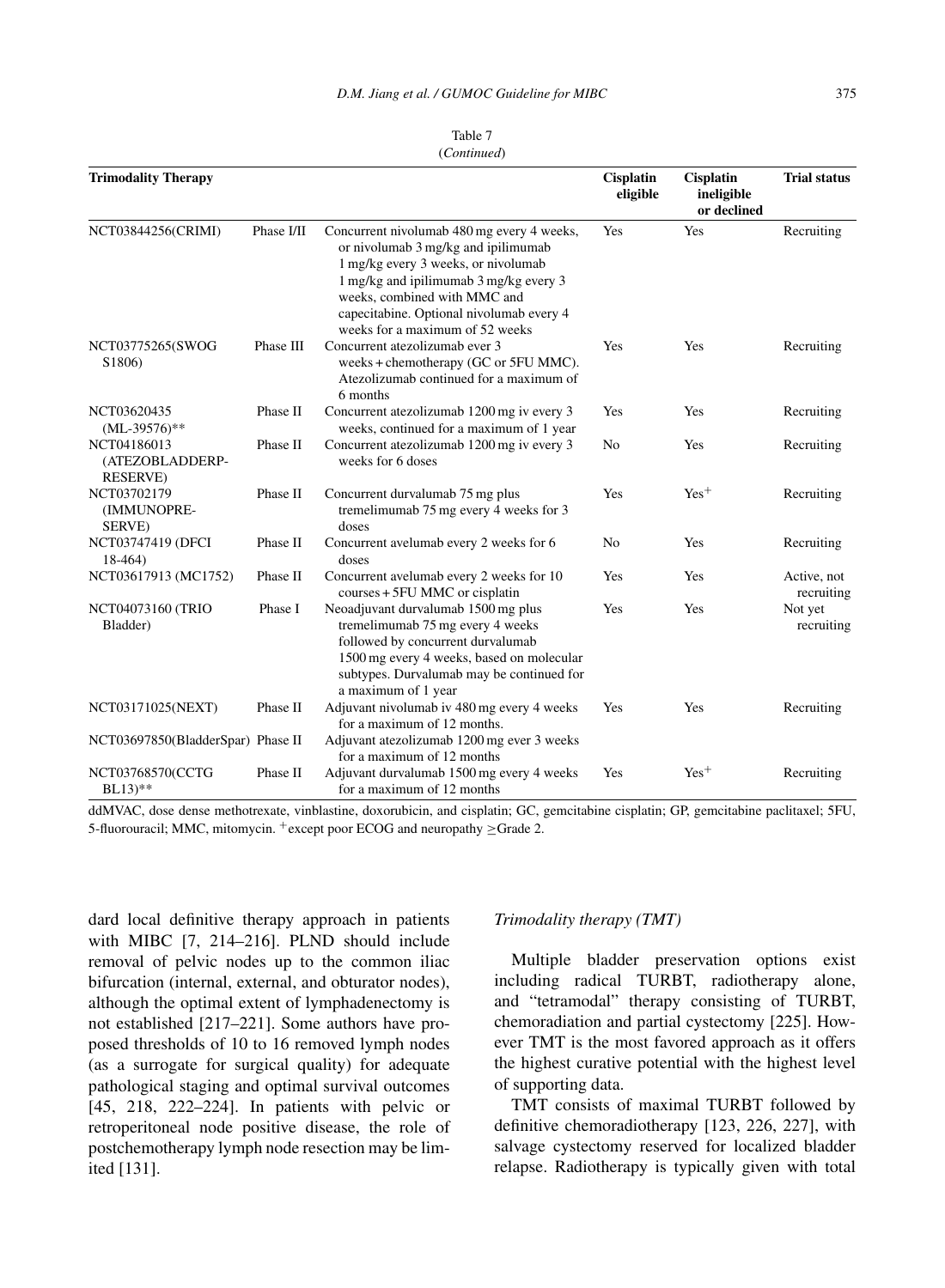Table 7
(*Continued*)

| Trimodality Therapy | | | Cisplatin eligible | Cisplatin ineligible or declined | Trial status |
|---|---|---|---|---|---|
| NCT03844256(CRIMI) | Phase I/II | Concurrent nivolumab 480 mg every 4 weeks, or nivolumab 3 mg/kg and ipilimumab 1 mg/kg every 3 weeks, or nivolumab 1 mg/kg and ipilimumab 3 mg/kg every 3 weeks, combined with MMC and capecitabine. Optional nivolumab every 4 weeks for a maximum of 52 weeks | Yes | Yes | Recruiting |
| NCT03775265(SWOG S1806) | Phase III | Concurrent atezolizumab ever 3 weeks + chemotherapy (GC or 5FU MMC). Atezolizumab continued for a maximum of 6 months | Yes | Yes | Recruiting |
| NCT03620435 (ML-39576)** | Phase II | Concurrent atezolizumab 1200 mg iv every 3 weeks, continued for a maximum of 1 year | Yes | Yes | Recruiting |
| NCT04186013 (ATEZOBLADDERP-RESERVE) | Phase II | Concurrent atezolizumab 1200 mg iv every 3 weeks for 6 doses | No | Yes | Recruiting |
| NCT03702179 (IMMUNOPRE-SERVE) | Phase II | Concurrent durvalumab 75 mg plus tremelimumab 75 mg every 4 weeks for 3 doses | Yes | Yes[+] | Recruiting |
| NCT03747419 (DFCI 18-464) | Phase II | Concurrent avelumab every 2 weeks for 6 doses | No | Yes | Recruiting |
| NCT03617913 (MC1752) | Phase II | Concurrent avelumab every 2 weeks for 10 courses + 5FU MMC or cisplatin | Yes | Yes | Active, not recruiting |
| NCT04073160 (TRIO Bladder) | Phase I | Neoadjuvant durvalumab 1500 mg plus tremelimumab 75 mg every 4 weeks followed by concurrent durvalumab 1500 mg every 4 weeks, based on molecular subtypes. Durvalumab may be continued for a maximum of 1 year | Yes | Yes | Not yet recruiting |
| NCT03171025(NEXT) | Phase II | Adjuvant nivolumab iv 480 mg every 4 weeks for a maximum of 12 months. | Yes | Yes | Recruiting |
| NCT03697850(BladderSpar) | Phase II | Adjuvant atezolizumab 1200 mg ever 3 weeks for a maximum of 12 months | | | |
| NCT03768570(CCTG BL13)** | Phase II | Adjuvant durvalumab 1500 mg every 4 weeks for a maximum of 12 months | Yes | Yes[+] | Recruiting |

ddMVAC, dose dense methotrexate, vinblastine, doxorubicin, and cisplatin; GC, gemcitabine cisplatin; GP, gemcitabine paclitaxel; 5FU, 5-fluorouracil; MMC, mitomycin. [+]except poor ECOG and neuropathy ≥Grade 2.

dard local definitive therapy approach in patients with MIBC [7, 214–216]. PLND should include removal of pelvic nodes up to the common iliac bifurcation (internal, external, and obturator nodes), although the optimal extent of lymphadenectomy is not established [217–221]. Some authors have proposed thresholds of 10 to 16 removed lymph nodes (as a surrogate for surgical quality) for adequate pathological staging and optimal survival outcomes [45, 218, 222–224]. In patients with pelvic or retroperitoneal node positive disease, the role of postchemotherapy lymph node resection may be limited [131].

*Trimodality therapy (TMT)*

Multiple bladder preservation options exist including radical TURBT, radiotherapy alone, and "tetramodal" therapy consisting of TURBT, chemoradiation and partial cystectomy [225]. However TMT is the most favored approach as it offers the highest curative potential with the highest level of supporting data.

TMT consists of maximal TURBT followed by definitive chemoradiotherapy [123, 226, 227], with salvage cystectomy reserved for localized bladder relapse. Radiotherapy is typically given with total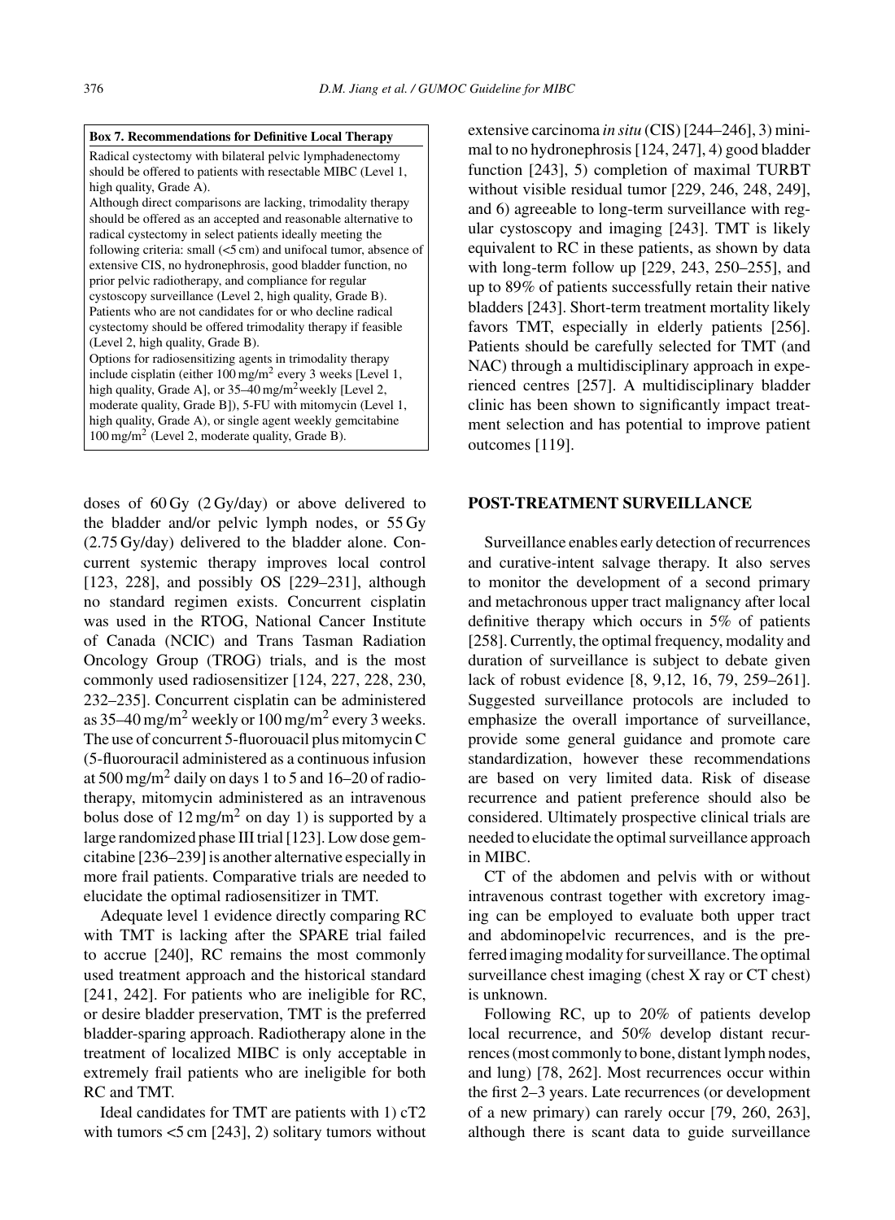**Box 7. Recommendations for Definitive Local Therapy**

Radical cystectomy with bilateral pelvic lymphadenectomy should be offered to patients with resectable MIBC (Level 1, high quality, Grade A).

Although direct comparisons are lacking, trimodality therapy should be offered as an accepted and reasonable alternative to radical cystectomy in select patients ideally meeting the following criteria: small (<5 cm) and unifocal tumor, absence of extensive CIS, no hydronephrosis, good bladder function, no prior pelvic radiotherapy, and compliance for regular cystoscopy surveillance (Level 2, high quality, Grade B).

Patients who are not candidates for or who decline radical cystectomy should be offered trimodality therapy if feasible (Level 2, high quality, Grade B).

Options for radiosensitizing agents in trimodality therapy include cisplatin (either 100 mg/m$^2$ every 3 weeks [Level 1, high quality, Grade A], or 35–40 mg/m$^2$ weekly [Level 2, moderate quality, Grade B]), 5-FU with mitomycin (Level 1, high quality, Grade A), or single agent weekly gemcitabine 100 mg/m$^2$ (Level 2, moderate quality, Grade B).

doses of 60 Gy (2 Gy/day) or above delivered to the bladder and/or pelvic lymph nodes, or 55 Gy (2.75 Gy/day) delivered to the bladder alone. Concurrent systemic therapy improves local control [123, 228], and possibly OS [229–231], although no standard regimen exists. Concurrent cisplatin was used in the RTOG, National Cancer Institute of Canada (NCIC) and Trans Tasman Radiation Oncology Group (TROG) trials, and is the most commonly used radiosensitizer [124, 227, 228, 230, 232–235]. Concurrent cisplatin can be administered as 35–40 mg/m$^2$ weekly or 100 mg/m$^2$ every 3 weeks. The use of concurrent 5-fluorouacil plus mitomycin C (5-fluorouracil administered as a continuous infusion at 500 mg/m$^2$ daily on days 1 to 5 and 16–20 of radiotherapy, mitomycin administered as an intravenous bolus dose of 12 mg/m$^2$ on day 1) is supported by a large randomized phase III trial [123]. Low dose gemcitabine [236–239] is another alternative especially in more frail patients. Comparative trials are needed to elucidate the optimal radiosensitizer in TMT.

Adequate level 1 evidence directly comparing RC with TMT is lacking after the SPARE trial failed to accrue [240], RC remains the most commonly used treatment approach and the historical standard [241, 242]. For patients who are ineligible for RC, or desire bladder preservation, TMT is the preferred bladder-sparing approach. Radiotherapy alone in the treatment of localized MIBC is only acceptable in extremely frail patients who are ineligible for both RC and TMT.

Ideal candidates for TMT are patients with 1) cT2 with tumors <5 cm [243], 2) solitary tumors without extensive carcinoma *in situ* (CIS) [244–246], 3) minimal to no hydronephrosis [124, 247], 4) good bladder function [243], 5) completion of maximal TURBT without visible residual tumor [229, 246, 248, 249], and 6) agreeable to long-term surveillance with regular cystoscopy and imaging [243]. TMT is likely equivalent to RC in these patients, as shown by data with long-term follow up [229, 243, 250–255], and up to 89% of patients successfully retain their native bladders [243]. Short-term treatment mortality likely favors TMT, especially in elderly patients [256]. Patients should be carefully selected for TMT (and NAC) through a multidisciplinary approach in experienced centres [257]. A multidisciplinary bladder clinic has been shown to significantly impact treatment selection and has potential to improve patient outcomes [119].

## POST-TREATMENT SURVEILLANCE

Surveillance enables early detection of recurrences and curative-intent salvage therapy. It also serves to monitor the development of a second primary and metachronous upper tract malignancy after local definitive therapy which occurs in 5% of patients [258]. Currently, the optimal frequency, modality and duration of surveillance is subject to debate given lack of robust evidence [8, 9,12, 16, 79, 259–261]. Suggested surveillance protocols are included to emphasize the overall importance of surveillance, provide some general guidance and promote care standardization, however these recommendations are based on very limited data. Risk of disease recurrence and patient preference should also be considered. Ultimately prospective clinical trials are needed to elucidate the optimal surveillance approach in MIBC.

CT of the abdomen and pelvis with or without intravenous contrast together with excretory imaging can be employed to evaluate both upper tract and abdominopelvic recurrences, and is the preferred imaging modality for surveillance. The optimal surveillance chest imaging (chest X ray or CT chest) is unknown.

Following RC, up to 20% of patients develop local recurrence, and 50% develop distant recurrences (most commonly to bone, distant lymph nodes, and lung) [78, 262]. Most recurrences occur within the first 2–3 years. Late recurrences (or development of a new primary) can rarely occur [79, 260, 263], although there is scant data to guide surveillance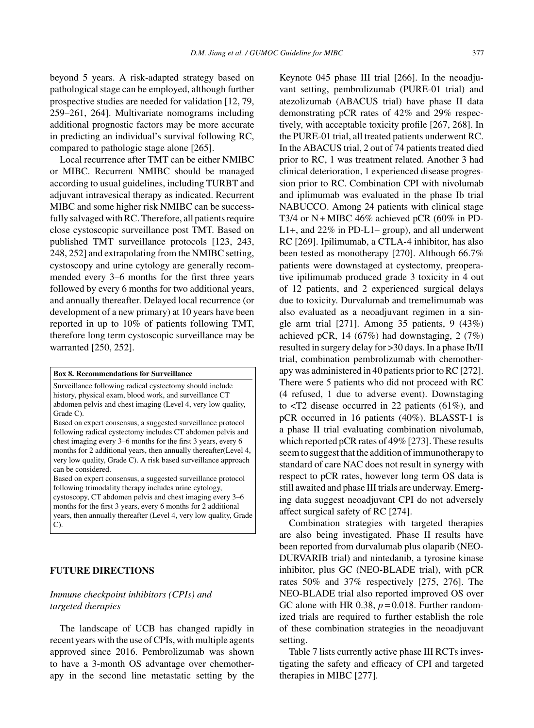beyond 5 years. A risk-adapted strategy based on pathological stage can be employed, although further prospective studies are needed for validation [12, 79, 259–261, 264]. Multivariate nomograms including additional prognostic factors may be more accurate in predicting an individual's survival following RC, compared to pathologic stage alone [265].

Local recurrence after TMT can be either NMIBC or MIBC. Recurrent NMIBC should be managed according to usual guidelines, including TURBT and adjuvant intravesical therapy as indicated. Recurrent MIBC and some higher risk NMIBC can be successfully salvaged with RC. Therefore, all patients require close cystoscopic surveillance post TMT. Based on published TMT surveillance protocols [123, 243, 248, 252] and extrapolating from the NMIBC setting, cystoscopy and urine cytology are generally recommended every 3–6 months for the first three years followed by every 6 months for two additional years, and annually thereafter. Delayed local recurrence (or development of a new primary) at 10 years have been reported in up to 10% of patients following TMT, therefore long term cystoscopic surveillance may be warranted [250, 252].

**Box 8. Recommendations for Surveillance**

Surveillance following radical cystectomy should include history, physical exam, blood work, and surveillance CT abdomen pelvis and chest imaging (Level 4, very low quality, Grade C).

Based on expert consensus, a suggested surveillance protocol following radical cystectomy includes CT abdomen pelvis and chest imaging every 3–6 months for the first 3 years, every 6 months for 2 additional years, then annually thereafter(Level 4, very low quality, Grade C). A risk based surveillance approach can be considered.

Based on expert consensus, a suggested surveillance protocol following trimodality therapy includes urine cytology, cystoscopy, CT abdomen pelvis and chest imaging every 3–6 months for the first 3 years, every 6 months for 2 additional years, then annually thereafter (Level 4, very low quality, Grade C).

## FUTURE DIRECTIONS

### *Immune checkpoint inhibitors (CPIs) and targeted therapies*

The landscape of UCB has changed rapidly in recent years with the use of CPIs, with multiple agents approved since 2016. Pembrolizumab was shown to have a 3-month OS advantage over chemotherapy in the second line metastatic setting by the Keynote 045 phase III trial [266]. In the neoadjuvant setting, pembrolizumab (PURE-01 trial) and atezolizumab (ABACUS trial) have phase II data demonstrating pCR rates of 42% and 29% respectively, with acceptable toxicity profile [267, 268]. In the PURE-01 trial, all treated patients underwent RC. In the ABACUS trial, 2 out of 74 patients treated died prior to RC, 1 was treatment related. Another 3 had clinical deterioration, 1 experienced disease progression prior to RC. Combination CPI with nivolumab and iplimumab was evaluated in the phase Ib trial NABUCCO. Among 24 patients with clinical stage T3/4 or N + MIBC 46% achieved pCR (60% in PD-L1+, and 22% in PD-L1– group), and all underwent RC [269]. Ipilimumab, a CTLA-4 inhibitor, has also been tested as monotherapy [270]. Although 66.7% patients were downstaged at cystectomy, preoperative ipilimumab produced grade 3 toxicity in 4 out of 12 patients, and 2 experienced surgical delays due to toxicity. Durvalumab and tremelimumab was also evaluated as a neoadjuvant regimen in a single arm trial [271]. Among 35 patients, 9 (43%) achieved pCR, 14 (67%) had downstaging, 2 (7%) resulted in surgery delay for >30 days. In a phase Ib/II trial, combination pembrolizumab with chemotherapy was administered in 40 patients prior to RC [272]. There were 5 patients who did not proceed with RC (4 refused, 1 due to adverse event). Downstaging to <T2 disease occurred in 22 patients (61%), and pCR occurred in 16 patients (40%). BLASST-1 is a phase II trial evaluating combination nivolumab, which reported pCR rates of 49% [273]. These results seem to suggest that the addition of immunotherapy to standard of care NAC does not result in synergy with respect to pCR rates, however long term OS data is still awaited and phase III trials are underway. Emerging data suggest neoadjuvant CPI do not adversely affect surgical safety of RC [274].

Combination strategies with targeted therapies are also being investigated. Phase II results have been reported from durvalumab plus olaparib (NEO-DURVARIB trial) and nintedanib, a tyrosine kinase inhibitor, plus GC (NEO-BLADE trial), with pCR rates 50% and 37% respectively [275, 276]. The NEO-BLADE trial also reported improved OS over GC alone with HR 0.38, $p = 0.018$. Further randomized trials are required to further establish the role of these combination strategies in the neoadjuvant setting.

Table 7 lists currently active phase III RCTs investigating the safety and efficacy of CPI and targeted therapies in MIBC [277].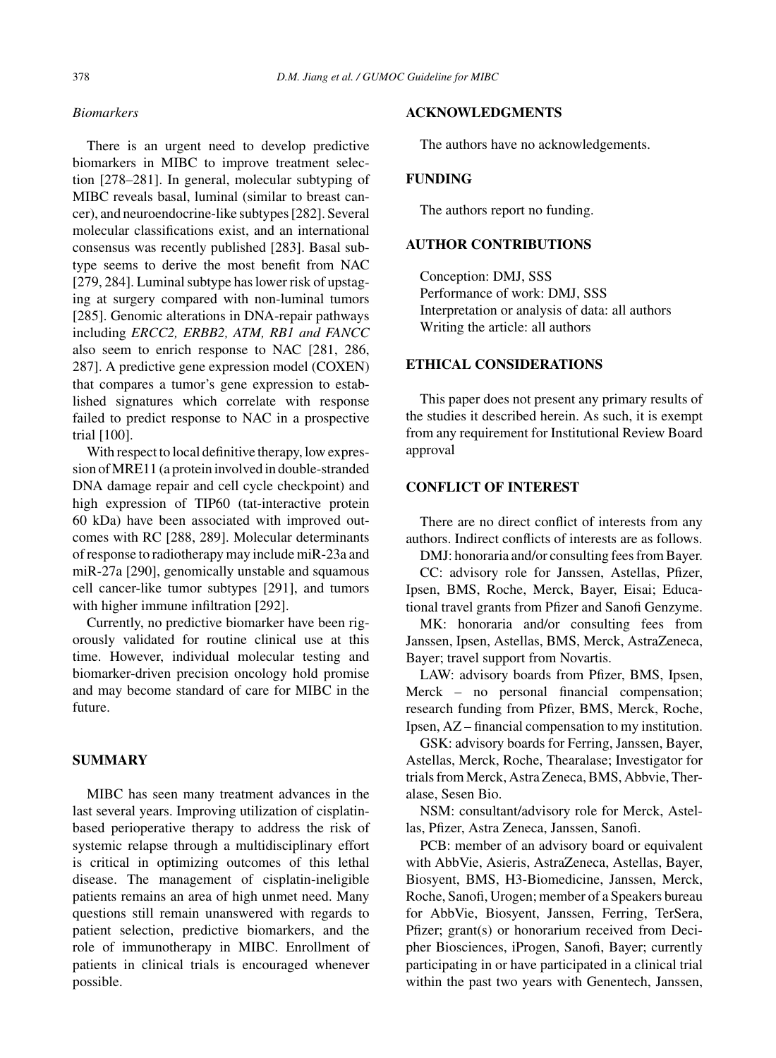### *Biomarkers*

There is an urgent need to develop predictive biomarkers in MIBC to improve treatment selection [278–281]. In general, molecular subtyping of MIBC reveals basal, luminal (similar to breast cancer), and neuroendocrine-like subtypes [282]. Several molecular classifications exist, and an international consensus was recently published [283]. Basal subtype seems to derive the most benefit from NAC [279, 284]. Luminal subtype has lower risk of upstaging at surgery compared with non-luminal tumors [285]. Genomic alterations in DNA-repair pathways including *ERCC2, ERBB2, ATM, RB1 and FANCC* also seem to enrich response to NAC [281, 286, 287]. A predictive gene expression model (COXEN) that compares a tumor's gene expression to established signatures which correlate with response failed to predict response to NAC in a prospective trial [100].

With respect to local definitive therapy, low expression of MRE11 (a protein involved in double-stranded DNA damage repair and cell cycle checkpoint) and high expression of TIP60 (tat-interactive protein 60 kDa) have been associated with improved outcomes with RC [288, 289]. Molecular determinants of response to radiotherapy may include miR-23a and miR-27a [290], genomically unstable and squamous cell cancer-like tumor subtypes [291], and tumors with higher immune infiltration [292].

Currently, no predictive biomarker have been rigorously validated for routine clinical use at this time. However, individual molecular testing and biomarker-driven precision oncology hold promise and may become standard of care for MIBC in the future.

## SUMMARY

MIBC has seen many treatment advances in the last several years. Improving utilization of cisplatin-based perioperative therapy to address the risk of systemic relapse through a multidisciplinary effort is critical in optimizing outcomes of this lethal disease. The management of cisplatin-ineligible patients remains an area of high unmet need. Many questions still remain unanswered with regards to patient selection, predictive biomarkers, and the role of immunotherapy in MIBC. Enrollment of patients in clinical trials is encouraged whenever possible.

## ACKNOWLEDGMENTS

The authors have no acknowledgements.

## FUNDING

The authors report no funding.

## AUTHOR CONTRIBUTIONS

Conception: DMJ, SSS
Performance of work: DMJ, SSS
Interpretation or analysis of data: all authors
Writing the article: all authors

## ETHICAL CONSIDERATIONS

This paper does not present any primary results of the studies it described herein. As such, it is exempt from any requirement for Institutional Review Board approval

## CONFLICT OF INTEREST

There are no direct conflict of interests from any authors. Indirect conflicts of interests are as follows.

DMJ: honoraria and/or consulting fees from Bayer.

CC: advisory role for Janssen, Astellas, Pfizer, Ipsen, BMS, Roche, Merck, Bayer, Eisai; Educational travel grants from Pfizer and Sanofi Genzyme.

MK: honoraria and/or consulting fees from Janssen, Ipsen, Astellas, BMS, Merck, AstraZeneca, Bayer; travel support from Novartis.

LAW: advisory boards from Pfizer, BMS, Ipsen, Merck – no personal financial compensation; research funding from Pfizer, BMS, Merck, Roche, Ipsen, AZ – financial compensation to my institution.

GSK: advisory boards for Ferring, Janssen, Bayer, Astellas, Merck, Roche, Thearalase; Investigator for trials from Merck, Astra Zeneca, BMS, Abbvie, Theralase, Sesen Bio.

NSM: consultant/advisory role for Merck, Astellas, Pfizer, Astra Zeneca, Janssen, Sanofi.

PCB: member of an advisory board or equivalent with AbbVie, Asieris, AstraZeneca, Astellas, Bayer, Biosyent, BMS, H3-Biomedicine, Janssen, Merck, Roche, Sanofi, Urogen; member of a Speakers bureau for AbbVie, Biosyent, Janssen, Ferring, TerSera, Pfizer; grant(s) or honorarium received from Decipher Biosciences, iProgen, Sanofi, Bayer; currently participating in or have participated in a clinical trial within the past two years with Genentech, Janssen,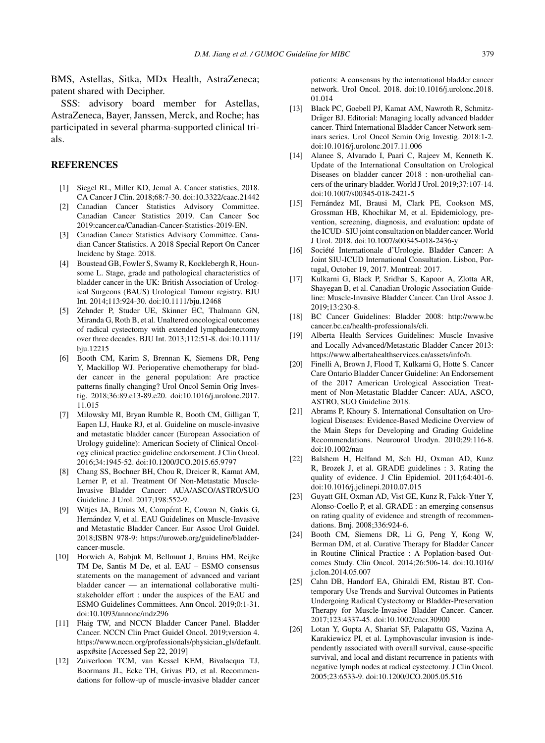BMS, Astellas, Sitka, MDx Health, AstraZeneca; patent shared with Decipher.

SSS: advisory board member for Astellas, AstraZeneca, Bayer, Janssen, Merck, and Roche; has participated in several pharma-supported clinical trials.

## REFERENCES

[1] Siegel RL, Miller KD, Jemal A. Cancer statistics, 2018. CA Cancer J Clin. 2018;68:7-30. doi:10.3322/caac.21442

[2] Canadian Cancer Statistics Advisory Committee. Canadian Cancer Statistics 2019. Can Cancer Soc 2019:cancer.ca/Canadian-Cancer-Statistics-2019-EN.

[3] Canadian Cancer Statistics Advisory Committee. Canadian Cancer Statistics. A 2018 Special Report On Cancer Incidenc by Stage. 2018.

[4] Boustead GB, Fowler S, Swamy R, Kocklebergh R, Hounsome L. Stage, grade and pathological characteristics of bladder cancer in the UK: British Association of Urological Surgeons (BAUS) Urological Tumour registry. BJU Int. 2014;113:924-30. doi:10.1111/bju.12468

[5] Zehnder P, Studer UE, Skinner EC, Thalmann GN, Miranda G, Roth B, et al. Unaltered oncological outcomes of radical cystectomy with extended lymphadenectomy over three decades. BJU Int. 2013;112:51-8. doi:10.1111/bju.12215

[6] Booth CM, Karim S, Brennan K, Siemens DR, Peng Y, Mackillop WJ. Perioperative chemotherapy for bladder cancer in the general population: Are practice patterns finally changing? Urol Oncol Semin Orig Investig. 2018;36:89.e13-89.e20. doi:10.1016/j.urolonc.2017.11.015

[7] Milowsky MI, Bryan Rumble R, Booth CM, Gilligan T, Eapen LJ, Hauke RJ, et al. Guideline on muscle-invasive and metastatic bladder cancer (European Association of Urology guideline): American Society of Clinical Oncology clinical practice guideline endorsement. J Clin Oncol. 2016;34:1945-52. doi:10.1200/JCO.2015.65.9797

[8] Chang SS, Bochner BH, Chou R, Dreicer R, Kamat AM, Lerner P, et al. Treatment Of Non-Metastatic Muscle-Invasive Bladder Cancer: AUA/ASCO/ASTRO/SUO Guideline. J Urol. 2017;198:552-9.

[9] Witjes JA, Bruins M, Compérat E, Cowan N, Gakis G, Hernández V, et al. EAU Guidelines on Muscle-Invasive and Metastatic Bladder Cancer. Eur Assoc Urol Guidel. 2018;ISBN 978-9: https://uroweb.org/guideline/bladder-cancer-muscle.

[10] Horwich A, Babjuk M, Bellmunt J, Bruins HM, Reijke TM De, Santis M De, et al. EAU – ESMO consensus statements on the management of advanced and variant bladder cancer — an international collaborative multi-stakeholder effort : under the auspices of the EAU and ESMO Guidelines Committees. Ann Oncol. 2019;0:1-31. doi:10.1093/annonc/mdz296

[11] Flaig TW, and NCCN Bladder Cancer Panel. Bladder Cancer. NCCN Clin Pract Guidel Oncol. 2019;version 4. https://www.nccn.org/professionals/physician_gls/default.aspx#site [Accessed Sep 22, 2019]

[12] Zuiverloon TCM, van Kessel KEM, Bivalacqua TJ, Boormans JL, Ecke TH, Grivas PD, et al. Recommendations for follow-up of muscle-invasive bladder cancer patients: A consensus by the international bladder cancer network. Urol Oncol. 2018. doi:10.1016/j.urolonc.2018.01.014

[13] Black PC, Goebell PJ, Kamat AM, Nawroth R, Schmitz-Dräger BJ. Editorial: Managing locally advanced bladder cancer. Third International Bladder Cancer Network seminars series. Urol Oncol Semin Orig Investig. 2018:1-2. doi:10.1016/j.urolonc.2017.11.006

[14] Alanee S, Alvarado I, Paari C, Rajeev M, Kenneth K. Update of the International Consultation on Urological Diseases on bladder cancer 2018 : non-urothelial cancers of the urinary bladder. World J Urol. 2019;37:107-14. doi:10.1007/s00345-018-2421-5

[15] Fernández MI, Brausi M, Clark PE, Cookson MS, Grossman HB, Khochikar M, et al. Epidemiology, prevention, screening, diagnosis, and evaluation: update of the ICUD–SIU joint consultation on bladder cancer. World J Urol. 2018. doi:10.1007/s00345-018-2436-y

[16] Société Internationale d'Urologie. Bladder Cancer: A Joint SIU-ICUD International Consultation. Lisbon, Portugal, October 19, 2017. Montreal: 2017.

[17] Kulkarni G, Black P, Sridhar S, Kapoor A, Zlotta AR, Shayegan B, et al. Canadian Urologic Association Guideline: Muscle-Invasive Bladder Cancer. Can Urol Assoc J. 2019;13:230-8.

[18] BC Cancer Guidelines: Bladder 2008: http://www.bccancer.bc.ca/health-professionals/cli.

[19] Alberta Health Services Guidelines: Muscle Invasive and Locally Advanced/Metastatic Bladder Cancer 2013: https://www.albertahealthservices.ca/assets/info/h.

[20] Finelli A, Brown J, Flood T, Kulkarni G, Hotte S. Cancer Care Ontario Bladder Cancer Guideline: An Endorsement of the 2017 American Urological Association Treatment of Non-Metastatic Bladder Cancer: AUA, ASCO, ASTRO, SUO Guideline 2018.

[21] Abrams P, Khoury S. International Consultation on Urological Diseases: Evidence-Based Medicine Overview of the Main Steps for Developing and Grading Guideline Recommendations. Neurourol Urodyn. 2010;29:116-8. doi:10.1002/nau

[22] Balshem H, Helfand M, Sch HJ, Oxman AD, Kunz R, Brozek J, et al. GRADE guidelines : 3. Rating the quality of evidence. J Clin Epidemiol. 2011;64:401-6. doi:10.1016/j.jclinepi.2010.07.015

[23] Guyatt GH, Oxman AD, Vist GE, Kunz R, Falck-Ytter Y, Alonso-Coello P, et al. GRADE : an emerging consensus on rating quality of evidence and strength of recommendations. Bmj. 2008;336:924-6.

[24] Booth CM, Siemens DR, Li G, Peng Y, Kong W, Berman DM, et al. Curative Therapy for Bladder Cancer in Routine Clinical Practice : A Poplation-based Outcomes Study. Clin Oncol. 2014;26:506-14. doi:10.1016/j.clon.2014.05.007

[25] Cahn DB, Handorf EA, Ghiraldi EM, Ristau BT. Contemporary Use Trends and Survival Outcomes in Patients Undergoing Radical Cystectomy or Bladder-Preservation Therapy for Muscle-Invasive Bladder Cancer. Cancer. 2017;123:4337-45. doi:10.1002/cncr.30900

[26] Lotan Y, Gupta A, Shariat SF, Palapattu GS, Vazina A, Karakiewicz PI, et al. Lymphovascular invasion is independently associated with overall survival, cause-specific survival, and local and distant recurrence in patients with negative lymph nodes at radical cystectomy. J Clin Oncol. 2005;23:6533-9. doi:10.1200/JCO.2005.05.516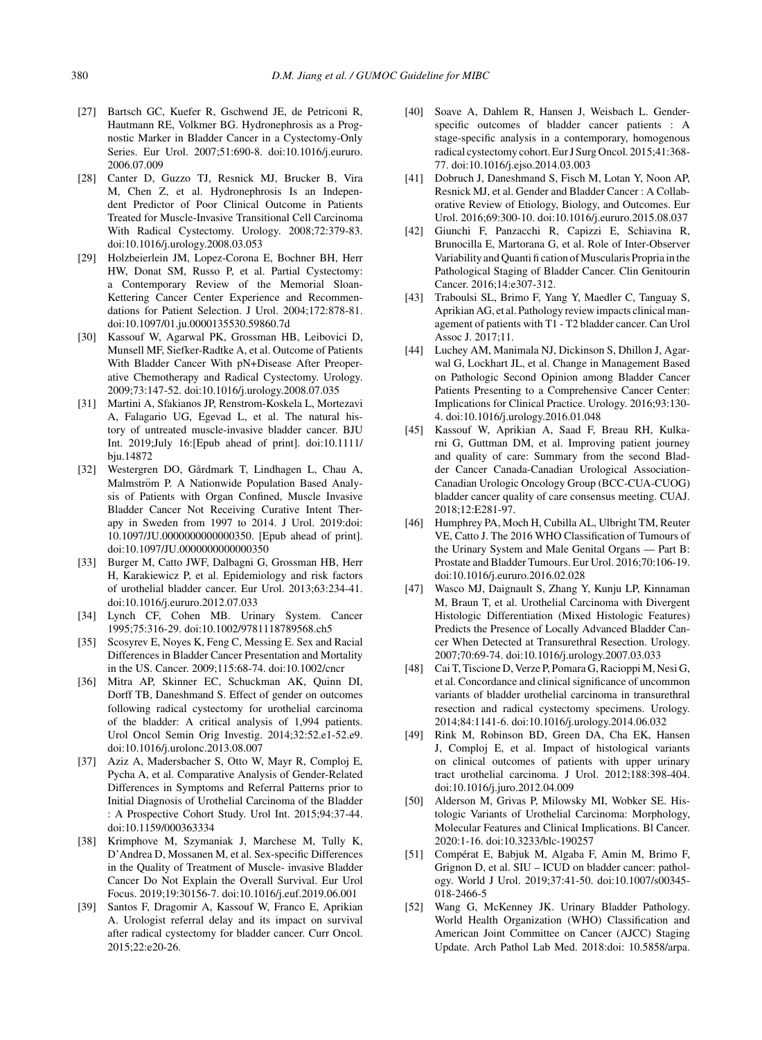[27] Bartsch GC, Kuefer R, Gschwend JE, de Petriconi R, Hautmann RE, Volkmer BG. Hydronephrosis as a Prognostic Marker in Bladder Cancer in a Cystectomy-Only Series. Eur Urol. 2007;51:690-8. doi:10.1016/j.eururo.2006.07.009

[28] Canter D, Guzzo TJ, Resnick MJ, Brucker B, Vira M, Chen Z, et al. Hydronephrosis Is an Independent Predictor of Poor Clinical Outcome in Patients Treated for Muscle-Invasive Transitional Cell Carcinoma With Radical Cystectomy. Urology. 2008;72:379-83. doi:10.1016/j.urology.2008.03.053

[29] Holzbeierlein JM, Lopez-Corona E, Bochner BH, Herr HW, Donat SM, Russo P, et al. Partial Cystectomy: a Contemporary Review of the Memorial Sloan-Kettering Cancer Center Experience and Recommendations for Patient Selection. J Urol. 2004;172:878-81. doi:10.1097/01.ju.0000135530.59860.7d

[30] Kassouf W, Agarwal PK, Grossman HB, Leibovici D, Munsell MF, Siefker-Radtke A, et al. Outcome of Patients With Bladder Cancer With pN+Disease After Preoperative Chemotherapy and Radical Cystectomy. Urology. 2009;73:147-52. doi:10.1016/j.urology.2008.07.035

[31] Martini A, Sfakianos JP, Renstrom-Koskela L, Mortezavi A, Falagario UG, Egevad L, et al. The natural history of untreated muscle-invasive bladder cancer. BJU Int. 2019;July 16:[Epub ahead of print]. doi:10.1111/bju.14872

[32] Westergren DO, Gårdmark T, Lindhagen L, Chau A, Malmström P. A Nationwide Population Based Analysis of Patients with Organ Confined, Muscle Invasive Bladder Cancer Not Receiving Curative Intent Therapy in Sweden from 1997 to 2014. J Urol. 2019:doi: 10.1097/JU.0000000000000350. [Epub ahead of print]. doi:10.1097/JU.0000000000000350

[33] Burger M, Catto JWF, Dalbagni G, Grossman HB, Herr H, Karakiewicz P, et al. Epidemiology and risk factors of urothelial bladder cancer. Eur Urol. 2013;63:234-41. doi:10.1016/j.eururo.2012.07.033

[34] Lynch CF, Cohen MB. Urinary System. Cancer 1995;75:316-29. doi:10.1002/9781118789568.ch5

[35] Scosyrev E, Noyes K, Feng C, Messing E. Sex and Racial Differences in Bladder Cancer Presentation and Mortality in the US. Cancer. 2009;115:68-74. doi:10.1002/cncr

[36] Mitra AP, Skinner EC, Schuckman AK, Quinn DI, Dorff TB, Daneshmand S. Effect of gender on outcomes following radical cystectomy for urothelial carcinoma of the bladder: A critical analysis of 1,994 patients. Urol Oncol Semin Orig Investig. 2014;32:52.e1-52.e9. doi:10.1016/j.urolonc.2013.08.007

[37] Aziz A, Madersbacher S, Otto W, Mayr R, Comploj E, Pycha A, et al. Comparative Analysis of Gender-Related Differences in Symptoms and Referral Patterns prior to Initial Diagnosis of Urothelial Carcinoma of the Bladder : A Prospective Cohort Study. Urol Int. 2015;94:37-44. doi:10.1159/000363334

[38] Krimphove M, Szymaniak J, Marchese M, Tully K, D'Andrea D, Mossanen M, et al. Sex-specific Differences in the Quality of Treatment of Muscle- invasive Bladder Cancer Do Not Explain the Overall Survival. Eur Urol Focus. 2019;19:30156-7. doi:10.1016/j.euf.2019.06.001

[39] Santos F, Dragomir A, Kassouf W, Franco E, Aprikian A. Urologist referral delay and its impact on survival after radical cystectomy for bladder cancer. Curr Oncol. 2015;22:e20-26.

[40] Soave A, Dahlem R, Hansen J, Weisbach L. Gender-specific outcomes of bladder cancer patients : A stage-specific analysis in a contemporary, homogenous radical cystectomy cohort. Eur J Surg Oncol. 2015;41:368-77. doi:10.1016/j.ejso.2014.03.003

[41] Dobruch J, Daneshmand S, Fisch M, Lotan Y, Noon AP, Resnick MJ, et al. Gender and Bladder Cancer : A Collaborative Review of Etiology, Biology, and Outcomes. Eur Urol. 2016;69:300-10. doi:10.1016/j.eururo.2015.08.037

[42] Giunchi F, Panzacchi R, Capizzi E, Schiavina R, Brunocilla E, Martorana G, et al. Role of Inter-Observer Variability and Quanti fi cation of Muscularis Propria in the Pathological Staging of Bladder Cancer. Clin Genitourin Cancer. 2016;14:e307-312.

[43] Traboulsi SL, Brimo F, Yang Y, Maedler C, Tanguay S, Aprikian AG, et al. Pathology review impacts clinical management of patients with T1 - T2 bladder cancer. Can Urol Assoc J. 2017;11.

[44] Luchey AM, Manimala NJ, Dickinson S, Dhillon J, Agarwal G, Lockhart JL, et al. Change in Management Based on Pathologic Second Opinion among Bladder Cancer Patients Presenting to a Comprehensive Cancer Center: Implications for Clinical Practice. Urology. 2016;93:130-4. doi:10.1016/j.urology.2016.01.048

[45] Kassouf W, Aprikian A, Saad F, Breau RH, Kulkarni G, Guttman DM, et al. Improving patient journey and quality of care: Summary from the second Bladder Cancer Canada-Canadian Urological Association-Canadian Urologic Oncology Group (BCC-CUA-CUOG) bladder cancer quality of care consensus meeting. CUAJ. 2018;12:E281-97.

[46] Humphrey PA, Moch H, Cubilla AL, Ulbright TM, Reuter VE, Catto J. The 2016 WHO Classification of Tumours of the Urinary System and Male Genital Organs — Part B: Prostate and Bladder Tumours. Eur Urol. 2016;70:106-19. doi:10.1016/j.eururo.2016.02.028

[47] Wasco MJ, Daignault S, Zhang Y, Kunju LP, Kinnaman M, Braun T, et al. Urothelial Carcinoma with Divergent Histologic Differentiation (Mixed Histologic Features) Predicts the Presence of Locally Advanced Bladder Cancer When Detected at Transurethral Resection. Urology. 2007;70:69-74. doi:10.1016/j.urology.2007.03.033

[48] Cai T, Tiscione D, Verze P, Pomara G, Racioppi M, Nesi G, et al. Concordance and clinical significance of uncommon variants of bladder urothelial carcinoma in transurethral resection and radical cystectomy specimens. Urology. 2014;84:1141-6. doi:10.1016/j.urology.2014.06.032

[49] Rink M, Robinson BD, Green DA, Cha EK, Hansen J, Comploj E, et al. Impact of histological variants on clinical outcomes of patients with upper urinary tract urothelial carcinoma. J Urol. 2012;188:398-404. doi:10.1016/j.juro.2012.04.009

[50] Alderson M, Grivas P, Milowsky MI, Wobker SE. Histologic Variants of Urothelial Carcinoma: Morphology, Molecular Features and Clinical Implications. Bl Cancer. 2020:1-16. doi:10.3233/blc-190257

[51] Compérat E, Babjuk M, Algaba F, Amin M, Brimo F, Grignon D, et al. SIU – ICUD on bladder cancer: pathology. World J Urol. 2019;37:41-50. doi:10.1007/s00345-018-2466-5

[52] Wang G, McKenney JK. Urinary Bladder Pathology. World Health Organization (WHO) Classification and American Joint Committee on Cancer (AJCC) Staging Update. Arch Pathol Lab Med. 2018:doi: 10.5858/arpa.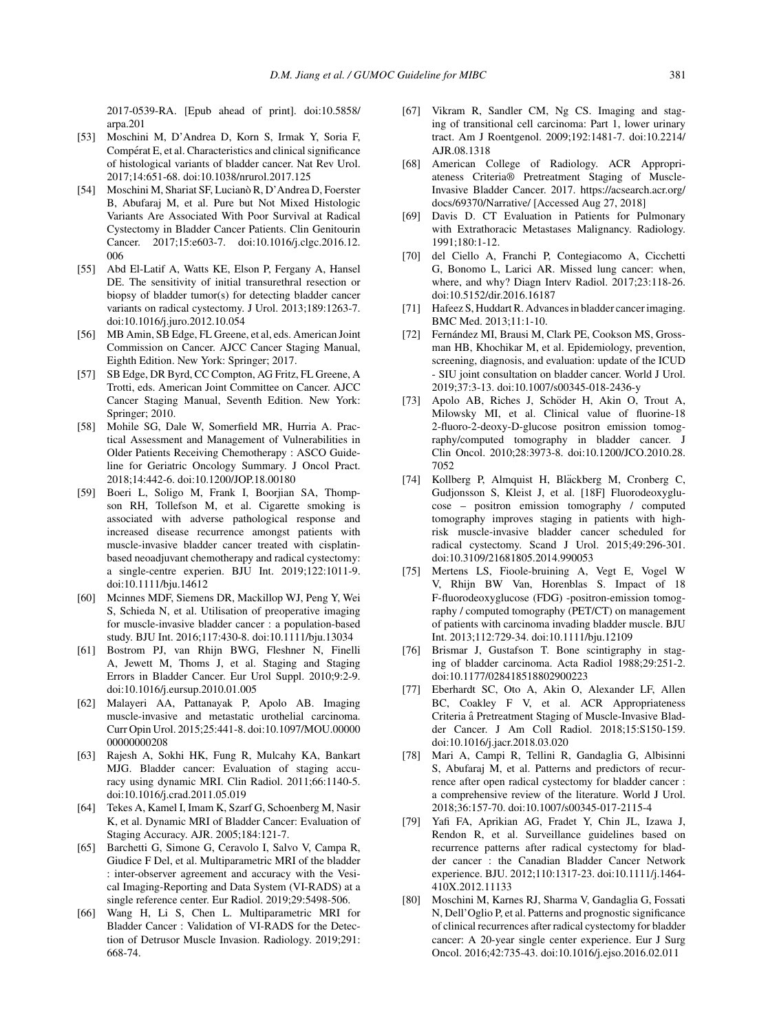2017-0539-RA. [Epub ahead of print]. doi:10.5858/arpa.201

[53] Moschini M, D'Andrea D, Korn S, Irmak Y, Soria F, Compérat E, et al. Characteristics and clinical significance of histological variants of bladder cancer. Nat Rev Urol. 2017;14:651-68. doi:10.1038/nrurol.2017.125

[54] Moschini M, Shariat SF, Lucianò R, D'Andrea D, Foerster B, Abufaraj M, et al. Pure but Not Mixed Histologic Variants Are Associated With Poor Survival at Radical Cystectomy in Bladder Cancer Patients. Clin Genitourin Cancer. 2017;15:e603-7. doi:10.1016/j.clgc.2016.12.006

[55] Abd El-Latif A, Watts KE, Elson P, Fergany A, Hansel DE. The sensitivity of initial transurethral resection or biopsy of bladder tumor(s) for detecting bladder cancer variants on radical cystectomy. J Urol. 2013;189:1263-7. doi:10.1016/j.juro.2012.10.054

[56] MB Amin, SB Edge, FL Greene, et al, eds. American Joint Commission on Cancer. AJCC Cancer Staging Manual, Eighth Edition. New York: Springer; 2017.

[57] SB Edge, DR Byrd, CC Compton, AG Fritz, FL Greene, A Trotti, eds. American Joint Committee on Cancer. AJCC Cancer Staging Manual, Seventh Edition. New York: Springer; 2010.

[58] Mohile SG, Dale W, Somerfield MR, Hurria A. Practical Assessment and Management of Vulnerabilities in Older Patients Receiving Chemotherapy : ASCO Guideline for Geriatric Oncology Summary. J Oncol Pract. 2018;14:442-6. doi:10.1200/JOP.18.00180

[59] Boeri L, Soligo M, Frank I, Boorjian SA, Thompson RH, Tollefson M, et al. Cigarette smoking is associated with adverse pathological response and increased disease recurrence amongst patients with muscle-invasive bladder cancer treated with cisplatin-based neoadjuvant chemotherapy and radical cystectomy: a single-centre experien. BJU Int. 2019;122:1011-9. doi:10.1111/bju.14612

[60] Mcinnes MDF, Siemens DR, Mackillop WJ, Peng Y, Wei S, Schieda N, et al. Utilisation of preoperative imaging for muscle-invasive bladder cancer : a population-based study. BJU Int. 2016;117:430-8. doi:10.1111/bju.13034

[61] Bostrom PJ, van Rhijn BWG, Fleshner N, Finelli A, Jewett M, Thoms J, et al. Staging and Staging Errors in Bladder Cancer. Eur Urol Suppl. 2010;9:2-9. doi:10.1016/j.eursup.2010.01.005

[62] Malayeri AA, Pattanayak P, Apolo AB. Imaging muscle-invasive and metastatic urothelial carcinoma. Curr Opin Urol. 2015;25:441-8. doi:10.1097/MOU.0000000000000208

[63] Rajesh A, Sokhi HK, Fung R, Mulcahy KA, Bankart MJG. Bladder cancer: Evaluation of staging accuracy using dynamic MRI. Clin Radiol. 2011;66:1140-5. doi:10.1016/j.crad.2011.05.019

[64] Tekes A, Kamel I, Imam K, Szarf G, Schoenberg M, Nasir K, et al. Dynamic MRI of Bladder Cancer: Evaluation of Staging Accuracy. AJR. 2005;184:121-7.

[65] Barchetti G, Simone G, Ceravolo I, Salvo V, Campa R, Giudice F Del, et al. Multiparametric MRI of the bladder : inter-observer agreement and accuracy with the Vesical Imaging-Reporting and Data System (VI-RADS) at a single reference center. Eur Radiol. 2019;29:5498-506.

[66] Wang H, Li S, Chen L. Multiparametric MRI for Bladder Cancer : Validation of VI-RADS for the Detection of Detrusor Muscle Invasion. Radiology. 2019;291: 668-74.

[67] Vikram R, Sandler CM, Ng CS. Imaging and staging of transitional cell carcinoma: Part 1, lower urinary tract. Am J Roentgenol. 2009;192:1481-7. doi:10.2214/AJR.08.1318

[68] American College of Radiology. ACR Appropriateness Criteria® Pretreatment Staging of Muscle-Invasive Bladder Cancer. 2017. https://acsearch.acr.org/docs/69370/Narrative/ [Accessed Aug 27, 2018]

[69] Davis D. CT Evaluation in Patients for Pulmonary with Extrathoracic Metastases Malignancy. Radiology. 1991;180:1-12.

[70] del Ciello A, Franchi P, Contegiacomo A, Cicchetti G, Bonomo L, Larici AR. Missed lung cancer: when, where, and why? Diagn Interv Radiol. 2017;23:118-26. doi:10.5152/dir.2016.16187

[71] Hafeez S, Huddart R. Advances in bladder cancer imaging. BMC Med. 2013;11:1-10.

[72] Fernández MI, Brausi M, Clark PE, Cookson MS, Grossman HB, Khochikar M, et al. Epidemiology, prevention, screening, diagnosis, and evaluation: update of the ICUD - SIU joint consultation on bladder cancer. World J Urol. 2019;37:3-13. doi:10.1007/s00345-018-2436-y

[73] Apolo AB, Riches J, Schöder H, Akin O, Trout A, Milowsky MI, et al. Clinical value of fluorine-18 2-fluoro-2-deoxy-D-glucose positron emission tomography/computed tomography in bladder cancer. J Clin Oncol. 2010;28:3973-8. doi:10.1200/JCO.2010.28.7052

[74] Kollberg P, Almquist H, Bläckberg M, Cronberg C, Gudjonsson S, Kleist J, et al. [18F] Fluorodeoxyglucose – positron emission tomography / computed tomography improves staging in patients with high-risk muscle-invasive bladder cancer scheduled for radical cystectomy. Scand J Urol. 2015;49:296-301. doi:10.3109/21681805.2014.990053

[75] Mertens LS, Fioole-bruining A, Vegt E, Vogel W V, Rhijn BW Van, Horenblas S. Impact of 18 F-fluorodeoxyglucose (FDG) -positron-emission tomography / computed tomography (PET/CT) on management of patients with carcinoma invading bladder muscle. BJU Int. 2013;112:729-34. doi:10.1111/bju.12109

[76] Brismar J, Gustafson T. Bone scintigraphy in staging of bladder carcinoma. Acta Radiol 1988;29:251-2. doi:10.1177/028418518802900223

[77] Eberhardt SC, Oto A, Akin O, Alexander LF, Allen BC, Coakley F V, et al. ACR Appropriateness Criteria â Pretreatment Staging of Muscle-Invasive Bladder Cancer. J Am Coll Radiol. 2018;15:S150-159. doi:10.1016/j.jacr.2018.03.020

[78] Mari A, Campi R, Tellini R, Gandaglia G, Albisinni S, Abufaraj M, et al. Patterns and predictors of recurrence after open radical cystectomy for bladder cancer : a comprehensive review of the literature. World J Urol. 2018;36:157-70. doi:10.1007/s00345-017-2115-4

[79] Yafi FA, Aprikian AG, Fradet Y, Chin JL, Izawa J, Rendon R, et al. Surveillance guidelines based on recurrence patterns after radical cystectomy for bladder cancer : the Canadian Bladder Cancer Network experience. BJU. 2012;110:1317-23. doi:10.1111/j.1464-410X.2012.11133

[80] Moschini M, Karnes RJ, Sharma V, Gandaglia G, Fossati N, Dell'Oglio P, et al. Patterns and prognostic significance of clinical recurrences after radical cystectomy for bladder cancer: A 20-year single center experience. Eur J Surg Oncol. 2016;42:735-43. doi:10.1016/j.ejso.2016.02.011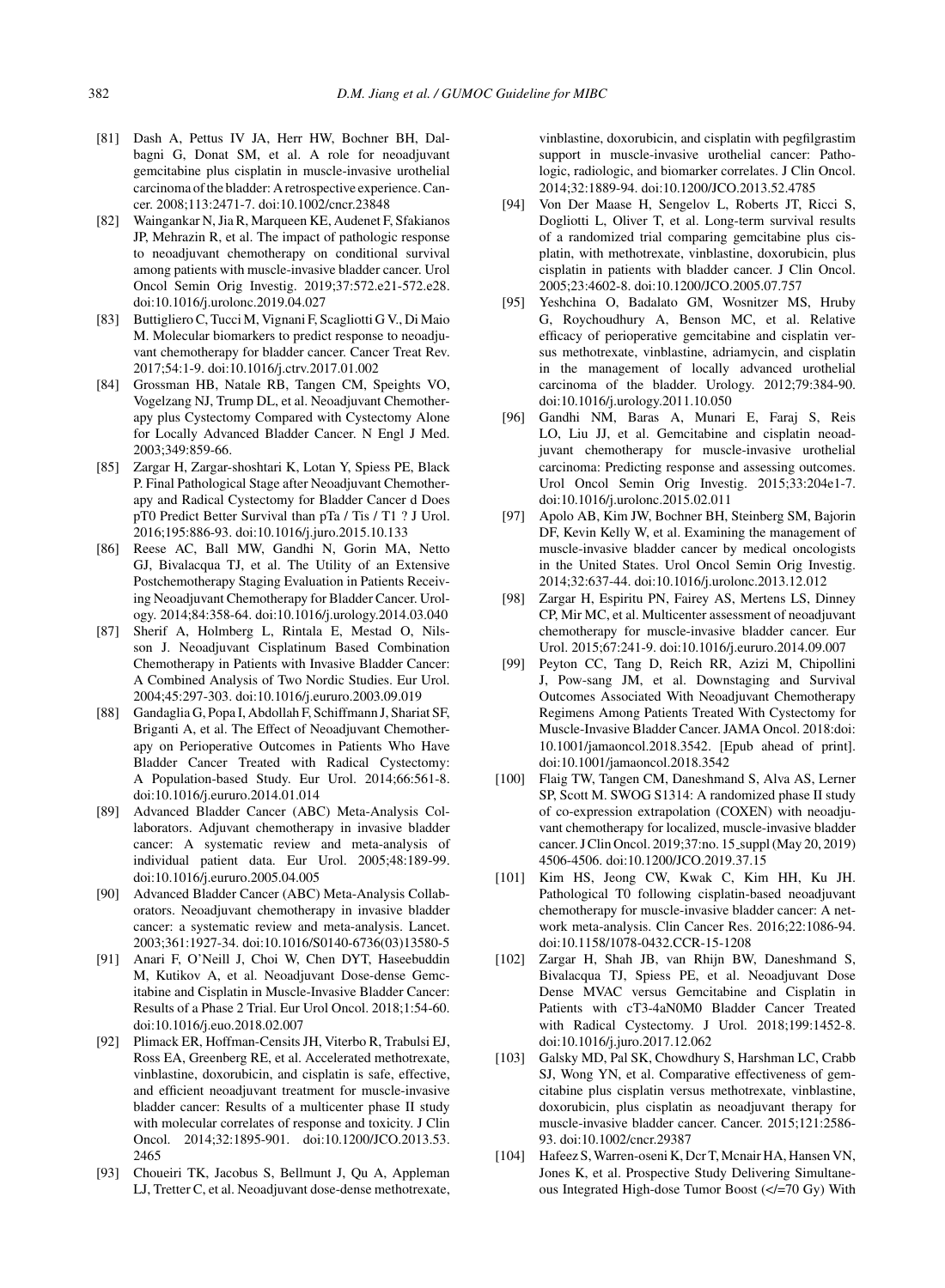[81] Dash A, Pettus IV JA, Herr HW, Bochner BH, Dalbagni G, Donat SM, et al. A role for neoadjuvant gemcitabine plus cisplatin in muscle-invasive urothelial carcinoma of the bladder: A retrospective experience. Cancer. 2008;113:2471-7. doi:10.1002/cncr.23848

[82] Waingankar N, Jia R, Marqueen KE, Audenet F, Sfakianos JP, Mehrazin R, et al. The impact of pathologic response to neoadjuvant chemotherapy on conditional survival among patients with muscle-invasive bladder cancer. Urol Oncol Semin Orig Investig. 2019;37:572.e21-572.e28. doi:10.1016/j.urolonc.2019.04.027

[83] Buttigliero C, Tucci M, Vignani F, Scagliotti G V., Di Maio M. Molecular biomarkers to predict response to neoadjuvant chemotherapy for bladder cancer. Cancer Treat Rev. 2017;54:1-9. doi:10.1016/j.ctrv.2017.01.002

[84] Grossman HB, Natale RB, Tangen CM, Speights VO, Vogelzang NJ, Trump DL, et al. Neoadjuvant Chemotherapy plus Cystectomy Compared with Cystectomy Alone for Locally Advanced Bladder Cancer. N Engl J Med. 2003;349:859-66.

[85] Zargar H, Zargar-shoshtari K, Lotan Y, Spiess PE, Black P. Final Pathological Stage after Neoadjuvant Chemotherapy and Radical Cystectomy for Bladder Cancer d Does pT0 Predict Better Survival than pTa / Tis / T1 ? J Urol. 2016;195:886-93. doi:10.1016/j.juro.2015.10.133

[86] Reese AC, Ball MW, Gandhi N, Gorin MA, Netto GJ, Bivalacqua TJ, et al. The Utility of an Extensive Postchemotherapy Staging Evaluation in Patients Receiving Neoadjuvant Chemotherapy for Bladder Cancer. Urology. 2014;84:358-64. doi:10.1016/j.urology.2014.03.040

[87] Sherif A, Holmberg L, Rintala E, Mestad O, Nilsson J. Neoadjuvant Cisplatinum Based Combination Chemotherapy in Patients with Invasive Bladder Cancer: A Combined Analysis of Two Nordic Studies. Eur Urol. 2004;45:297-303. doi:10.1016/j.eururo.2003.09.019

[88] Gandaglia G, Popa I, Abdollah F, Schiffmann J, Shariat SF, Briganti A, et al. The Effect of Neoadjuvant Chemotherapy on Perioperative Outcomes in Patients Who Have Bladder Cancer Treated with Radical Cystectomy: A Population-based Study. Eur Urol. 2014;66:561-8. doi:10.1016/j.eururo.2014.01.014

[89] Advanced Bladder Cancer (ABC) Meta-Analysis Collaborators. Adjuvant chemotherapy in invasive bladder cancer: A systematic review and meta-analysis of individual patient data. Eur Urol. 2005;48:189-99. doi:10.1016/j.eururo.2005.04.005

[90] Advanced Bladder Cancer (ABC) Meta-Analysis Collaborators. Neoadjuvant chemotherapy in invasive bladder cancer: a systematic review and meta-analysis. Lancet. 2003;361:1927-34. doi:10.1016/S0140-6736(03)13580-5

[91] Anari F, O'Neill J, Choi W, Chen DYT, Haseebuddin M, Kutikov A, et al. Neoadjuvant Dose-dense Gemcitabine and Cisplatin in Muscle-Invasive Bladder Cancer: Results of a Phase 2 Trial. Eur Urol Oncol. 2018;1:54-60. doi:10.1016/j.euo.2018.02.007

[92] Plimack ER, Hoffman-Censits JH, Viterbo R, Trabulsi EJ, Ross EA, Greenberg RE, et al. Accelerated methotrexate, vinblastine, doxorubicin, and cisplatin is safe, effective, and efficient neoadjuvant treatment for muscle-invasive bladder cancer: Results of a multicenter phase II study with molecular correlates of response and toxicity. J Clin Oncol. 2014;32:1895-901. doi:10.1200/JCO.2013.53.2465

[93] Choueiri TK, Jacobus S, Bellmunt J, Qu A, Appleman LJ, Tretter C, et al. Neoadjuvant dose-dense methotrexate, vinblastine, doxorubicin, and cisplatin with pegfilgrastim support in muscle-invasive urothelial cancer: Pathologic, radiologic, and biomarker correlates. J Clin Oncol. 2014;32:1889-94. doi:10.1200/JCO.2013.52.4785

[94] Von Der Maase H, Sengelov L, Roberts JT, Ricci S, Dogliotti L, Oliver T, et al. Long-term survival results of a randomized trial comparing gemcitabine plus cisplatin, with methotrexate, vinblastine, doxorubicin, plus cisplatin in patients with bladder cancer. J Clin Oncol. 2005;23:4602-8. doi:10.1200/JCO.2005.07.757

[95] Yeshchina O, Badalato GM, Wosnitzer MS, Hruby G, Roychoudhury A, Benson MC, et al. Relative efficacy of perioperative gemcitabine and cisplatin versus methotrexate, vinblastine, adriamycin, and cisplatin in the management of locally advanced urothelial carcinoma of the bladder. Urology. 2012;79:384-90. doi:10.1016/j.urology.2011.10.050

[96] Gandhi NM, Baras A, Munari E, Faraj S, Reis LO, Liu JJ, et al. Gemcitabine and cisplatin neoadjuvant chemotherapy for muscle-invasive urothelial carcinoma: Predicting response and assessing outcomes. Urol Oncol Semin Orig Investig. 2015;33:204e1-7. doi:10.1016/j.urolonc.2015.02.011

[97] Apolo AB, Kim JW, Bochner BH, Steinberg SM, Bajorin DF, Kevin Kelly W, et al. Examining the management of muscle-invasive bladder cancer by medical oncologists in the United States. Urol Oncol Semin Orig Investig. 2014;32:637-44. doi:10.1016/j.urolonc.2013.12.012

[98] Zargar H, Espiritu PN, Fairey AS, Mertens LS, Dinney CP, Mir MC, et al. Multicenter assessment of neoadjuvant chemotherapy for muscle-invasive bladder cancer. Eur Urol. 2015;67:241-9. doi:10.1016/j.eururo.2014.09.007

[99] Peyton CC, Tang D, Reich RR, Azizi M, Chipollini J, Pow-sang JM, et al. Downstaging and Survival Outcomes Associated With Neoadjuvant Chemotherapy Regimens Among Patients Treated With Cystectomy for Muscle-Invasive Bladder Cancer. JAMA Oncol. 2018:doi: 10.1001/jamaoncol.2018.3542. [Epub ahead of print]. doi:10.1001/jamaoncol.2018.3542

[100] Flaig TW, Tangen CM, Daneshmand S, Alva AS, Lerner SP, Scott M. SWOG S1314: A randomized phase II study of co-expression extrapolation (COXEN) with neoadjuvant chemotherapy for localized, muscle-invasive bladder cancer. J Clin Oncol. 2019;37:no. 15_suppl (May 20, 2019) 4506-4506. doi:10.1200/JCO.2019.37.15

[101] Kim HS, Jeong CW, Kwak C, Kim HH, Ku JH. Pathological T0 following cisplatin-based neoadjuvant chemotherapy for muscle-invasive bladder cancer: A network meta-analysis. Clin Cancer Res. 2016;22:1086-94. doi:10.1158/1078-0432.CCR-15-1208

[102] Zargar H, Shah JB, van Rhijn BW, Daneshmand S, Bivalacqua TJ, Spiess PE, et al. Neoadjuvant Dose Dense MVAC versus Gemcitabine and Cisplatin in Patients with cT3-4aN0M0 Bladder Cancer Treated with Radical Cystectomy. J Urol. 2018;199:1452-8. doi:10.1016/j.juro.2017.12.062

[103] Galsky MD, Pal SK, Chowdhury S, Harshman LC, Crabb SJ, Wong YN, et al. Comparative effectiveness of gemcitabine plus cisplatin versus methotrexate, vinblastine, doxorubicin, plus cisplatin as neoadjuvant therapy for muscle-invasive bladder cancer. Cancer. 2015;121:2586-93. doi:10.1002/cncr.29387

[104] Hafeez S, Warren-oseni K, Dcr T, Mcnair HA, Hansen VN, Jones K, et al. Prospective Study Delivering Simultaneous Integrated High-dose Tumor Boost (</=70 Gy) With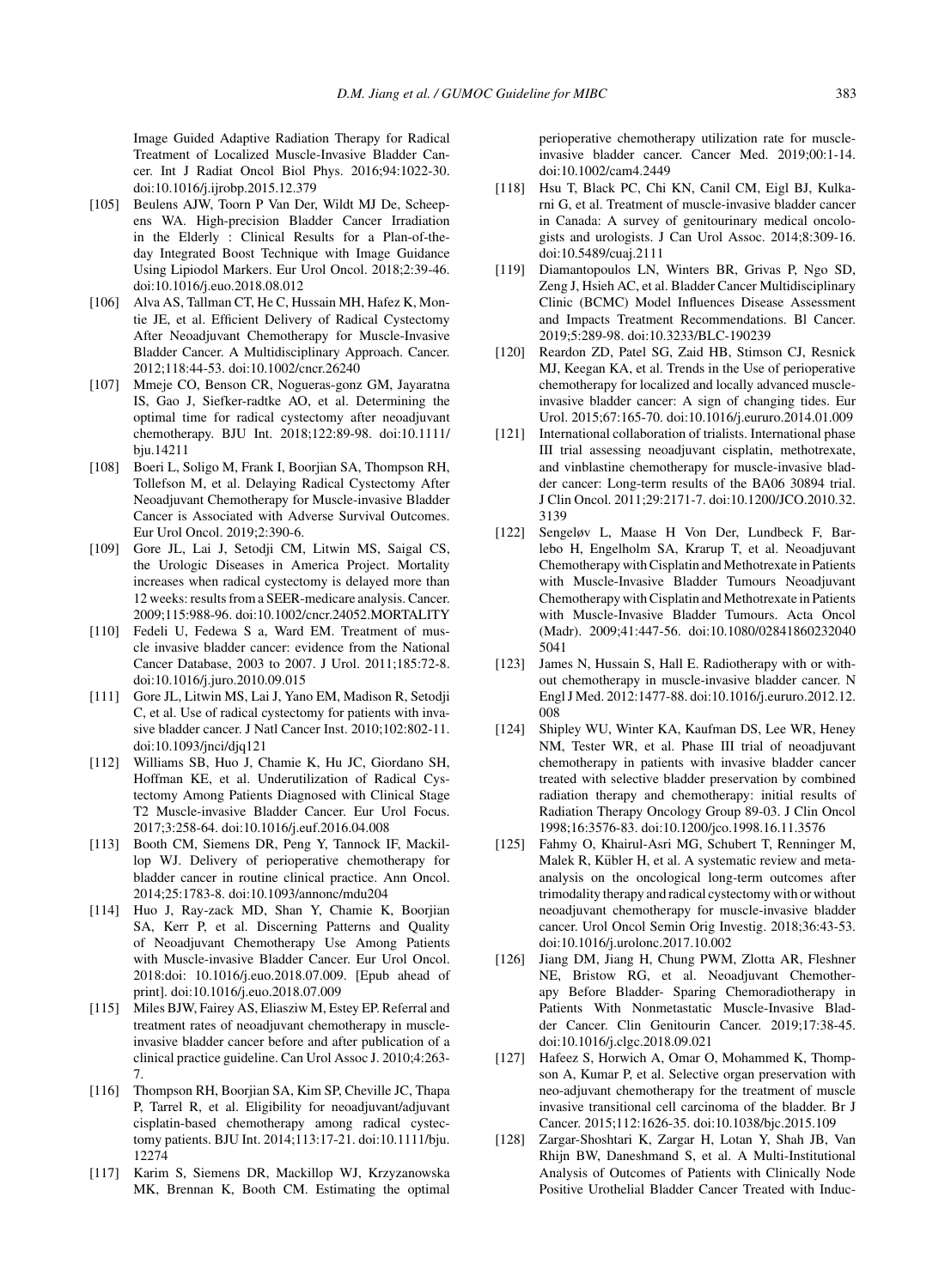Image Guided Adaptive Radiation Therapy for Radical Treatment of Localized Muscle-Invasive Bladder Cancer. Int J Radiat Oncol Biol Phys. 2016;94:1022-30. doi:10.1016/j.ijrobp.2015.12.379

[105] Beulens AJW, Toorn P Van Der, Wildt MJ De, Scheepens WA. High-precision Bladder Cancer Irradiation in the Elderly : Clinical Results for a Plan-of-the-day Integrated Boost Technique with Image Guidance Using Lipiodol Markers. Eur Urol Oncol. 2018;2:39-46. doi:10.1016/j.euo.2018.08.012

[106] Alva AS, Tallman CT, He C, Hussain MH, Hafez K, Montie JE, et al. Efficient Delivery of Radical Cystectomy After Neoadjuvant Chemotherapy for Muscle-Invasive Bladder Cancer. A Multidisciplinary Approach. Cancer. 2012;118:44-53. doi:10.1002/cncr.26240

[107] Mmeje CO, Benson CR, Nogueras-gonz GM, Jayaratna IS, Gao J, Siefker-radtke AO, et al. Determining the optimal time for radical cystectomy after neoadjuvant chemotherapy. BJU Int. 2018;122:89-98. doi:10.1111/bju.14211

[108] Boeri L, Soligo M, Frank I, Boorjian SA, Thompson RH, Tollefson M, et al. Delaying Radical Cystectomy After Neoadjuvant Chemotherapy for Muscle-invasive Bladder Cancer is Associated with Adverse Survival Outcomes. Eur Urol Oncol. 2019;2:390-6.

[109] Gore JL, Lai J, Setodji CM, Litwin MS, Saigal CS, the Urologic Diseases in America Project. Mortality increases when radical cystectomy is delayed more than 12 weeks: results from a SEER-medicare analysis. Cancer. 2009;115:988-96. doi:10.1002/cncr.24052.MORTALITY

[110] Fedeli U, Fedewa S a, Ward EM. Treatment of muscle invasive bladder cancer: evidence from the National Cancer Database, 2003 to 2007. J Urol. 2011;185:72-8. doi:10.1016/j.juro.2010.09.015

[111] Gore JL, Litwin MS, Lai J, Yano EM, Madison R, Setodji C, et al. Use of radical cystectomy for patients with invasive bladder cancer. J Natl Cancer Inst. 2010;102:802-11. doi:10.1093/jnci/djq121

[112] Williams SB, Huo J, Chamie K, Hu JC, Giordano SH, Hoffman KE, et al. Underutilization of Radical Cystectomy Among Patients Diagnosed with Clinical Stage T2 Muscle-invasive Bladder Cancer. Eur Urol Focus. 2017;3:258-64. doi:10.1016/j.euf.2016.04.008

[113] Booth CM, Siemens DR, Peng Y, Tannock IF, Mackillop WJ. Delivery of perioperative chemotherapy for bladder cancer in routine clinical practice. Ann Oncol. 2014;25:1783-8. doi:10.1093/annonc/mdu204

[114] Huo J, Ray-zack MD, Shan Y, Chamie K, Boorjian SA, Kerr P, et al. Discerning Patterns and Quality of Neoadjuvant Chemotherapy Use Among Patients with Muscle-invasive Bladder Cancer. Eur Urol Oncol. 2018:doi: 10.1016/j.euo.2018.07.009. [Epub ahead of print]. doi:10.1016/j.euo.2018.07.009

[115] Miles BJW, Fairey AS, Eliasziw M, Estey EP. Referral and treatment rates of neoadjuvant chemotherapy in muscle-invasive bladder cancer before and after publication of a clinical practice guideline. Can Urol Assoc J. 2010;4:263-7.

[116] Thompson RH, Boorjian SA, Kim SP, Cheville JC, Thapa P, Tarrel R, et al. Eligibility for neoadjuvant/adjuvant cisplatin-based chemotherapy among radical cystectomy patients. BJU Int. 2014;113:17-21. doi:10.1111/bju.12274

[117] Karim S, Siemens DR, Mackillop WJ, Krzyzanowska MK, Brennan K, Booth CM. Estimating the optimal perioperative chemotherapy utilization rate for muscle-invasive bladder cancer. Cancer Med. 2019;00:1-14. doi:10.1002/cam4.2449

[118] Hsu T, Black PC, Chi KN, Canil CM, Eigl BJ, Kulkarni G, et al. Treatment of muscle-invasive bladder cancer in Canada: A survey of genitourinary medical oncologists and urologists. J Can Urol Assoc. 2014;8:309-16. doi:10.5489/cuaj.2111

[119] Diamantopoulos LN, Winters BR, Grivas P, Ngo SD, Zeng J, Hsieh AC, et al. Bladder Cancer Multidisciplinary Clinic (BCMC) Model Influences Disease Assessment and Impacts Treatment Recommendations. Bl Cancer. 2019;5:289-98. doi:10.3233/BLC-190239

[120] Reardon ZD, Patel SG, Zaid HB, Stimson CJ, Resnick MJ, Keegan KA, et al. Trends in the Use of perioperative chemotherapy for localized and locally advanced muscle-invasive bladder cancer: A sign of changing tides. Eur Urol. 2015;67:165-70. doi:10.1016/j.eururo.2014.01.009

[121] International collaboration of trialists. International phase III trial assessing neoadjuvant cisplatin, methotrexate, and vinblastine chemotherapy for muscle-invasive bladder cancer: Long-term results of the BA06 30894 trial. J Clin Oncol. 2011;29:2171-7. doi:10.1200/JCO.2010.32.3139

[122] Sengeløv L, Maase H Von Der, Lundbeck F, Barlebo H, Engelholm SA, Krarup T, et al. Neoadjuvant Chemotherapy with Cisplatin and Methotrexate in Patients with Muscle-Invasive Bladder Tumours Neoadjuvant Chemotherapy with Cisplatin and Methotrexate in Patients with Muscle-Invasive Bladder Tumours. Acta Oncol (Madr). 2009;41:447-56. doi:10.1080/028418602320405041

[123] James N, Hussain S, Hall E. Radiotherapy with or without chemotherapy in muscle-invasive bladder cancer. N Engl J Med. 2012:1477-88. doi:10.1016/j.eururo.2012.12.008

[124] Shipley WU, Winter KA, Kaufman DS, Lee WR, Heney NM, Tester WR, et al. Phase III trial of neoadjuvant chemotherapy in patients with invasive bladder cancer treated with selective bladder preservation by combined radiation therapy and chemotherapy: initial results of Radiation Therapy Oncology Group 89-03. J Clin Oncol 1998;16:3576-83. doi:10.1200/jco.1998.16.11.3576

[125] Fahmy O, Khairul-Asri MG, Schubert T, Renninger M, Malek R, Kübler H, et al. A systematic review and meta-analysis on the oncological long-term outcomes after trimodality therapy and radical cystectomy with or without neoadjuvant chemotherapy for muscle-invasive bladder cancer. Urol Oncol Semin Orig Investig. 2018;36:43-53. doi:10.1016/j.urolonc.2017.10.002

[126] Jiang DM, Jiang H, Chung PWM, Zlotta AR, Fleshner NE, Bristow RG, et al. Neoadjuvant Chemotherapy Before Bladder- Sparing Chemoradiotherapy in Patients With Nonmetastatic Muscle-Invasive Bladder Cancer. Clin Genitourin Cancer. 2019;17:38-45. doi:10.1016/j.clgc.2018.09.021

[127] Hafeez S, Horwich A, Omar O, Mohammed K, Thompson A, Kumar P, et al. Selective organ preservation with neo-adjuvant chemotherapy for the treatment of muscle invasive transitional cell carcinoma of the bladder. Br J Cancer. 2015;112:1626-35. doi:10.1038/bjc.2015.109

[128] Zargar-Shoshtari K, Zargar H, Lotan Y, Shah JB, Van Rhijn BW, Daneshmand S, et al. A Multi-Institutional Analysis of Outcomes of Patients with Clinically Node Positive Urothelial Bladder Cancer Treated with Induc-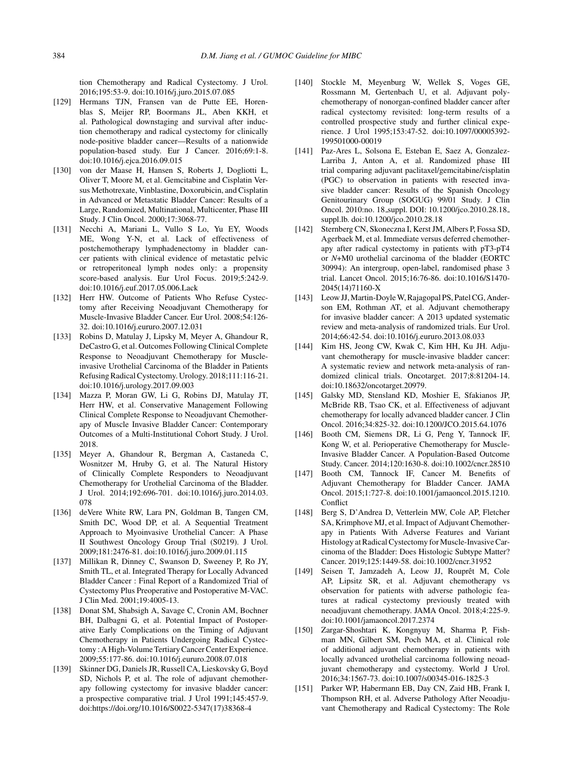tion Chemotherapy and Radical Cystectomy. J Urol. 2016;195:53-9. doi:10.1016/j.juro.2015.07.085

[129] Hermans TJN, Fransen van de Putte EE, Horenblas S, Meijer RP, Boormans JL, Aben KKH, et al. Pathological downstaging and survival after induction chemotherapy and radical cystectomy for clinically node-positive bladder cancer—Results of a nationwide population-based study. Eur J Cancer. 2016;69:1-8. doi:10.1016/j.ejca.2016.09.015

[130] von der Maase H, Hansen S, Roberts J, Dogliotti L, Oliver T, Moore M, et al. Gemcitabine and Cisplatin Versus Methotrexate, Vinblastine, Doxorubicin, and Cisplatin in Advanced or Metastatic Bladder Cancer: Results of a Large, Randomized, Multinational, Multicenter, Phase III Study. J Clin Oncol. 2000;17:3068-77.

[131] Necchi A, Mariani L, Vullo S Lo, Yu EY, Woods ME, Wong Y-N, et al. Lack of effectiveness of postchemotherapy lymphadenectomy in bladder cancer patients with clinical evidence of metastatic pelvic or retroperitoneal lymph nodes only: a propensity score-based analysis. Eur Urol Focus. 2019;5:242-9. doi:10.1016/j.euf.2017.05.006.Lack

[132] Herr HW. Outcome of Patients Who Refuse Cystectomy after Receiving Neoadjuvant Chemotherapy for Muscle-Invasive Bladder Cancer. Eur Urol. 2008;54:126-32. doi:10.1016/j.eururo.2007.12.031

[133] Robins D, Matulay J, Lipsky M, Meyer A, Ghandour R, DeCastro G, et al. Outcomes Following Clinical Complete Response to Neoadjuvant Chemotherapy for Muscle-invasive Urothelial Carcinoma of the Bladder in Patients Refusing Radical Cystectomy. Urology. 2018;111:116-21. doi:10.1016/j.urology.2017.09.003

[134] Mazza P, Moran GW, Li G, Robins DJ, Matulay JT, Herr HW, et al. Conservative Management Following Clinical Complete Response to Neoadjuvant Chemotherapy of Muscle Invasive Bladder Cancer: Contemporary Outcomes of a Multi-Institutional Cohort Study. J Urol. 2018.

[135] Meyer A, Ghandour R, Bergman A, Castaneda C, Wosnitzer M, Hruby G, et al. The Natural History of Clinically Complete Responders to Neoadjuvant Chemotherapy for Urothelial Carcinoma of the Bladder. J Urol. 2014;192:696-701. doi:10.1016/j.juro.2014.03.078

[136] deVere White RW, Lara PN, Goldman B, Tangen CM, Smith DC, Wood DP, et al. A Sequential Treatment Approach to Myoinvasive Urothelial Cancer: A Phase II Southwest Oncology Group Trial (S0219). J Urol. 2009;181:2476-81. doi:10.1016/j.juro.2009.01.115

[137] Millikan R, Dinney C, Swanson D, Sweeney P, Ro JY, Smith TL, et al. Integrated Therapy for Locally Advanced Bladder Cancer : Final Report of a Randomized Trial of Cystectomy Plus Preoperative and Postoperative M-VAC. J Clin Med. 2001;19:4005-13.

[138] Donat SM, Shabsigh A, Savage C, Cronin AM, Bochner BH, Dalbagni G, et al. Potential Impact of Postoperative Early Complications on the Timing of Adjuvant Chemotherapy in Patients Undergoing Radical Cystectomy : A High-Volume Tertiary Cancer Center Experience. 2009;55:177-86. doi:10.1016/j.eururo.2008.07.018

[139] Skinner DG, Daniels JR, Russell CA, Lieskovsky G, Boyd SD, Nichols P, et al. The role of adjuvant chemotherapy following cystectomy for invasive bladder cancer: a prospective comparative trial. J Urol 1991;145:457-9. doi:https://doi.org/10.1016/S0022-5347(17)38368-4

[140] Stockle M, Meyenburg W, Wellek S, Voges GE, Rossmann M, Gertenbach U, et al. Adjuvant polychemotherapy of nonorgan-confined bladder cancer after radical cystectomy revisited: long-term results of a controlled prospective study and further clinical experience. J Urol 1995;153:47-52. doi:10.1097/00005392-199501000-00019

[141] Paz-Ares L, Solsona E, Esteban E, Saez A, Gonzalez-Larriba J, Anton A, et al. Randomized phase III trial comparing adjuvant paclitaxel/gemcitabine/cisplatin (PGC) to observation in patients with resected invasive bladder cancer: Results of the Spanish Oncology Genitourinary Group (SOGUG) 99/01 Study. J Clin Oncol. 2010:no. 18_suppl. DOI: 10.1200/jco.2010.28.18_suppl.lb. doi:10.1200/jco.2010.28.18

[142] Sternberg CN, Skoneczna I, Kerst JM, Albers P, Fossa SD, Agerbaek M, et al. Immediate versus deferred chemotherapy after radical cystectomy in patients with pT3-pT4 or *N*+M0 urothelial carcinoma of the bladder (EORTC 30994): An intergroup, open-label, randomised phase 3 trial. Lancet Oncol. 2015;16:76-86. doi:10.1016/S1470-2045(14)71160-X

[143] Leow JJ, Martin-Doyle W, Rajagopal PS, Patel CG, Anderson EM, Rothman AT, et al. Adjuvant chemotherapy for invasive bladder cancer: A 2013 updated systematic review and meta-analysis of randomized trials. Eur Urol. 2014;66:42-54. doi:10.1016/j.eururo.2013.08.033

[144] Kim HS, Jeong CW, Kwak C, Kim HH, Ku JH. Adjuvant chemotherapy for muscle-invasive bladder cancer: A systematic review and network meta-analysis of randomized clinical trials. Oncotarget. 2017;8:81204-14. doi:10.18632/oncotarget.20979.

[145] Galsky MD, Stensland KD, Moshier E, Sfakianos JP, McBride RB, Tsao CK, et al. Effectiveness of adjuvant chemotherapy for locally advanced bladder cancer. J Clin Oncol. 2016;34:825-32. doi:10.1200/JCO.2015.64.1076

[146] Booth CM, Siemens DR, Li G, Peng Y, Tannock IF, Kong W, et al. Perioperative Chemotherapy for Muscle-Invasive Bladder Cancer. A Population-Based Outcome Study. Cancer. 2014;120:1630-8. doi:10.1002/cncr.28510

[147] Booth CM, Tannock IF, Cancer M. Benefits of Adjuvant Chemotherapy for Bladder Cancer. JAMA Oncol. 2015;1:727-8. doi:10.1001/jamaoncol.2015.1210. Conflict

[148] Berg S, D'Andrea D, Vetterlein MW, Cole AP, Fletcher SA, Krimphove MJ, et al. Impact of Adjuvant Chemotherapy in Patients With Adverse Features and Variant Histology at Radical Cystectomy for Muscle-Invasive Carcinoma of the Bladder: Does Histologic Subtype Matter? Cancer. 2019;125:1449-58. doi:10.1002/cncr.31952

[149] Seisen T, Jamzadeh A, Leow JJ, Rouprêt M, Cole AP, Lipsitz SR, et al. Adjuvant chemotherapy vs observation for patients with adverse pathologic features at radical cystectomy previously treated with neoadjuvant chemotherapy. JAMA Oncol. 2018;4:225-9. doi:10.1001/jamaoncol.2017.2374

[150] Zargar-Shoshtari K, Kongnyuy M, Sharma P, Fishman MN, Gilbert SM, Poch MA, et al. Clinical role of additional adjuvant chemotherapy in patients with locally advanced urothelial carcinoma following neoadjuvant chemotherapy and cystectomy. World J Urol. 2016;34:1567-73. doi:10.1007/s00345-016-1825-3

[151] Parker WP, Habermann EB, Day CN, Zaid HB, Frank I, Thompson RH, et al. Adverse Pathology After Neoadjuvant Chemotherapy and Radical Cystectomy: The Role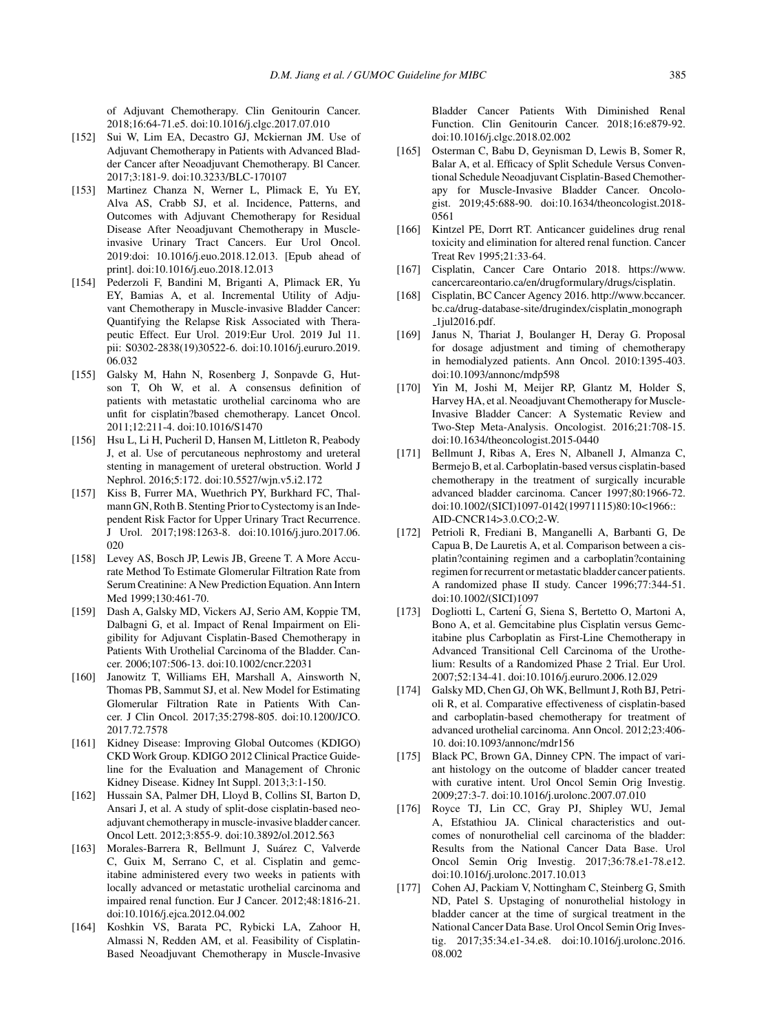of Adjuvant Chemotherapy. Clin Genitourin Cancer. 2018;16:64-71.e5. doi:10.1016/j.clgc.2017.07.010

[152] Sui W, Lim EA, Decastro GJ, Mckiernan JM. Use of Adjuvant Chemotherapy in Patients with Advanced Bladder Cancer after Neoadjuvant Chemotherapy. Bl Cancer. 2017;3:181-9. doi:10.3233/BLC-170107

[153] Martinez Chanza N, Werner L, Plimack E, Yu EY, Alva AS, Crabb SJ, et al. Incidence, Patterns, and Outcomes with Adjuvant Chemotherapy for Residual Disease After Neoadjuvant Chemotherapy in Muscle-invasive Urinary Tract Cancers. Eur Urol Oncol. 2019:doi: 10.1016/j.euo.2018.12.013. [Epub ahead of print]. doi:10.1016/j.euo.2018.12.013

[154] Pederzoli F, Bandini M, Briganti A, Plimack ER, Yu EY, Bamias A, et al. Incremental Utility of Adjuvant Chemotherapy in Muscle-invasive Bladder Cancer: Quantifying the Relapse Risk Associated with Therapeutic Effect. Eur Urol. 2019:Eur Urol. 2019 Jul 11. pii: S0302-2838(19)30522-6. doi:10.1016/j.eururo.2019.06.032

[155] Galsky M, Hahn N, Rosenberg J, Sonpavde G, Hutson T, Oh W, et al. A consensus definition of patients with metastatic urothelial carcinoma who are unfit for cisplatin?based chemotherapy. Lancet Oncol. 2011;12:211-4. doi:10.1016/S1470

[156] Hsu L, Li H, Pucheril D, Hansen M, Littleton R, Peabody J, et al. Use of percutaneous nephrostomy and ureteral stenting in management of ureteral obstruction. World J Nephrol. 2016;5:172. doi:10.5527/wjn.v5.i2.172

[157] Kiss B, Furrer MA, Wuethrich PY, Burkhard FC, Thalmann GN, Roth B. Stenting Prior to Cystectomy is an Independent Risk Factor for Upper Urinary Tract Recurrence. J Urol. 2017;198:1263-8. doi:10.1016/j.juro.2017.06.020

[158] Levey AS, Bosch JP, Lewis JB, Greene T. A More Accurate Method To Estimate Glomerular Filtration Rate from Serum Creatinine: A New Prediction Equation. Ann Intern Med 1999;130:461-70.

[159] Dash A, Galsky MD, Vickers AJ, Serio AM, Koppie TM, Dalbagni G, et al. Impact of Renal Impairment on Eligibility for Adjuvant Cisplatin-Based Chemotherapy in Patients With Urothelial Carcinoma of the Bladder. Cancer. 2006;107:506-13. doi:10.1002/cncr.22031

[160] Janowitz T, Williams EH, Marshall A, Ainsworth N, Thomas PB, Sammut SJ, et al. New Model for Estimating Glomerular Filtration Rate in Patients With Cancer. J Clin Oncol. 2017;35:2798-805. doi:10.1200/JCO.2017.72.7578

[161] Kidney Disease: Improving Global Outcomes (KDIGO) CKD Work Group. KDIGO 2012 Clinical Practice Guideline for the Evaluation and Management of Chronic Kidney Disease. Kidney Int Suppl. 2013;3:1-150.

[162] Hussain SA, Palmer DH, Lloyd B, Collins SI, Barton D, Ansari J, et al. A study of split-dose cisplatin-based neoadjuvant chemotherapy in muscle-invasive bladder cancer. Oncol Lett. 2012;3:855-9. doi:10.3892/ol.2012.563

[163] Morales-Barrera R, Bellmunt J, Suárez C, Valverde C, Guix M, Serrano C, et al. Cisplatin and gemcitabine administered every two weeks in patients with locally advanced or metastatic urothelial carcinoma and impaired renal function. Eur J Cancer. 2012;48:1816-21. doi:10.1016/j.ejca.2012.04.002

[164] Koshkin VS, Barata PC, Rybicki LA, Zahoor H, Almassi N, Redden AM, et al. Feasibility of Cisplatin-Based Neoadjuvant Chemotherapy in Muscle-Invasive Bladder Cancer Patients With Diminished Renal Function. Clin Genitourin Cancer. 2018;16:e879-92. doi:10.1016/j.clgc.2018.02.002

[165] Osterman C, Babu D, Geynisman D, Lewis B, Somer R, Balar A, et al. Efficacy of Split Schedule Versus Conventional Schedule Neoadjuvant Cisplatin-Based Chemotherapy for Muscle-Invasive Bladder Cancer. Oncologist. 2019;45:688-90. doi:10.1634/theoncologist.2018-0561

[166] Kintzel PE, Dorrt RT. Anticancer guidelines drug renal toxicity and elimination for altered renal function. Cancer Treat Rev 1995;21:33-64.

[167] Cisplatin, Cancer Care Ontario 2018. https://www.cancercareontario.ca/en/drugformulary/drugs/cisplatin.

[168] Cisplatin, BC Cancer Agency 2016. http://www.bccancer.bc.ca/drug-database-site/drugindex/cisplatin_monograph_1jul2016.pdf.

[169] Janus N, Thariat J, Boulanger H, Deray G. Proposal for dosage adjustment and timing of chemotherapy in hemodialyzed patients. Ann Oncol. 2010:1395-403. doi:10.1093/annonc/mdp598

[170] Yin M, Joshi M, Meijer RP, Glantz M, Holder S, Harvey HA, et al. Neoadjuvant Chemotherapy for Muscle-Invasive Bladder Cancer: A Systematic Review and Two-Step Meta-Analysis. Oncologist. 2016;21:708-15. doi:10.1634/theoncologist.2015-0440

[171] Bellmunt J, Ribas A, Eres N, Albanell J, Almanza C, Bermejo B, et al. Carboplatin-based versus cisplatin-based chemotherapy in the treatment of surgically incurable advanced bladder carcinoma. Cancer 1997;80:1966-72. doi:10.1002/(SICI)1097-0142(19971115)80:10<1966::AID-CNCR14>3.0.CO;2-W.

[172] Petrioli R, Frediani B, Manganelli A, Barbanti G, De Capua B, De Lauretis A, et al. Comparison between a cisplatin?containing regimen and a carboplatin?containing regimen for recurrent or metastatic bladder cancer patients. A randomized phase II study. Cancer 1996;77:344-51. doi:10.1002/(SICI)1097

[173] Dogliotti L, Carteni G, Siena S, Bertetto O, Martoni A, Bono A, et al. Gemcitabine plus Cisplatin versus Gemcitabine plus Carboplatin as First-Line Chemotherapy in Advanced Transitional Cell Carcinoma of the Urothelium: Results of a Randomized Phase 2 Trial. Eur Urol. 2007;52:134-41. doi:10.1016/j.eururo.2006.12.029

[174] Galsky MD, Chen GJ, Oh WK, Bellmunt J, Roth BJ, Petrioli R, et al. Comparative effectiveness of cisplatin-based and carboplatin-based chemotherapy for treatment of advanced urothelial carcinoma. Ann Oncol. 2012;23:406-10. doi:10.1093/annonc/mdr156

[175] Black PC, Brown GA, Dinney CPN. The impact of variant histology on the outcome of bladder cancer treated with curative intent. Urol Oncol Semin Orig Investig. 2009;27:3-7. doi:10.1016/j.urolonc.2007.07.010

[176] Royce TJ, Lin CC, Gray PJ, Shipley WU, Jemal A, Efstathiou JA. Clinical characteristics and outcomes of nonurothelial cell carcinoma of the bladder: Results from the National Cancer Data Base. Urol Oncol Semin Orig Investig. 2017;36:78.e1-78.e12. doi:10.1016/j.urolonc.2017.10.013

[177] Cohen AJ, Packiam V, Nottingham C, Steinberg G, Smith ND, Patel S. Upstaging of nonurothelial histology in bladder cancer at the time of surgical treatment in the National Cancer Data Base. Urol Oncol Semin Orig Investig. 2017;35:34.e1-34.e8. doi:10.1016/j.urolonc.2016.08.002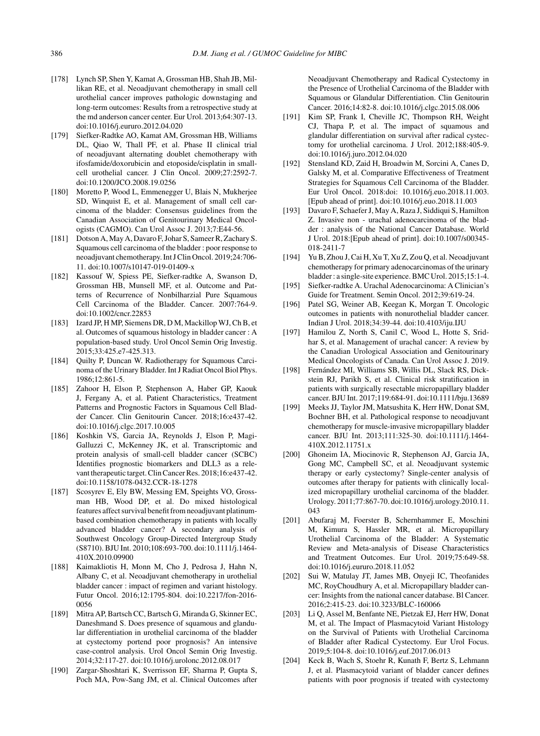[178] Lynch SP, Shen Y, Kamat A, Grossman HB, Shah JB, Millikan RE, et al. Neoadjuvant chemotherapy in small cell urothelial cancer improves pathologic downstaging and long-term outcomes: Results from a retrospective study at the md anderson cancer center. Eur Urol. 2013;64:307-13. doi:10.1016/j.eururo.2012.04.020

[179] Siefker-Radtke AO, Kamat AM, Grossman HB, Williams DL, Qiao W, Thall PF, et al. Phase II clinical trial of neoadjuvant alternating doublet chemotherapy with ifosfamide/doxorubicin and etoposide/cisplatin in small-cell urothelial cancer. J Clin Oncol. 2009;27:2592-7. doi:10.1200/JCO.2008.19.0256

[180] Moretto P, Wood L, Emmenegger U, Blais N, Mukherjee SD, Winquist E, et al. Management of small cell carcinoma of the bladder: Consensus guidelines from the Canadian Association of Genitourinary Medical Oncologists (CAGMO). Can Urol Assoc J. 2013;7:E44-56.

[181] Dotson A, May A, Davaro F, Johar S, Sameer R, Zachary S. Squamous cell carcinoma of the bladder : poor response to neoadjuvant chemotherapy. Int J Clin Oncol. 2019;24:706-11. doi:10.1007/s10147-019-01409-x

[182] Kassouf W, Spiess PE, Siefker-radtke A, Swanson D, Grossman HB, Munsell MF, et al. Outcome and Patterns of Recurrence of Nonbilharzial Pure Squamous Cell Carcinoma of the Bladder. Cancer. 2007:764-9. doi:10.1002/cncr.22853

[183] Izard JP, H MP, Siemens DR, D M, Mackillop WJ, Ch B, et al. Outcomes of squamous histology in bladder cancer : A population-based study. Urol Oncol Semin Orig Investig. 2015;33:425.e7-425.313.

[184] Quilty P, Duncan W. Radiotherapy for Squamous Carcinoma of the Urinary Bladder. Int J Radiat Oncol Biol Phys. 1986;12:861-5.

[185] Zahoor H, Elson P, Stephenson A, Haber GP, Kaouk J, Fergany A, et al. Patient Characteristics, Treatment Patterns and Prognostic Factors in Squamous Cell Bladder Cancer. Clin Genitourin Cancer. 2018;16:e437-42. doi:10.1016/j.clgc.2017.10.005

[186] Koshkin VS, Garcia JA, Reynolds J, Elson P, Magi-Galluzzi C, McKenney JK, et al. Transcriptomic and protein analysis of small-cell bladder cancer (SCBC) Identifies prognostic biomarkers and DLL3 as a relevant therapeutic target. Clin Cancer Res. 2018;16:e437-42. doi:10.1158/1078-0432.CCR-18-1278

[187] Scosyrev E, Ely BW, Messing EM, Speights VO, Grossman HB, Wood DP, et al. Do mixed histological features affect survival benefit from neoadjuvant platinum-based combination chemotherapy in patients with locally advanced bladder cancer? A secondary analysis of Southwest Oncology Group-Directed Intergroup Study (S8710). BJU Int. 2010;108:693-700. doi:10.1111/j.1464-410X.2010.09900

[188] Kaimakliotis H, Monn M, Cho J, Pedrosa J, Hahn N, Albany C, et al. Neoadjuvant chemotherapy in urothelial bladder cancer : impact of regimen and variant histology. Futur Oncol. 2016;12:1795-804. doi:10.2217/fon-2016-0056

[189] Mitra AP, Bartsch CC, Bartsch G, Miranda G, Skinner EC, Daneshmand S. Does presence of squamous and glandular differentiation in urothelial carcinoma of the bladder at cystectomy portend poor prognosis? An intensive case-control analysis. Urol Oncol Semin Orig Investig. 2014;32:117-27. doi:10.1016/j.urolonc.2012.08.017

[190] Zargar-Shoshtari K, Sverrisson EF, Sharma P, Gupta S, Poch MA, Pow-Sang JM, et al. Clinical Outcomes after Neoadjuvant Chemotherapy and Radical Cystectomy in the Presence of Urothelial Carcinoma of the Bladder with Squamous or Glandular Differentiation. Clin Genitourin Cancer. 2016;14:82-8. doi:10.1016/j.clgc.2015.08.006

[191] Kim SP, Frank I, Cheville JC, Thompson RH, Weight CJ, Thapa P, et al. The impact of squamous and glandular differentiation on survival after radical cystectomy for urothelial carcinoma. J Urol. 2012;188:405-9. doi:10.1016/j.juro.2012.04.020

[192] Stensland KD, Zaid H, Broadwin M, Sorcini A, Canes D, Galsky M, et al. Comparative Effectiveness of Treatment Strategies for Squamous Cell Carcinoma of the Bladder. Eur Urol Oncol. 2018:doi: 10.1016/j.euo.2018.11.003. [Epub ahead of print]. doi:10.1016/j.euo.2018.11.003

[193] Davaro F, Schaefer J, May A, Raza J, Siddiqui S, Hamilton Z. Invasive non - urachal adenocarcinoma of the bladder : analysis of the National Cancer Database. World J Urol. 2018:[Epub ahead of print]. doi:10.1007/s00345-018-2411-7

[194] Yu B, Zhou J, Cai H, Xu T, Xu Z, Zou Q, et al. Neoadjuvant chemotherapy for primary adenocarcinomas of the urinary bladder : a single-site experience. BMC Urol. 2015;15:1-4.

[195] Siefker-radtke A. Urachal Adenocarcinoma: A Clinician's Guide for Treatment. Semin Oncol. 2012;39:619-24.

[196] Patel SG, Weiner AB, Keegan K, Morgan T. Oncologic outcomes in patients with nonurothelial bladder cancer. Indian J Urol. 2018;34:39-44. doi:10.4103/iju.IJU

[197] Hamilou Z, North S, Canil C, Wood L, Hotte S, Sridhar S, et al. Management of urachal cancer: A review by the Canadian Urological Association and Genitourinary Medical Oncologists of Canada. Can Urol Assoc J. 2019.

[198] Fernández MI, Williams SB, Willis DL, Slack RS, Dickstein RJ, Parikh S, et al. Clinical risk stratification in patients with surgically resectable micropapillary bladder cancer. BJU Int. 2017;119:684-91. doi:10.1111/bju.13689

[199] Meeks JJ, Taylor JM, Matsushita K, Herr HW, Donat SM, Bochner BH, et al. Pathological response to neoadjuvant chemotherapy for muscle-invasive micropapillary bladder cancer. BJU Int. 2013;111:325-30. doi:10.1111/j.1464-410X.2012.11751.x

[200] Ghoneim IA, Miocinovic R, Stephenson AJ, Garcia JA, Gong MC, Campbell SC, et al. Neoadjuvant systemic therapy or early cystectomy? Single-center analysis of outcomes after therapy for patients with clinically localized micropapillary urothelial carcinoma of the bladder. Urology. 2011;77:867-70. doi:10.1016/j.urology.2010.11.043

[201] Abufaraj M, Foerster B, Schernhammer E, Moschini M, Kimura S, Hassler MR, et al. Micropapillary Urothelial Carcinoma of the Bladder: A Systematic Review and Meta-analysis of Disease Characteristics and Treatment Outcomes. Eur Urol. 2019;75:649-58. doi:10.1016/j.eururo.2018.11.052

[202] Sui W, Matulay JT, James MB, Onyeji IC, Theofanides MC, RoyChoudhury A, et al. Micropapillary bladder cancer: Insights from the national cancer database. Bl Cancer. 2016;2:415-23. doi:10.3233/BLC-160066

[203] Li Q, Assel M, Benfante NE, Pietzak EJ, Herr HW, Donat M, et al. The Impact of Plasmacytoid Variant Histology on the Survival of Patients with Urothelial Carcinoma of Bladder after Radical Cystectomy. Eur Urol Focus. 2019;5:104-8. doi:10.1016/j.euf.2017.06.013

[204] Keck B, Wach S, Stoehr R, Kunath F, Bertz S, Lehmann J, et al. Plasmacytoid variant of bladder cancer defines patients with poor prognosis if treated with cystectomy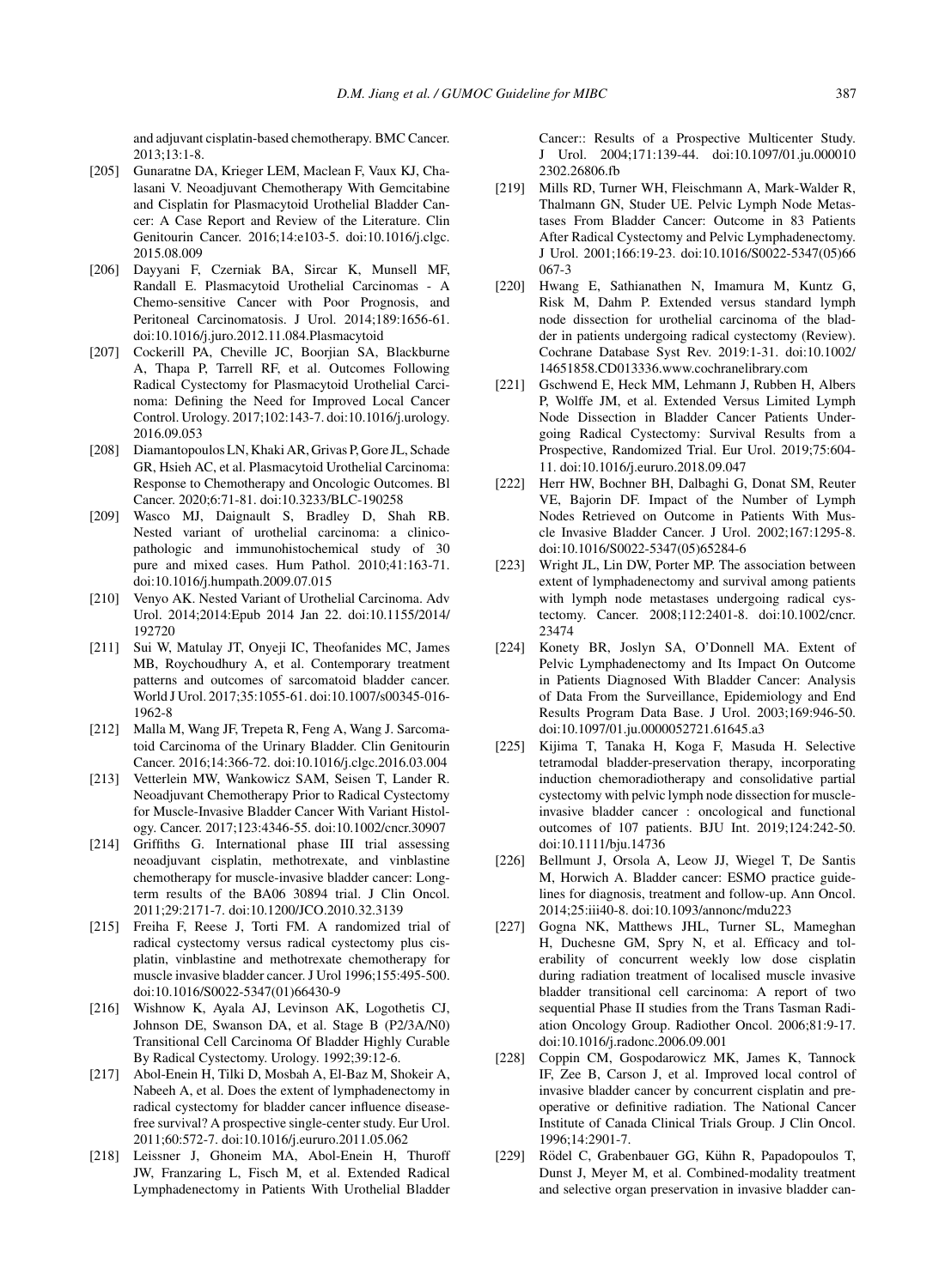and adjuvant cisplatin-based chemotherapy. BMC Cancer. 2013;13:1-8.

[205] Gunaratne DA, Krieger LEM, Maclean F, Vaux KJ, Chalasani V. Neoadjuvant Chemotherapy With Gemcitabine and Cisplatin for Plasmacytoid Urothelial Bladder Cancer: A Case Report and Review of the Literature. Clin Genitourin Cancer. 2016;14:e103-5. doi:10.1016/j.clgc.2015.08.009

[206] Dayyani F, Czerniak BA, Sircar K, Munsell MF, Randall E. Plasmacytoid Urothelial Carcinomas - A Chemo-sensitive Cancer with Poor Prognosis, and Peritoneal Carcinomatosis. J Urol. 2014;189:1656-61. doi:10.1016/j.juro.2012.11.084.Plasmacytoid

[207] Cockerill PA, Cheville JC, Boorjian SA, Blackburne A, Thapa P, Tarrell RF, et al. Outcomes Following Radical Cystectomy for Plasmacytoid Urothelial Carcinoma: Defining the Need for Improved Local Cancer Control. Urology. 2017;102:143-7. doi:10.1016/j.urology.2016.09.053

[208] Diamantopoulos LN, Khaki AR, Grivas P, Gore JL, Schade GR, Hsieh AC, et al. Plasmacytoid Urothelial Carcinoma: Response to Chemotherapy and Oncologic Outcomes. Bl Cancer. 2020;6:71-81. doi:10.3233/BLC-190258

[209] Wasco MJ, Daignault S, Bradley D, Shah RB. Nested variant of urothelial carcinoma: a clinicopathologic and immunohistochemical study of 30 pure and mixed cases. Hum Pathol. 2010;41:163-71. doi:10.1016/j.humpath.2009.07.015

[210] Venyo AK. Nested Variant of Urothelial Carcinoma. Adv Urol. 2014;2014:Epub 2014 Jan 22. doi:10.1155/2014/192720

[211] Sui W, Matulay JT, Onyeji IC, Theofanides MC, James MB, Roychoudhury A, et al. Contemporary treatment patterns and outcomes of sarcomatoid bladder cancer. World J Urol. 2017;35:1055-61. doi:10.1007/s00345-016-1962-8

[212] Malla M, Wang JF, Trepeta R, Feng A, Wang J. Sarcomatoid Carcinoma of the Urinary Bladder. Clin Genitourin Cancer. 2016;14:366-72. doi:10.1016/j.clgc.2016.03.004

[213] Vetterlein MW, Wankowicz SAM, Seisen T, Lander R. Neoadjuvant Chemotherapy Prior to Radical Cystectomy for Muscle-Invasive Bladder Cancer With Variant Histology. Cancer. 2017;123:4346-55. doi:10.1002/cncr.30907

[214] Griffiths G. International phase III trial assessing neoadjuvant cisplatin, methotrexate, and vinblastine chemotherapy for muscle-invasive bladder cancer: Long-term results of the BA06 30894 trial. J Clin Oncol. 2011;29:2171-7. doi:10.1200/JCO.2010.32.3139

[215] Freiha F, Reese J, Torti FM. A randomized trial of radical cystectomy versus radical cystectomy plus cisplatin, vinblastine and methotrexate chemotherapy for muscle invasive bladder cancer. J Urol 1996;155:495-500. doi:10.1016/S0022-5347(01)66430-9

[216] Wishnow K, Ayala AJ, Levinson AK, Logothetis CJ, Johnson DE, Swanson DA, et al. Stage B (P2/3A/N0) Transitional Cell Carcinoma Of Bladder Highly Curable By Radical Cystectomy. Urology. 1992;39:12-6.

[217] Abol-Enein H, Tilki D, Mosbah A, El-Baz M, Shokeir A, Nabeeh A, et al. Does the extent of lymphadenectomy in radical cystectomy for bladder cancer influence disease-free survival? A prospective single-center study. Eur Urol. 2011;60:572-7. doi:10.1016/j.eururo.2011.05.062

[218] Leissner J, Ghoneim MA, Abol-Enein H, Thuroff JW, Franzaring L, Fisch M, et al. Extended Radical Lymphadenectomy in Patients With Urothelial Bladder Cancer:: Results of a Prospective Multicenter Study. J Urol. 2004;171:139-44. doi:10.1097/01.ju.0000102302.26806.fb

[219] Mills RD, Turner WH, Fleischmann A, Mark-Walder R, Thalmann GN, Studer UE. Pelvic Lymph Node Metastases From Bladder Cancer: Outcome in 83 Patients After Radical Cystectomy and Pelvic Lymphadenectomy. J Urol. 2001;166:19-23. doi:10.1016/S0022-5347(05)66067-3

[220] Hwang E, Sathianathen N, Imamura M, Kuntz G, Risk M, Dahm P. Extended versus standard lymph node dissection for urothelial carcinoma of the bladder in patients undergoing radical cystectomy (Review). Cochrane Database Syst Rev. 2019:1-31. doi:10.1002/14651858.CD013336.www.cochranelibrary.com

[221] Gschwend E, Heck MM, Lehmann J, Rubben H, Albers P, Wolffe JM, et al. Extended Versus Limited Lymph Node Dissection in Bladder Cancer Patients Undergoing Radical Cystectomy: Survival Results from a Prospective, Randomized Trial. Eur Urol. 2019;75:604-11. doi:10.1016/j.eururo.2018.09.047

[222] Herr HW, Bochner BH, Dalbaghi G, Donat SM, Reuter VE, Bajorin DF. Impact of the Number of Lymph Nodes Retrieved on Outcome in Patients With Muscle Invasive Bladder Cancer. J Urol. 2002;167:1295-8. doi:10.1016/S0022-5347(05)65284-6

[223] Wright JL, Lin DW, Porter MP. The association between extent of lymphadenectomy and survival among patients with lymph node metastases undergoing radical cystectomy. Cancer. 2008;112:2401-8. doi:10.1002/cncr.23474

[224] Konety BR, Joslyn SA, O'Donnell MA. Extent of Pelvic Lymphadenectomy and Its Impact On Outcome in Patients Diagnosed With Bladder Cancer: Analysis of Data From the Surveillance, Epidemiology and End Results Program Data Base. J Urol. 2003;169:946-50. doi:10.1097/01.ju.0000052721.61645.a3

[225] Kijima T, Tanaka H, Koga F, Masuda H. Selective tetramodal bladder-preservation therapy, incorporating induction chemoradiotherapy and consolidative partial cystectomy with pelvic lymph node dissection for muscle-invasive bladder cancer : oncological and functional outcomes of 107 patients. BJU Int. 2019;124:242-50. doi:10.1111/bju.14736

[226] Bellmunt J, Orsola A, Leow JJ, Wiegel T, De Santis M, Horwich A. Bladder cancer: ESMO practice guidelines for diagnosis, treatment and follow-up. Ann Oncol. 2014;25:iii40-8. doi:10.1093/annonc/mdu223

[227] Gogna NK, Matthews JHL, Turner SL, Mameghan H, Duchesne GM, Spry N, et al. Efficacy and tolerability of concurrent weekly low dose cisplatin during radiation treatment of localised muscle invasive bladder transitional cell carcinoma: A report of two sequential Phase II studies from the Trans Tasman Radiation Oncology Group. Radiother Oncol. 2006;81:9-17. doi:10.1016/j.radonc.2006.09.001

[228] Coppin CM, Gospodarowicz MK, James K, Tannock IF, Zee B, Carson J, et al. Improved local control of invasive bladder cancer by concurrent cisplatin and preoperative or definitive radiation. The National Cancer Institute of Canada Clinical Trials Group. J Clin Oncol. 1996;14:2901-7.

[229] Rödel C, Grabenbauer GG, Kühn R, Papadopoulos T, Dunst J, Meyer M, et al. Combined-modality treatment and selective organ preservation in invasive bladder can-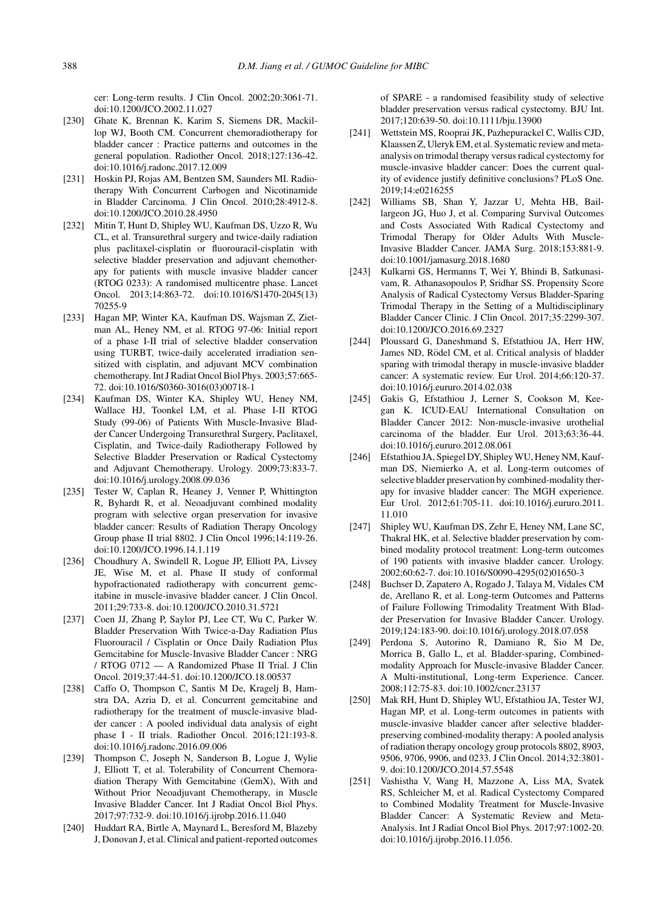cer: Long-term results. J Clin Oncol. 2002;20:3061-71. doi:10.1200/JCO.2002.11.027

[230] Ghate K, Brennan K, Karim S, Siemens DR, Mackillop WJ, Booth CM. Concurrent chemoradiotherapy for bladder cancer : Practice patterns and outcomes in the general population. Radiother Oncol. 2018;127:136-42. doi:10.1016/j.radonc.2017.12.009

[231] Hoskin PJ, Rojas AM, Bentzen SM, Saunders MI. Radiotherapy With Concurrent Carbogen and Nicotinamide in Bladder Carcinoma. J Clin Oncol. 2010;28:4912-8. doi:10.1200/JCO.2010.28.4950

[232] Mitin T, Hunt D, Shipley WU, Kaufman DS, Uzzo R, Wu CL, et al. Transurethral surgery and twice-daily radiation plus paclitaxel-cisplatin or fluorouracil-cisplatin with selective bladder preservation and adjuvant chemotherapy for patients with muscle invasive bladder cancer (RTOG 0233): A randomised multicentre phase. Lancet Oncol. 2013;14:863-72. doi:10.1016/S1470-2045(13)70255-9

[233] Hagan MP, Winter KA, Kaufman DS, Wajsman Z, Zietman AL, Heney NM, et al. RTOG 97-06: Initial report of a phase I-II trial of selective bladder conservation using TURBT, twice-daily accelerated irradiation sensitized with cisplatin, and adjuvant MCV combination chemotherapy. Int J Radiat Oncol Biol Phys. 2003;57:665-72. doi:10.1016/S0360-3016(03)00718-1

[234] Kaufman DS, Winter KA, Shipley WU, Heney NM, Wallace HJ, Toonkel LM, et al. Phase I-II RTOG Study (99-06) of Patients With Muscle-Invasive Bladder Cancer Undergoing Transurethral Surgery, Paclitaxel, Cisplatin, and Twice-daily Radiotherapy Followed by Selective Bladder Preservation or Radical Cystectomy and Adjuvant Chemotherapy. Urology. 2009;73:833-7. doi:10.1016/j.urology.2008.09.036

[235] Tester W, Caplan R, Heaney J, Venner P, Whittington R, Byhardt R, et al. Neoadjuvant combined modality program with selective organ preservation for invasive bladder cancer: Results of Radiation Therapy Oncology Group phase II trial 8802. J Clin Oncol 1996;14:119-26. doi:10.1200/JCO.1996.14.1.119

[236] Choudhury A, Swindell R, Logue JP, Elliott PA, Livsey JE, Wise M, et al. Phase II study of conformal hypofractionated radiotherapy with concurrent gemcitabine in muscle-invasive bladder cancer. J Clin Oncol. 2011;29:733-8. doi:10.1200/JCO.2010.31.5721

[237] Coen JJ, Zhang P, Saylor PJ, Lee CT, Wu C, Parker W. Bladder Preservation With Twice-a-Day Radiation Plus Fluorouracil / Cisplatin or Once Daily Radiation Plus Gemcitabine for Muscle-Invasive Bladder Cancer : NRG / RTOG 0712 — A Randomized Phase II Trial. J Clin Oncol. 2019;37:44-51. doi:10.1200/JCO.18.00537

[238] Caffo O, Thompson C, Santis M De, Kragelj B, Hamstra DA, Azria D, et al. Concurrent gemcitabine and radiotherapy for the treatment of muscle-invasive bladder cancer : A pooled individual data analysis of eight phase I - II trials. Radiother Oncol. 2016;121:193-8. doi:10.1016/j.radonc.2016.09.006

[239] Thompson C, Joseph N, Sanderson B, Logue J, Wylie J, Elliott T, et al. Tolerability of Concurrent Chemoradiation Therapy With Gemcitabine (GemX), With and Without Prior Neoadjuvant Chemotherapy, in Muscle Invasive Bladder Cancer. Int J Radiat Oncol Biol Phys. 2017;97:732-9. doi:10.1016/j.ijrobp.2016.11.040

[240] Huddart RA, Birtle A, Maynard L, Beresford M, Blazeby J, Donovan J, et al. Clinical and patient-reported outcomes of SPARE - a randomised feasibility study of selective bladder preservation versus radical cystectomy. BJU Int. 2017;120:639-50. doi:10.1111/bju.13900

[241] Wettstein MS, Rooprai JK, Pazhepurackel C, Wallis CJD, Klaassen Z, Uleryk EM, et al. Systematic review and meta-analysis on trimodal therapy versus radical cystectomy for muscle-invasive bladder cancer: Does the current quality of evidence justify definitive conclusions? PLoS One. 2019;14:e0216255

[242] Williams SB, Shan Y, Jazzar U, Mehta HB, Baillargeon JG, Huo J, et al. Comparing Survival Outcomes and Costs Associated With Radical Cystectomy and Trimodal Therapy for Older Adults With Muscle-Invasive Bladder Cancer. JAMA Surg. 2018;153:881-9. doi:10.1001/jamasurg.2018.1680

[243] Kulkarni GS, Hermanns T, Wei Y, Bhindi B, Satkunasivam, R. Athanasopoulos P, Sridhar SS. Propensity Score Analysis of Radical Cystectomy Versus Bladder-Sparing Trimodal Therapy in the Setting of a Multidisciplinary Bladder Cancer Clinic. J Clin Oncol. 2017;35:2299-307. doi:10.1200/JCO.2016.69.2327

[244] Ploussard G, Daneshmand S, Efstathiou JA, Herr HW, James ND, Rödel CM, et al. Critical analysis of bladder sparing with trimodal therapy in muscle-invasive bladder cancer: A systematic review. Eur Urol. 2014;66:120-37. doi:10.1016/j.eururo.2014.02.038

[245] Gakis G, Efstathiou J, Lerner S, Cookson M, Keegan K. ICUD-EAU International Consultation on Bladder Cancer 2012: Non-muscle-invasive urothelial carcinoma of the bladder. Eur Urol. 2013;63:36-44. doi:10.1016/j.eururo.2012.08.061

[246] Efstathiou JA, Spiegel DY, Shipley WU, Heney NM, Kaufman DS, Niemierko A, et al. Long-term outcomes of selective bladder preservation by combined-modality therapy for invasive bladder cancer: The MGH experience. Eur Urol. 2012;61:705-11. doi:10.1016/j.eururo.2011.11.010

[247] Shipley WU, Kaufman DS, Zehr E, Heney NM, Lane SC, Thakral HK, et al. Selective bladder preservation by combined modality protocol treatment: Long-term outcomes of 190 patients with invasive bladder cancer. Urology. 2002;60:62-7. doi:10.1016/S0090-4295(02)01650-3

[248] Buchser D, Zapatero A, Rogado J, Talaya M, Vidales CM de, Arellano R, et al. Long-term Outcomes and Patterns of Failure Following Trimodality Treatment With Bladder Preservation for Invasive Bladder Cancer. Urology. 2019;124:183-90. doi:10.1016/j.urology.2018.07.058

[249] Perdona S, Autorino R, Damiano R, Sio M De, Morrica B, Gallo L, et al. Bladder-sparing, Combined-modality Approach for Muscle-invasive Bladder Cancer. A Multi-institutional, Long-term Experience. Cancer. 2008;112:75-83. doi:10.1002/cncr.23137

[250] Mak RH, Hunt D, Shipley WU, Efstathiou JA, Tester WJ, Hagan MP, et al. Long-term outcomes in patients with muscle-invasive bladder cancer after selective bladder-preserving combined-modality therapy: A pooled analysis of radiation therapy oncology group protocols 8802, 8903, 9506, 9706, 9906, and 0233. J Clin Oncol. 2014;32:3801-9. doi:10.1200/JCO.2014.57.5548

[251] Vashistha V, Wang H, Mazzone A, Liss MA, Svatek RS, Schleicher M, et al. Radical Cystectomy Compared to Combined Modality Treatment for Muscle-Invasive Bladder Cancer: A Systematic Review and Meta-Analysis. Int J Radiat Oncol Biol Phys. 2017;97:1002-20. doi:10.1016/j.ijrobp.2016.11.056.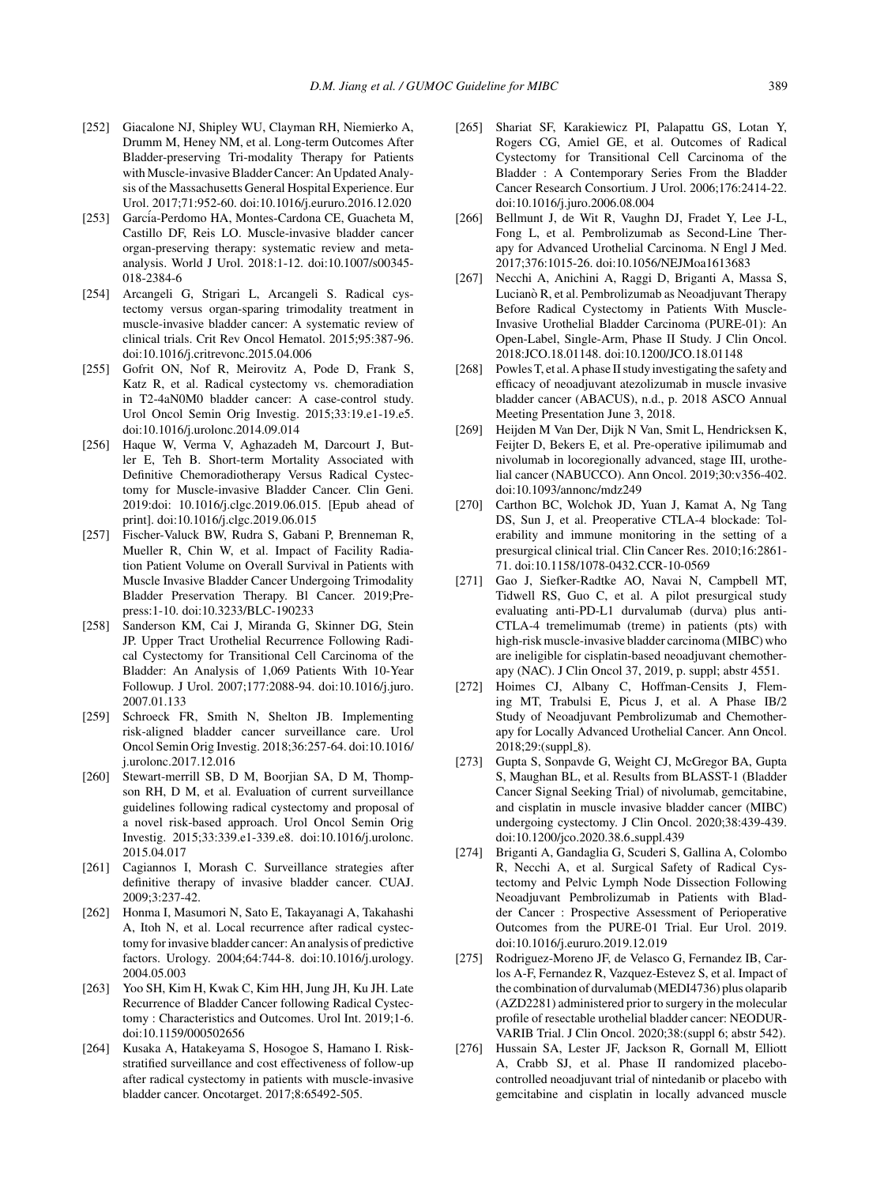[252] Giacalone NJ, Shipley WU, Clayman RH, Niemierko A, Drumm M, Heney NM, et al. Long-term Outcomes After Bladder-preserving Tri-modality Therapy for Patients with Muscle-invasive Bladder Cancer: An Updated Analysis of the Massachusetts General Hospital Experience. Eur Urol. 2017;71:952-60. doi:10.1016/j.eururo.2016.12.020

[253] García-Perdomo HA, Montes-Cardona CE, Guacheta M, Castillo DF, Reis LO. Muscle-invasive bladder cancer organ-preserving therapy: systematic review and meta-analysis. World J Urol. 2018:1-12. doi:10.1007/s00345-018-2384-6

[254] Arcangeli G, Strigari L, Arcangeli S. Radical cystectomy versus organ-sparing trimodality treatment in muscle-invasive bladder cancer: A systematic review of clinical trials. Crit Rev Oncol Hematol. 2015;95:387-96. doi:10.1016/j.critrevonc.2015.04.006

[255] Gofrit ON, Nof R, Meirovitz A, Pode D, Frank S, Katz R, et al. Radical cystectomy vs. chemoradiation in T2-4aN0M0 bladder cancer: A case-control study. Urol Oncol Semin Orig Investig. 2015;33:19.e1-19.e5. doi:10.1016/j.urolonc.2014.09.014

[256] Haque W, Verma V, Aghazadeh M, Darcourt J, Butler E, Teh B. Short-term Mortality Associated with Definitive Chemoradiotherapy Versus Radical Cystectomy for Muscle-invasive Bladder Cancer. Clin Geni. 2019:doi: 10.1016/j.clgc.2019.06.015. [Epub ahead of print]. doi:10.1016/j.clgc.2019.06.015

[257] Fischer-Valuck BW, Rudra S, Gabani P, Brenneman R, Mueller R, Chin W, et al. Impact of Facility Radiation Patient Volume on Overall Survival in Patients with Muscle Invasive Bladder Cancer Undergoing Trimodality Bladder Preservation Therapy. Bl Cancer. 2019;Pre-press:1-10. doi:10.3233/BLC-190233

[258] Sanderson KM, Cai J, Miranda G, Skinner DG, Stein JP. Upper Tract Urothelial Recurrence Following Radical Cystectomy for Transitional Cell Carcinoma of the Bladder: An Analysis of 1,069 Patients With 10-Year Followup. J Urol. 2007;177:2088-94. doi:10.1016/j.juro.2007.01.133

[259] Schroeck FR, Smith N, Shelton JB. Implementing risk-aligned bladder cancer surveillance care. Urol Oncol Semin Orig Investig. 2018;36:257-64. doi:10.1016/j.urolonc.2017.12.016

[260] Stewart-merrill SB, D M, Boorjian SA, D M, Thompson RH, D M, et al. Evaluation of current surveillance guidelines following radical cystectomy and proposal of a novel risk-based approach. Urol Oncol Semin Orig Investig. 2015;33:339.e1-339.e8. doi:10.1016/j.urolonc.2015.04.017

[261] Cagiannos I, Morash C. Surveillance strategies after definitive therapy of invasive bladder cancer. CUAJ. 2009;3:237-42.

[262] Honma I, Masumori N, Sato E, Takayanagi A, Takahashi A, Itoh N, et al. Local recurrence after radical cystectomy for invasive bladder cancer: An analysis of predictive factors. Urology. 2004;64:744-8. doi:10.1016/j.urology.2004.05.003

[263] Yoo SH, Kim H, Kwak C, Kim HH, Jung JH, Ku JH. Late Recurrence of Bladder Cancer following Radical Cystectomy : Characteristics and Outcomes. Urol Int. 2019;1-6. doi:10.1159/000502656

[264] Kusaka A, Hatakeyama S, Hosogoe S, Hamano I. Risk-stratified surveillance and cost effectiveness of follow-up after radical cystectomy in patients with muscle-invasive bladder cancer. Oncotarget. 2017;8:65492-505.

[265] Shariat SF, Karakiewicz PI, Palapattu GS, Lotan Y, Rogers CG, Amiel GE, et al. Outcomes of Radical Cystectomy for Transitional Cell Carcinoma of the Bladder : A Contemporary Series From the Bladder Cancer Research Consortium. J Urol. 2006;176:2414-22. doi:10.1016/j.juro.2006.08.004

[266] Bellmunt J, de Wit R, Vaughn DJ, Fradet Y, Lee J-L, Fong L, et al. Pembrolizumab as Second-Line Therapy for Advanced Urothelial Carcinoma. N Engl J Med. 2017;376:1015-26. doi:10.1056/NEJMoa1613683

[267] Necchi A, Anichini A, Raggi D, Briganti A, Massa S, Lucianò R, et al. Pembrolizumab as Neoadjuvant Therapy Before Radical Cystectomy in Patients With Muscle-Invasive Urothelial Bladder Carcinoma (PURE-01): An Open-Label, Single-Arm, Phase II Study. J Clin Oncol. 2018:JCO.18.01148. doi:10.1200/JCO.18.01148

[268] Powles T, et al. A phase II study investigating the safety and efficacy of neoadjuvant atezolizumab in muscle invasive bladder cancer (ABACUS), n.d., p. 2018 ASCO Annual Meeting Presentation June 3, 2018.

[269] Heijden M Van Der, Dijk N Van, Smit L, Hendricksen K, Feijter D, Bekers E, et al. Pre-operative ipilimumab and nivolumab in locoregionally advanced, stage III, urothelial cancer (NABUCCO). Ann Oncol. 2019;30:v356-402. doi:10.1093/annonc/mdz249

[270] Carthon BC, Wolchok JD, Yuan J, Kamat A, Ng Tang DS, Sun J, et al. Preoperative CTLA-4 blockade: Tolerability and immune monitoring in the setting of a presurgical clinical trial. Clin Cancer Res. 2010;16:2861-71. doi:10.1158/1078-0432.CCR-10-0569

[271] Gao J, Siefker-Radtke AO, Navai N, Campbell MT, Tidwell RS, Guo C, et al. A pilot presurgical study evaluating anti-PD-L1 durvalumab (durva) plus anti-CTLA-4 tremelimumab (treme) in patients (pts) with high-risk muscle-invasive bladder carcinoma (MIBC) who are ineligible for cisplatin-based neoadjuvant chemotherapy (NAC). J Clin Oncol 37, 2019, p. suppl; abstr 4551.

[272] Hoimes CJ, Albany C, Hoffman-Censits J, Fleming MT, Trabulsi E, Picus J, et al. A Phase IB/2 Study of Neoadjuvant Pembrolizumab and Chemotherapy for Locally Advanced Urothelial Cancer. Ann Oncol. 2018;29:(suppl_8).

[273] Gupta S, Sonpavde G, Weight CJ, McGregor BA, Gupta S, Maughan BL, et al. Results from BLASST-1 (Bladder Cancer Signal Seeking Trial) of nivolumab, gemcitabine, and cisplatin in muscle invasive bladder cancer (MIBC) undergoing cystectomy. J Clin Oncol. 2020;38:439-439. doi:10.1200/jco.2020.38.6_suppl.439

[274] Briganti A, Gandaglia G, Scuderi S, Gallina A, Colombo R, Necchi A, et al. Surgical Safety of Radical Cystectomy and Pelvic Lymph Node Dissection Following Neoadjuvant Pembrolizumab in Patients with Bladder Cancer : Prospective Assessment of Perioperative Outcomes from the PURE-01 Trial. Eur Urol. 2019. doi:10.1016/j.eururo.2019.12.019

[275] Rodriguez-Moreno JF, de Velasco G, Fernandez IB, Carlos A-F, Fernandez R, Vazquez-Estevez S, et al. Impact of the combination of durvalumab (MEDI4736) plus olaparib (AZD2281) administered prior to surgery in the molecular profile of resectable urothelial bladder cancer: NEODURVARIB Trial. J Clin Oncol. 2020;38:(suppl 6; abstr 542).

[276] Hussain SA, Lester JF, Jackson R, Gornall M, Elliott A, Crabb SJ, et al. Phase II randomized placebo-controlled neoadjuvant trial of nintedanib or placebo with gemcitabine and cisplatin in locally advanced muscle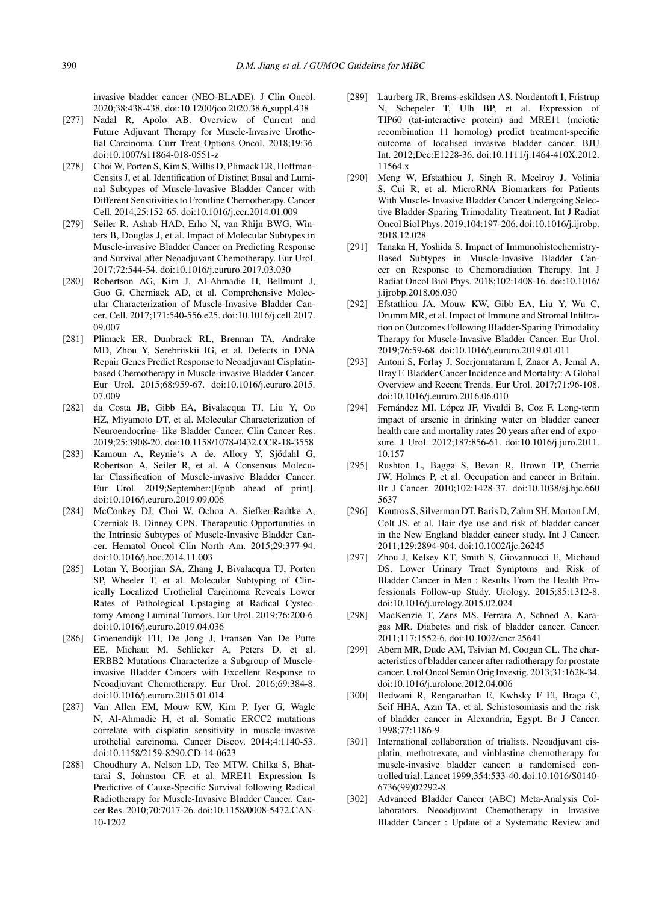invasive bladder cancer (NEO-BLADE). J Clin Oncol. 2020;38:438-438. doi:10.1200/jco.2020.38.6_suppl.438

[277] Nadal R, Apolo AB. Overview of Current and Future Adjuvant Therapy for Muscle-Invasive Urothelial Carcinoma. Curr Treat Options Oncol. 2018;19:36. doi:10.1007/s11864-018-0551-z

[278] Choi W, Porten S, Kim S, Willis D, Plimack ER, Hoffman-Censits J, et al. Identification of Distinct Basal and Luminal Subtypes of Muscle-Invasive Bladder Cancer with Different Sensitivities to Frontline Chemotherapy. Cancer Cell. 2014;25:152-65. doi:10.1016/j.ccr.2014.01.009

[279] Seiler R, Ashab HAD, Erho N, van Rhijn BWG, Winters B, Douglas J, et al. Impact of Molecular Subtypes in Muscle-invasive Bladder Cancer on Predicting Response and Survival after Neoadjuvant Chemotherapy. Eur Urol. 2017;72:544-54. doi:10.1016/j.eururo.2017.03.030

[280] Robertson AG, Kim J, Al-Ahmadie H, Bellmunt J, Guo G, Cherniack AD, et al. Comprehensive Molecular Characterization of Muscle-Invasive Bladder Cancer. Cell. 2017;171:540-556.e25. doi:10.1016/j.cell.2017.09.007

[281] Plimack ER, Dunbrack RL, Brennan TA, Andrake MD, Zhou Y, Serebriiskii IG, et al. Defects in DNA Repair Genes Predict Response to Neoadjuvant Cisplatin-based Chemotherapy in Muscle-invasive Bladder Cancer. Eur Urol. 2015;68:959-67. doi:10.1016/j.eururo.2015.07.009

[282] da Costa JB, Gibb EA, Bivalacqua TJ, Liu Y, Oo HZ, Miyamoto DT, et al. Molecular Characterization of Neuroendocrine- like Bladder Cancer. Clin Cancer Res. 2019;25:3908-20. doi:10.1158/1078-0432.CCR-18-3558

[283] Kamoun A, Reynie's A de, Allory Y, Sjödahl G, Robertson A, Seiler R, et al. A Consensus Molecular Classification of Muscle-invasive Bladder Cancer. Eur Urol. 2019;September:[Epub ahead of print]. doi:10.1016/j.eururo.2019.09.006

[284] McConkey DJ, Choi W, Ochoa A, Siefker-Radtke A, Czerniak B, Dinney CPN. Therapeutic Opportunities in the Intrinsic Subtypes of Muscle-Invasive Bladder Cancer. Hematol Oncol Clin North Am. 2015;29:377-94. doi:10.1016/j.hoc.2014.11.003

[285] Lotan Y, Boorjian SA, Zhang J, Bivalacqua TJ, Porten SP, Wheeler T, et al. Molecular Subtyping of Clinically Localized Urothelial Carcinoma Reveals Lower Rates of Pathological Upstaging at Radical Cystectomy Among Luminal Tumors. Eur Urol. 2019;76:200-6. doi:10.1016/j.eururo.2019.04.036

[286] Groenendijk FH, De Jong J, Fransen Van De Putte EE, Michaut M, Schlicker A, Peters D, et al. ERBB2 Mutations Characterize a Subgroup of Muscle-invasive Bladder Cancers with Excellent Response to Neoadjuvant Chemotherapy. Eur Urol. 2016;69:384-8. doi:10.1016/j.eururo.2015.01.014

[287] Van Allen EM, Mouw KW, Kim P, Iyer G, Wagle N, Al-Ahmadie H, et al. Somatic ERCC2 mutations correlate with cisplatin sensitivity in muscle-invasive urothelial carcinoma. Cancer Discov. 2014;4:1140-53. doi:10.1158/2159-8290.CD-14-0623

[288] Choudhury A, Nelson LD, Teo MTW, Chilka S, Bhattarai S, Johnston CF, et al. MRE11 Expression Is Predictive of Cause-Specific Survival following Radical Radiotherapy for Muscle-Invasive Bladder Cancer. Cancer Res. 2010;70:7017-26. doi:10.1158/0008-5472.CAN-10-1202

[289] Laurberg JR, Brems-eskildsen AS, Nordentoft I, Fristrup N, Schepeler T, Ulh BP, et al. Expression of TIP60 (tat-interactive protein) and MRE11 (meiotic recombination 11 homolog) predict treatment-specific outcome of localised invasive bladder cancer. BJU Int. 2012;Dec:E1228-36. doi:10.1111/j.1464-410X.2012.11564.x

[290] Meng W, Efstathiou J, Singh R, Mcelroy J, Volinia S, Cui R, et al. MicroRNA Biomarkers for Patients With Muscle- Invasive Bladder Cancer Undergoing Selective Bladder-Sparing Trimodality Treatment. Int J Radiat Oncol Biol Phys. 2019;104:197-206. doi:10.1016/j.ijrobp.2018.12.028

[291] Tanaka H, Yoshida S. Impact of Immunohistochemistry-Based Subtypes in Muscle-Invasive Bladder Cancer on Response to Chemoradiation Therapy. Int J Radiat Oncol Biol Phys. 2018;102:1408-16. doi:10.1016/j.ijrobp.2018.06.030

[292] Efstathiou JA, Mouw KW, Gibb EA, Liu Y, Wu C, Drumm MR, et al. Impact of Immune and Stromal Infiltration on Outcomes Following Bladder-Sparing Trimodality Therapy for Muscle-Invasive Bladder Cancer. Eur Urol. 2019;76:59-68. doi:10.1016/j.eururo.2019.01.011

[293] Antoni S, Ferlay J, Soerjomataram I, Znaor A, Jemal A, Bray F. Bladder Cancer Incidence and Mortality: A Global Overview and Recent Trends. Eur Urol. 2017;71:96-108. doi:10.1016/j.eururo.2016.06.010

[294] Fernández MI, López JF, Vivaldi B, Coz F. Long-term impact of arsenic in drinking water on bladder cancer health care and mortality rates 20 years after end of exposure. J Urol. 2012;187:856-61. doi:10.1016/j.juro.2011.10.157

[295] Rushton L, Bagga S, Bevan R, Brown TP, Cherrie JW, Holmes P, et al. Occupation and cancer in Britain. Br J Cancer. 2010;102:1428-37. doi:10.1038/sj.bjc.6605637

[296] Koutros S, Silverman DT, Baris D, Zahm SH, Morton LM, Colt JS, et al. Hair dye use and risk of bladder cancer in the New England bladder cancer study. Int J Cancer. 2011;129:2894-904. doi:10.1002/ijc.26245

[297] Zhou J, Kelsey KT, Smith S, Giovannucci E, Michaud DS. Lower Urinary Tract Symptoms and Risk of Bladder Cancer in Men : Results From the Health Professionals Follow-up Study. Urology. 2015;85:1312-8. doi:10.1016/j.urology.2015.02.024

[298] MacKenzie T, Zens MS, Ferrara A, Schned A, Karagas MR. Diabetes and risk of bladder cancer. Cancer. 2011;117:1552-6. doi:10.1002/cncr.25641

[299] Abern MR, Dude AM, Tsivian M, Coogan CL. The characteristics of bladder cancer after radiotherapy for prostate cancer. Urol Oncol Semin Orig Investig. 2013;31:1628-34. doi:10.1016/j.urolonc.2012.04.006

[300] Bedwani R, Renganathan E, Kwhsky F El, Braga C, Seif HHA, Azm TA, et al. Schistosomiasis and the risk of bladder cancer in Alexandria, Egypt. Br J Cancer. 1998;77:1186-9.

[301] International collaboration of trialists. Neoadjuvant cisplatin, methotrexate, and vinblastine chemotherapy for muscle-invasive bladder cancer: a randomised controlled trial. Lancet 1999;354:533-40. doi:10.1016/S0140-6736(99)02292-8

[302] Advanced Bladder Cancer (ABC) Meta-Analysis Collaborators. Neoadjuvant Chemotherapy in Invasive Bladder Cancer : Update of a Systematic Review and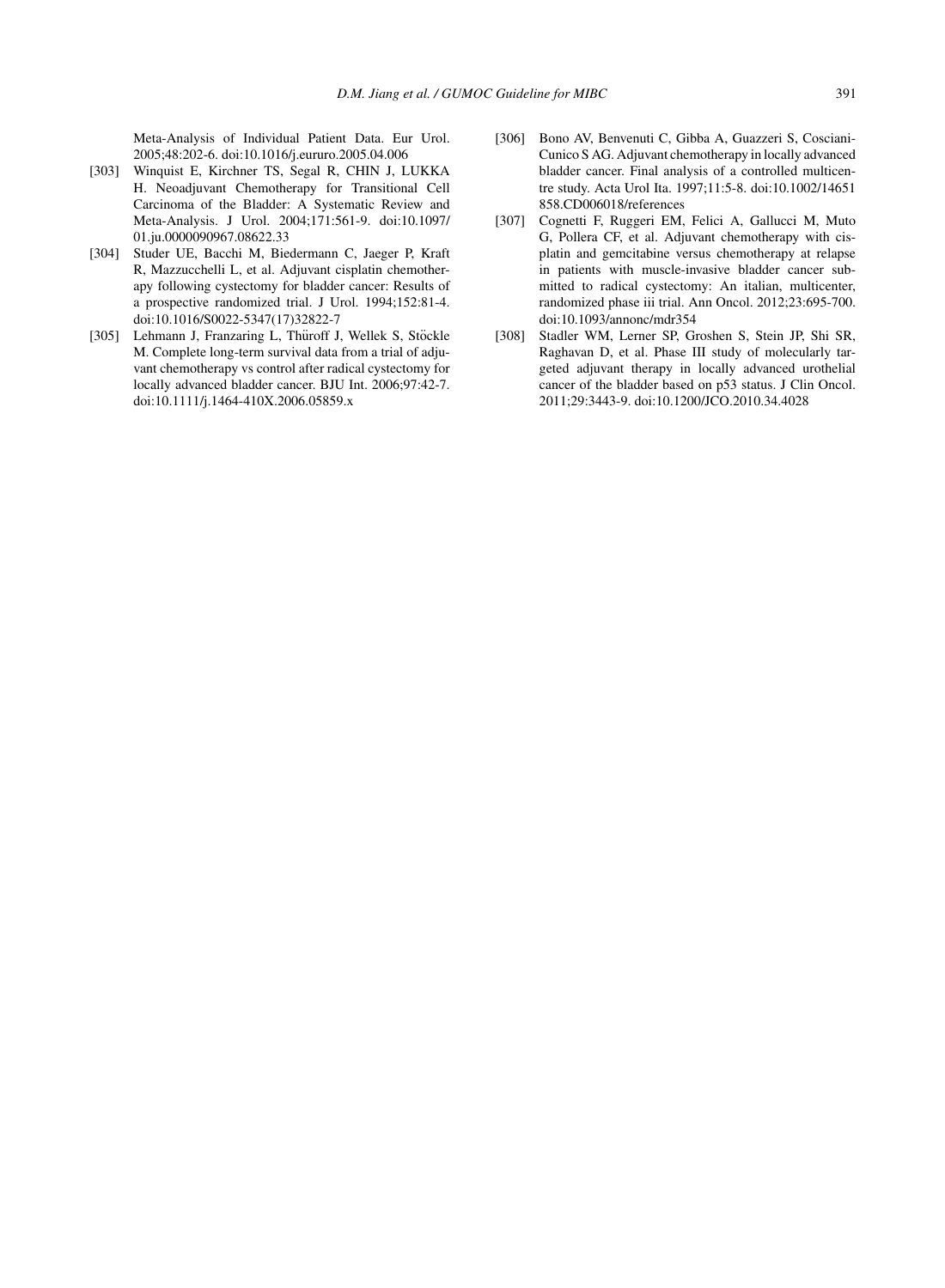Meta-Analysis of Individual Patient Data. Eur Urol. 2005;48:202-6. doi:10.1016/j.eururo.2005.04.006

[303] Winquist E, Kirchner TS, Segal R, CHIN J, LUKKA H. Neoadjuvant Chemotherapy for Transitional Cell Carcinoma of the Bladder: A Systematic Review and Meta-Analysis. J Urol. 2004;171:561-9. doi:10.1097/01.ju.0000090967.08622.33

[304] Studer UE, Bacchi M, Biedermann C, Jaeger P, Kraft R, Mazzucchelli L, et al. Adjuvant cisplatin chemotherapy following cystectomy for bladder cancer: Results of a prospective randomized trial. J Urol. 1994;152:81-4. doi:10.1016/S0022-5347(17)32822-7

[305] Lehmann J, Franzaring L, Thüroff J, Wellek S, Stöckle M. Complete long-term survival data from a trial of adjuvant chemotherapy vs control after radical cystectomy for locally advanced bladder cancer. BJU Int. 2006;97:42-7. doi:10.1111/j.1464-410X.2006.05859.x

[306] Bono AV, Benvenuti C, Gibba A, Guazzeri S, Cosciani-Cunico S AG. Adjuvant chemotherapy in locally advanced bladder cancer. Final analysis of a controlled multicentre study. Acta Urol Ita. 1997;11:5-8. doi:10.1002/14651858.CD006018/references

[307] Cognetti F, Ruggeri EM, Felici A, Gallucci M, Muto G, Pollera CF, et al. Adjuvant chemotherapy with cisplatin and gemcitabine versus chemotherapy at relapse in patients with muscle-invasive bladder cancer submitted to radical cystectomy: An italian, multicenter, randomized phase iii trial. Ann Oncol. 2012;23:695-700. doi:10.1093/annonc/mdr354

[308] Stadler WM, Lerner SP, Groshen S, Stein JP, Shi SR, Raghavan D, et al. Phase III study of molecularly targeted adjuvant therapy in locally advanced urothelial cancer of the bladder based on p53 status. J Clin Oncol. 2011;29:3443-9. doi:10.1200/JCO.2010.34.4028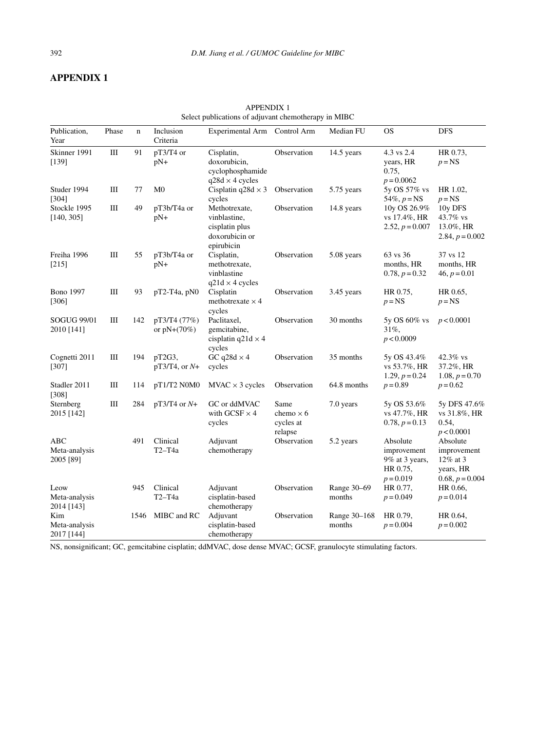# APPENDIX 1

APPENDIX 1
Select publications of adjuvant chemotherapy in MIBC

| Publication, Year | Phase | n | Inclusion Criteria | Experimental Arm | Control Arm | Median FU | OS | DFS |
|---|---|---|---|---|---|---|---|---|
| Skinner 1991 [139] | III | 91 | pT3/T4 or pN+ | Cisplatin, doxorubicin, cyclophosphamide q28d × 4 cycles | Observation | 14.5 years | 4.3 vs 2.4 years, HR 0.75, $p = 0.0062$ | HR 0.73, $p =$ NS |
| Studer 1994 [304] | III | 77 | M0 | Cisplatin q28d × 3 cycles | Observation | 5.75 years | 5y OS 57% vs 54%, $p =$ NS | HR 1.02, $p =$ NS |
| Stockle 1995 [140, 305] | III | 49 | pT3b/T4a or pN+ | Methotrexate, vinblastine, cisplatin plus doxorubicin or epirubicin | Observation | 14.8 years | 10y OS 26.9% vs 17.4%, HR 2.52, $p = 0.007$ | 10y DFS 43.7% vs 13.0%, HR 2.84, $p = 0.002$ |
| Freiha 1996 [215] | III | 55 | pT3b/T4a or pN+ | Cisplatin, methotrexate, vinblastine q21d × 4 cycles | Observation | 5.08 years | 63 vs 36 months, HR 0.78, $p = 0.32$ | 37 vs 12 months, HR 46, $p = 0.01$ |
| Bono 1997 [306] | III | 93 | pT2-T4a, pN0 | Cisplatin methotrexate × 4 cycles | Observation | 3.45 years | HR 0.75, $p =$ NS | HR 0.65, $p =$ NS |
| SOGUG 99/01 2010 [141] | III | 142 | pT3/T4 (77%) or pN+(70%) | Paclitaxel, gemcitabine, cisplatin q21d × 4 cycles | Observation | 30 months | 5y OS 60% vs 31%, $p < 0.0009$ | $p < 0.0001$ |
| Cognetti 2011 [307] | III | 194 | pT2G3, pT3/T4, or *N*+ | GC q28d × 4 cycles | Observation | 35 months | 5y OS 43.4% vs 53.7%, HR 1.29, $p = 0.24$ | 42.3% vs 37.2%, HR 1.08, $p = 0.70$ |
| Stadler 2011 [308] | III | 114 | pT1/T2 N0M0 | MVAC × 3 cycles | Observation | 64.8 months | $p = 0.89$ | $p = 0.62$ |
| Sternberg 2015 [142] | III | 284 | pT3/T4 or *N*+ | GC or ddMVAC with GCSF × 4 cycles | Same chemo × 6 cycles at relapse | 7.0 years | 5y OS 53.6% vs 47.7%, HR 0.78, $p = 0.13$ | 5y DFS 47.6% vs 31.8%, HR 0.54, $p < 0.0001$ |
| ABC Meta-analysis 2005 [89] | | 491 | Clinical T2–T4a | Adjuvant chemotherapy | Observation | 5.2 years | Absolute improvement 9% at 3 years, HR 0.75, $p = 0.019$ | Absolute improvement 12% at 3 years, HR 0.68, $p = 0.004$ |
| Leow Meta-analysis 2014 [143] | | 945 | Clinical T2–T4a | Adjuvant cisplatin-based chemotherapy | Observation | Range 30–69 months | HR 0.77, $p = 0.049$ | HR 0.66, $p = 0.014$ |
| Kim Meta-analysis 2017 [144] | | 1546 | MIBC and RC | Adjuvant cisplatin-based chemotherapy | Observation | Range 30–168 months | HR 0.79, $p = 0.004$ | HR 0.64, $p = 0.002$ |

NS, nonsignificant; GC, gemcitabine cisplatin; ddMVAC, dose dense MVAC; GCSF, granulocyte stimulating factors.